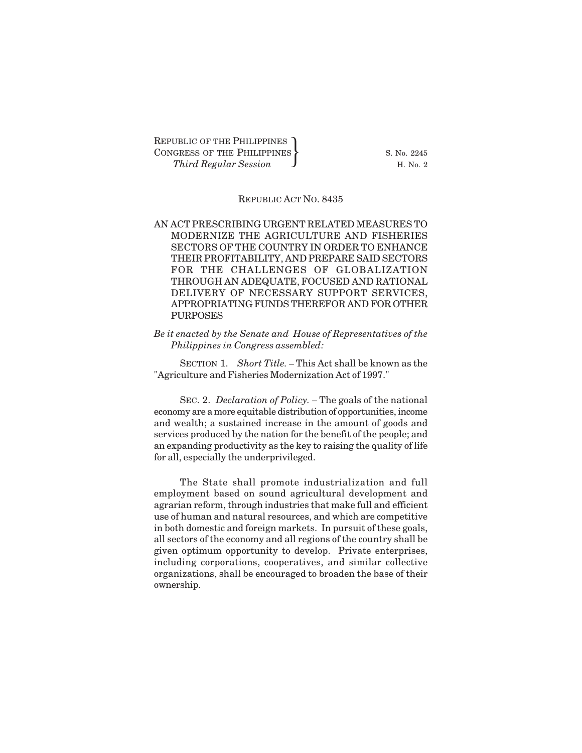REPUBLIC OF THE PHILIPPINES
CONGRESS OF THE PHILIPPINES
*Third Regular Session*

S. No. 2245
H. No. 2

REPUBLIC ACT NO. 8435

# AN ACT PRESCRIBING URGENT RELATED MEASURES TO MODERNIZE THE AGRICULTURE AND FISHERIES SECTORS OF THE COUNTRY IN ORDER TO ENHANCE THEIR PROFITABILITY, AND PREPARE SAID SECTORS FOR THE CHALLENGES OF GLOBALIZATION THROUGH AN ADEQUATE, FOCUSED AND RATIONAL DELIVERY OF NECESSARY SUPPORT SERVICES, APPROPRIATING FUNDS THEREFOR AND FOR OTHER PURPOSES

*Be it enacted by the Senate and House of Representatives of the Philippines in Congress assembled:*

SECTION 1. *Short Title.* – This Act shall be known as the "Agriculture and Fisheries Modernization Act of 1997."

SEC. 2. *Declaration of Policy.* – The goals of the national economy are a more equitable distribution of opportunities, income and wealth; a sustained increase in the amount of goods and services produced by the nation for the benefit of the people; and an expanding productivity as the key to raising the quality of life for all, especially the underprivileged.

The State shall promote industrialization and full employment based on sound agricultural development and agrarian reform, through industries that make full and efficient use of human and natural resources, and which are competitive in both domestic and foreign markets. In pursuit of these goals, all sectors of the economy and all regions of the country shall be given optimum opportunity to develop. Private enterprises, including corporations, cooperatives, and similar collective organizations, shall be encouraged to broaden the base of their ownership.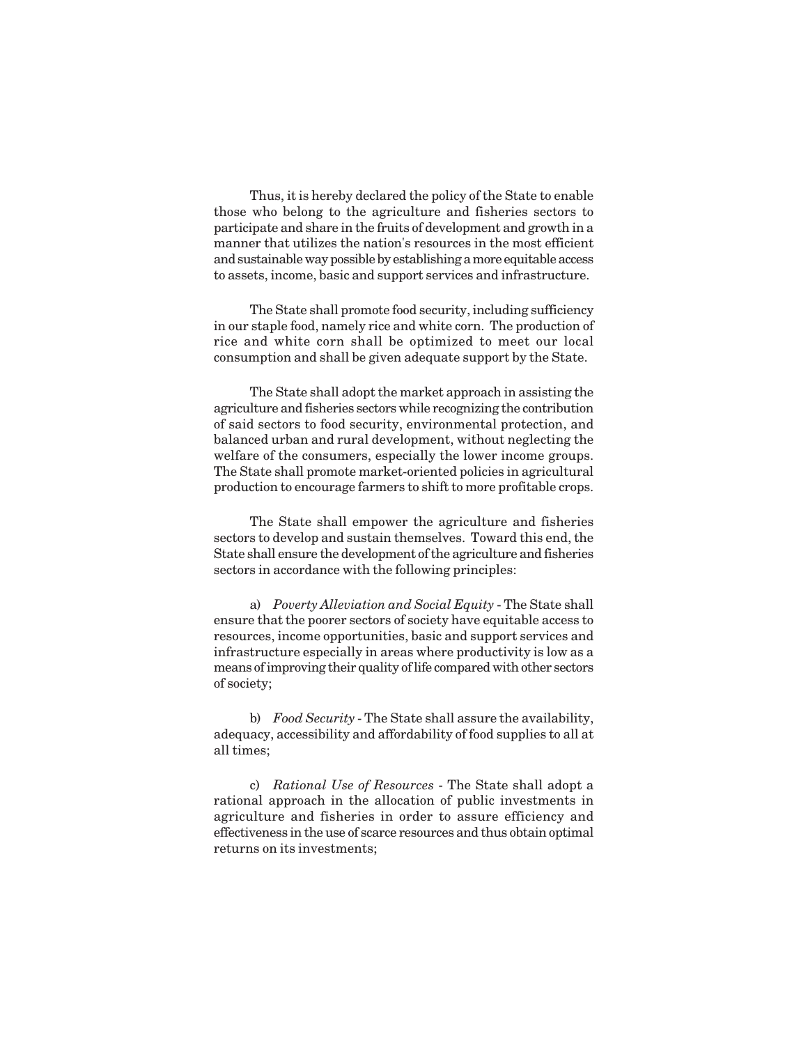Thus, it is hereby declared the policy of the State to enable those who belong to the agriculture and fisheries sectors to participate and share in the fruits of development and growth in a manner that utilizes the nation's resources in the most efficient and sustainable way possible by establishing a more equitable access to assets, income, basic and support services and infrastructure.

The State shall promote food security, including sufficiency in our staple food, namely rice and white corn. The production of rice and white corn shall be optimized to meet our local consumption and shall be given adequate support by the State.

The State shall adopt the market approach in assisting the agriculture and fisheries sectors while recognizing the contribution of said sectors to food security, environmental protection, and balanced urban and rural development, without neglecting the welfare of the consumers, especially the lower income groups. The State shall promote market-oriented policies in agricultural production to encourage farmers to shift to more profitable crops.

The State shall empower the agriculture and fisheries sectors to develop and sustain themselves. Toward this end, the State shall ensure the development of the agriculture and fisheries sectors in accordance with the following principles:

a) *Poverty Alleviation and Social Equity* - The State shall ensure that the poorer sectors of society have equitable access to resources, income opportunities, basic and support services and infrastructure especially in areas where productivity is low as a means of improving their quality of life compared with other sectors of society;

b) *Food Security* - The State shall assure the availability, adequacy, accessibility and affordability of food supplies to all at all times;

c) *Rational Use of Resources* - The State shall adopt a rational approach in the allocation of public investments in agriculture and fisheries in order to assure efficiency and effectiveness in the use of scarce resources and thus obtain optimal returns on its investments;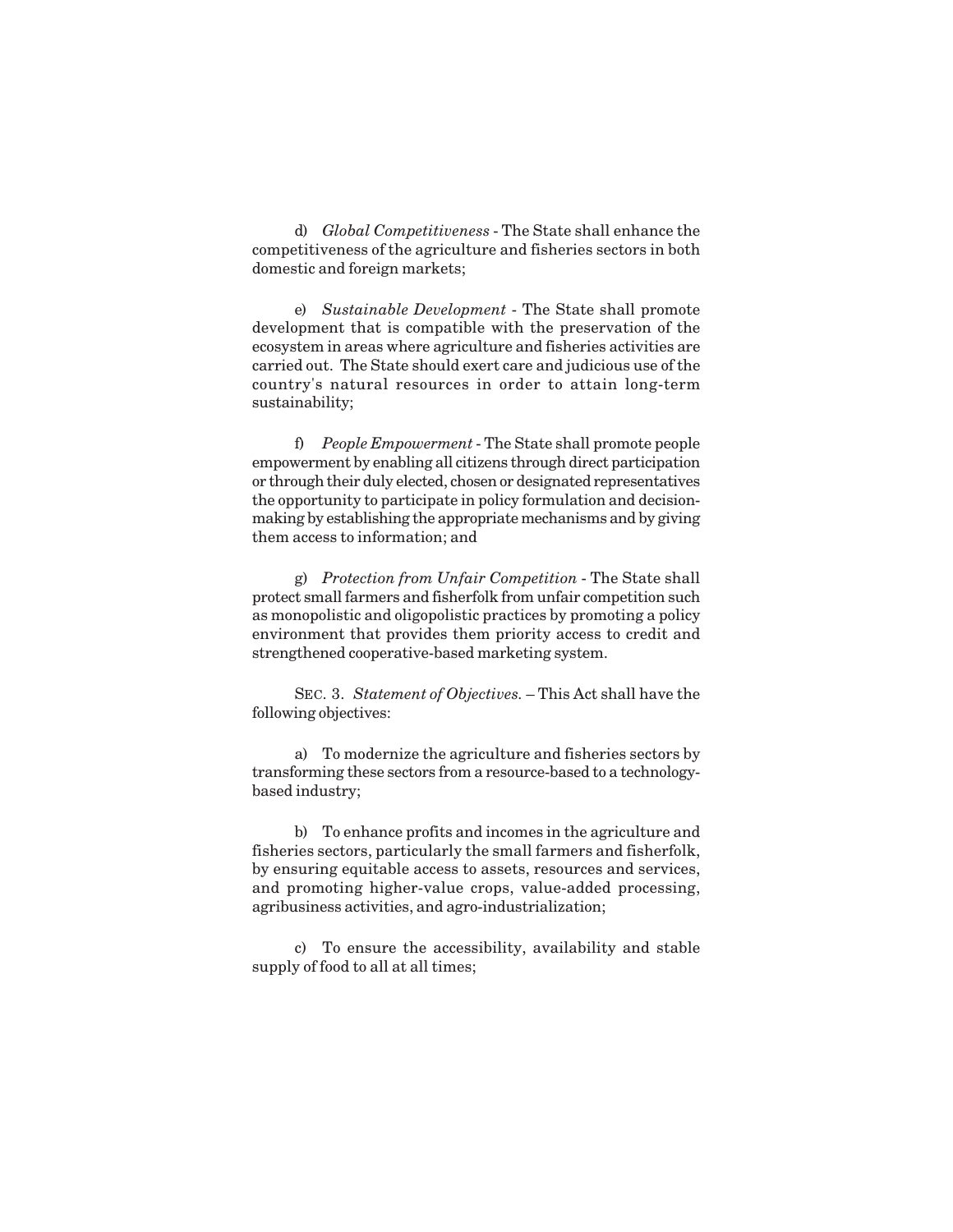d) *Global Competitiveness* - The State shall enhance the competitiveness of the agriculture and fisheries sectors in both domestic and foreign markets;

e) *Sustainable Development* - The State shall promote development that is compatible with the preservation of the ecosystem in areas where agriculture and fisheries activities are carried out. The State should exert care and judicious use of the country's natural resources in order to attain long-term sustainability;

f) *People Empowerment* - The State shall promote people empowerment by enabling all citizens through direct participation or through their duly elected, chosen or designated representatives the opportunity to participate in policy formulation and decision-making by establishing the appropriate mechanisms and by giving them access to information; and

g) *Protection from Unfair Competition* - The State shall protect small farmers and fisherfolk from unfair competition such as monopolistic and oligopolistic practices by promoting a policy environment that provides them priority access to credit and strengthened cooperative-based marketing system.

SEC. 3. *Statement of Objectives.* – This Act shall have the following objectives:

a) To modernize the agriculture and fisheries sectors by transforming these sectors from a resource-based to a technology-based industry;

b) To enhance profits and incomes in the agriculture and fisheries sectors, particularly the small farmers and fisherfolk, by ensuring equitable access to assets, resources and services, and promoting higher-value crops, value-added processing, agribusiness activities, and agro-industrialization;

c) To ensure the accessibility, availability and stable supply of food to all at all times;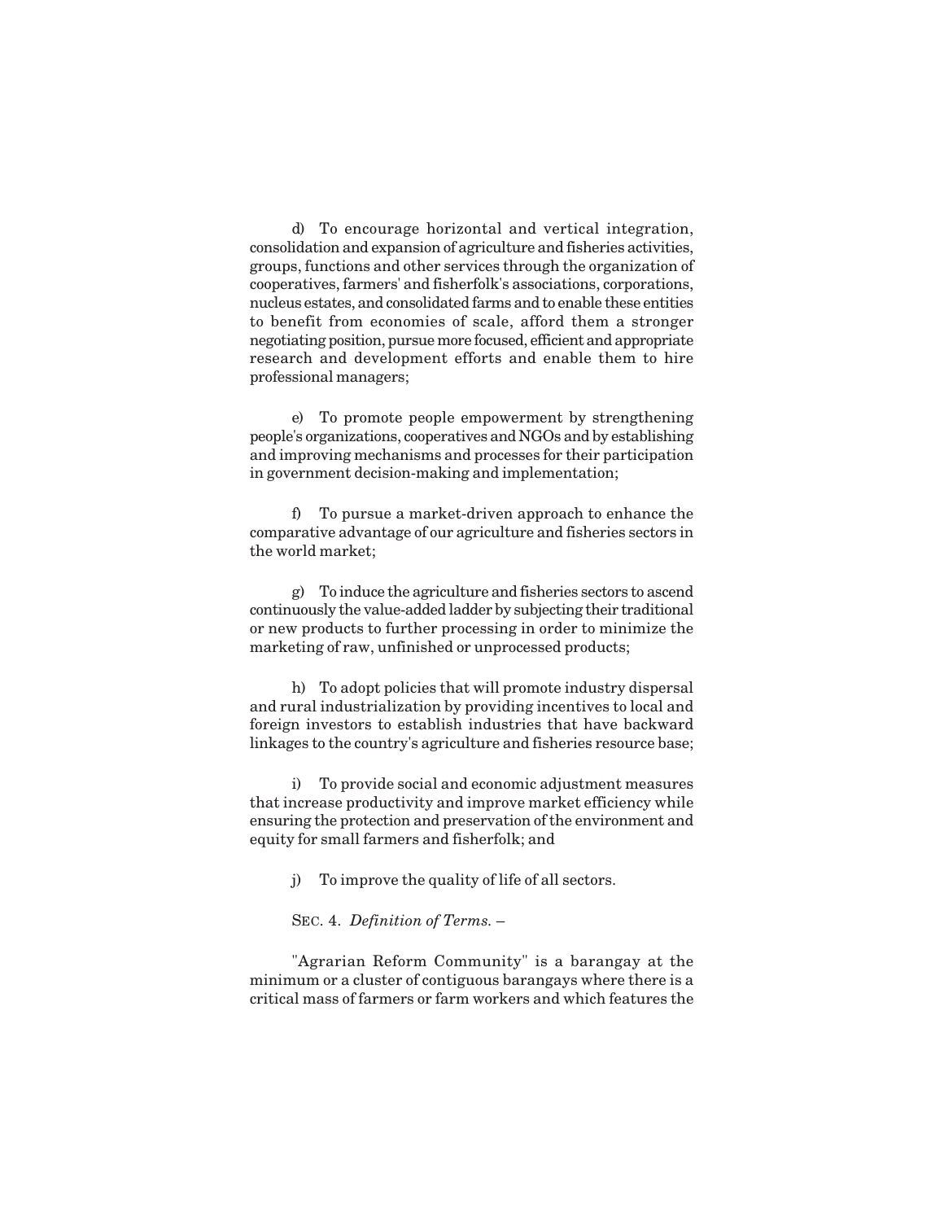d) To encourage horizontal and vertical integration, consolidation and expansion of agriculture and fisheries activities, groups, functions and other services through the organization of cooperatives, farmers' and fisherfolk's associations, corporations, nucleus estates, and consolidated farms and to enable these entities to benefit from economies of scale, afford them a stronger negotiating position, pursue more focused, efficient and appropriate research and development efforts and enable them to hire professional managers;

e) To promote people empowerment by strengthening people's organizations, cooperatives and NGOs and by establishing and improving mechanisms and processes for their participation in government decision-making and implementation;

f) To pursue a market-driven approach to enhance the comparative advantage of our agriculture and fisheries sectors in the world market;

g) To induce the agriculture and fisheries sectors to ascend continuously the value-added ladder by subjecting their traditional or new products to further processing in order to minimize the marketing of raw, unfinished or unprocessed products;

h) To adopt policies that will promote industry dispersal and rural industrialization by providing incentives to local and foreign investors to establish industries that have backward linkages to the country's agriculture and fisheries resource base;

i) To provide social and economic adjustment measures that increase productivity and improve market efficiency while ensuring the protection and preservation of the environment and equity for small farmers and fisherfolk; and

j) To improve the quality of life of all sectors.

SEC. 4. *Definition of Terms.* –

"Agrarian Reform Community" is a barangay at the minimum or a cluster of contiguous barangays where there is a critical mass of farmers or farm workers and which features the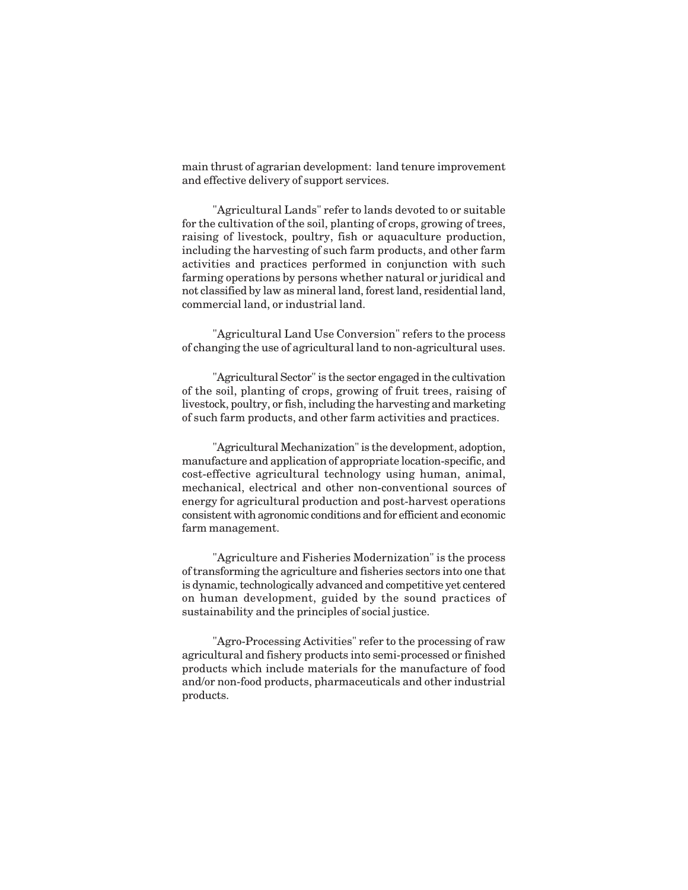main thrust of agrarian development: land tenure improvement and effective delivery of support services.

"Agricultural Lands" refer to lands devoted to or suitable for the cultivation of the soil, planting of crops, growing of trees, raising of livestock, poultry, fish or aquaculture production, including the harvesting of such farm products, and other farm activities and practices performed in conjunction with such farming operations by persons whether natural or juridical and not classified by law as mineral land, forest land, residential land, commercial land, or industrial land.

"Agricultural Land Use Conversion" refers to the process of changing the use of agricultural land to non-agricultural uses.

"Agricultural Sector" is the sector engaged in the cultivation of the soil, planting of crops, growing of fruit trees, raising of livestock, poultry, or fish, including the harvesting and marketing of such farm products, and other farm activities and practices.

"Agricultural Mechanization" is the development, adoption, manufacture and application of appropriate location-specific, and cost-effective agricultural technology using human, animal, mechanical, electrical and other non-conventional sources of energy for agricultural production and post-harvest operations consistent with agronomic conditions and for efficient and economic farm management.

"Agriculture and Fisheries Modernization" is the process of transforming the agriculture and fisheries sectors into one that is dynamic, technologically advanced and competitive yet centered on human development, guided by the sound practices of sustainability and the principles of social justice.

"Agro-Processing Activities" refer to the processing of raw agricultural and fishery products into semi-processed or finished products which include materials for the manufacture of food and/or non-food products, pharmaceuticals and other industrial products.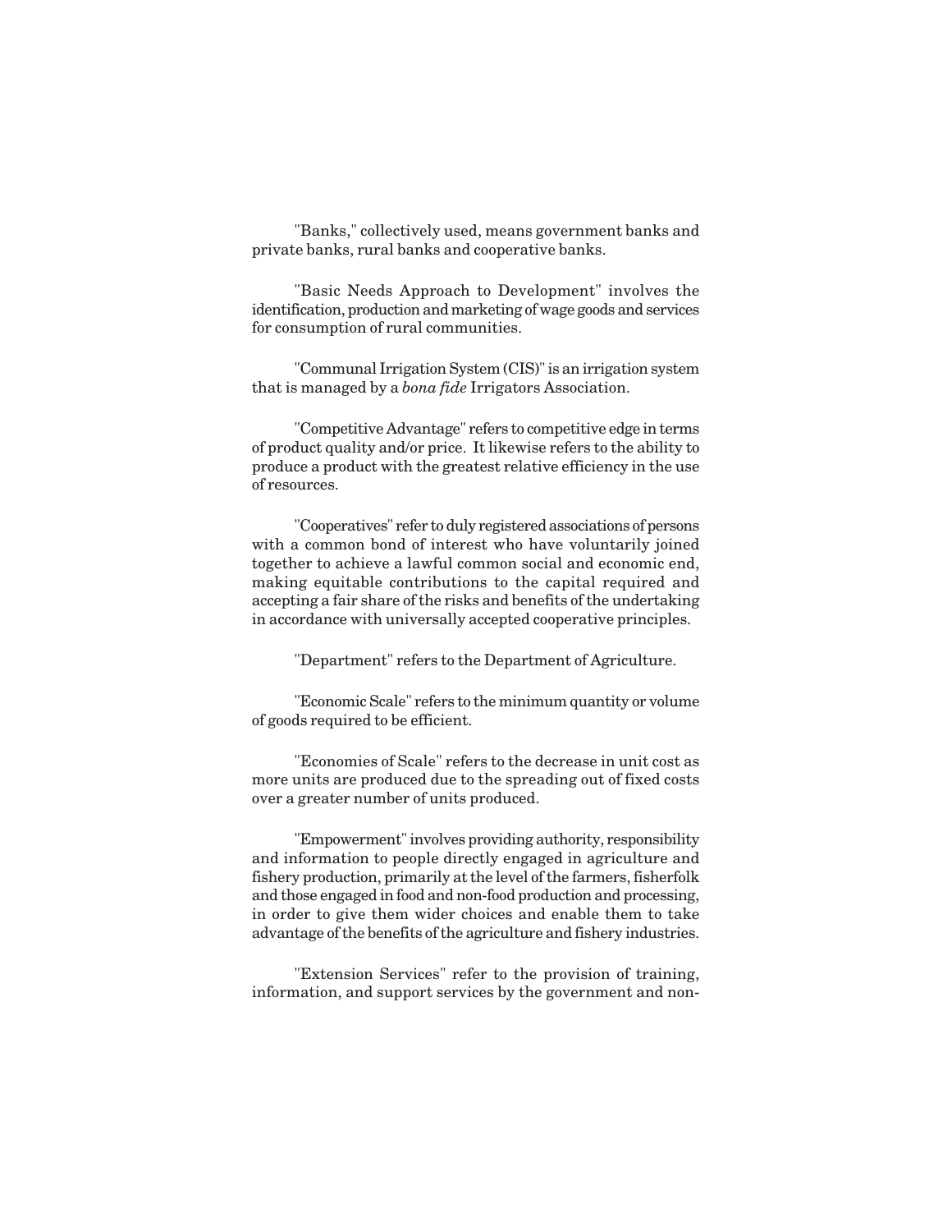"Banks," collectively used, means government banks and private banks, rural banks and cooperative banks.

"Basic Needs Approach to Development" involves the identification, production and marketing of wage goods and services for consumption of rural communities.

"Communal Irrigation System (CIS)" is an irrigation system that is managed by a *bona fide* Irrigators Association.

"Competitive Advantage" refers to competitive edge in terms of product quality and/or price. It likewise refers to the ability to produce a product with the greatest relative efficiency in the use of resources.

"Cooperatives" refer to duly registered associations of persons with a common bond of interest who have voluntarily joined together to achieve a lawful common social and economic end, making equitable contributions to the capital required and accepting a fair share of the risks and benefits of the undertaking in accordance with universally accepted cooperative principles.

"Department" refers to the Department of Agriculture.

"Economic Scale" refers to the minimum quantity or volume of goods required to be efficient.

"Economies of Scale" refers to the decrease in unit cost as more units are produced due to the spreading out of fixed costs over a greater number of units produced.

"Empowerment" involves providing authority, responsibility and information to people directly engaged in agriculture and fishery production, primarily at the level of the farmers, fisherfolk and those engaged in food and non-food production and processing, in order to give them wider choices and enable them to take advantage of the benefits of the agriculture and fishery industries.

"Extension Services" refer to the provision of training, information, and support services by the government and non-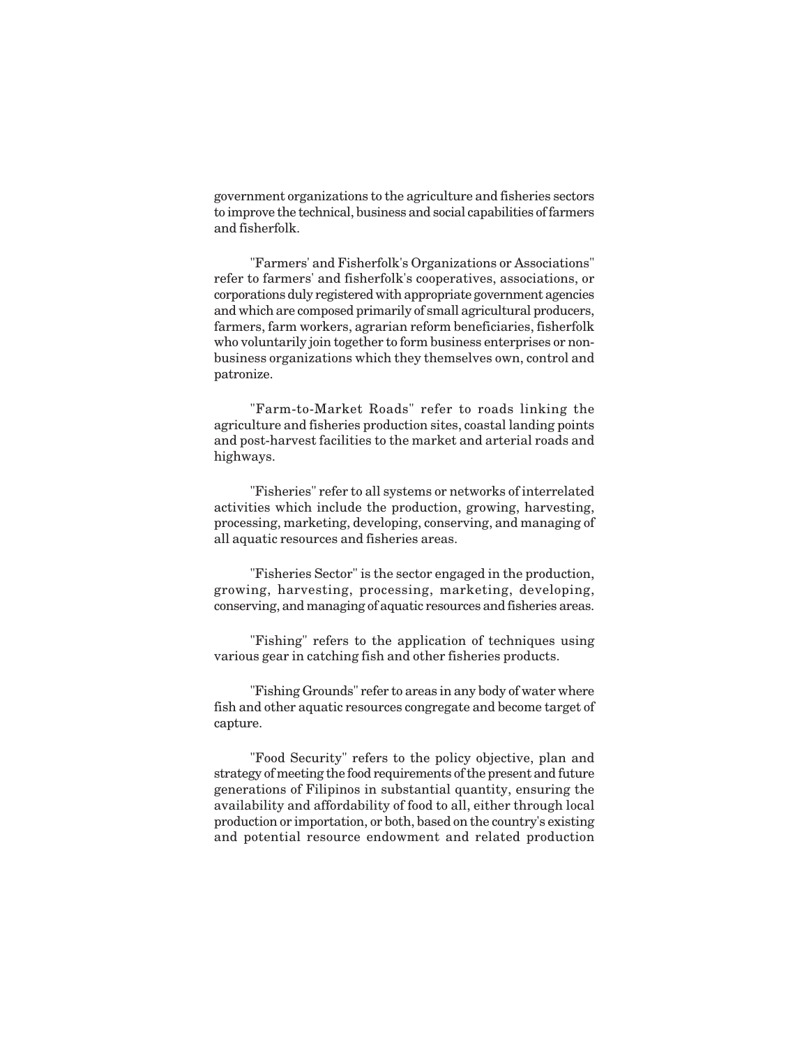government organizations to the agriculture and fisheries sectors to improve the technical, business and social capabilities of farmers and fisherfolk.

"Farmers' and Fisherfolk's Organizations or Associations" refer to farmers' and fisherfolk's cooperatives, associations, or corporations duly registered with appropriate government agencies and which are composed primarily of small agricultural producers, farmers, farm workers, agrarian reform beneficiaries, fisherfolk who voluntarily join together to form business enterprises or non-business organizations which they themselves own, control and patronize.

"Farm-to-Market Roads" refer to roads linking the agriculture and fisheries production sites, coastal landing points and post-harvest facilities to the market and arterial roads and highways.

"Fisheries" refer to all systems or networks of interrelated activities which include the production, growing, harvesting, processing, marketing, developing, conserving, and managing of all aquatic resources and fisheries areas.

"Fisheries Sector" is the sector engaged in the production, growing, harvesting, processing, marketing, developing, conserving, and managing of aquatic resources and fisheries areas.

"Fishing" refers to the application of techniques using various gear in catching fish and other fisheries products.

"Fishing Grounds" refer to areas in any body of water where fish and other aquatic resources congregate and become target of capture.

"Food Security" refers to the policy objective, plan and strategy of meeting the food requirements of the present and future generations of Filipinos in substantial quantity, ensuring the availability and affordability of food to all, either through local production or importation, or both, based on the country's existing and potential resource endowment and related production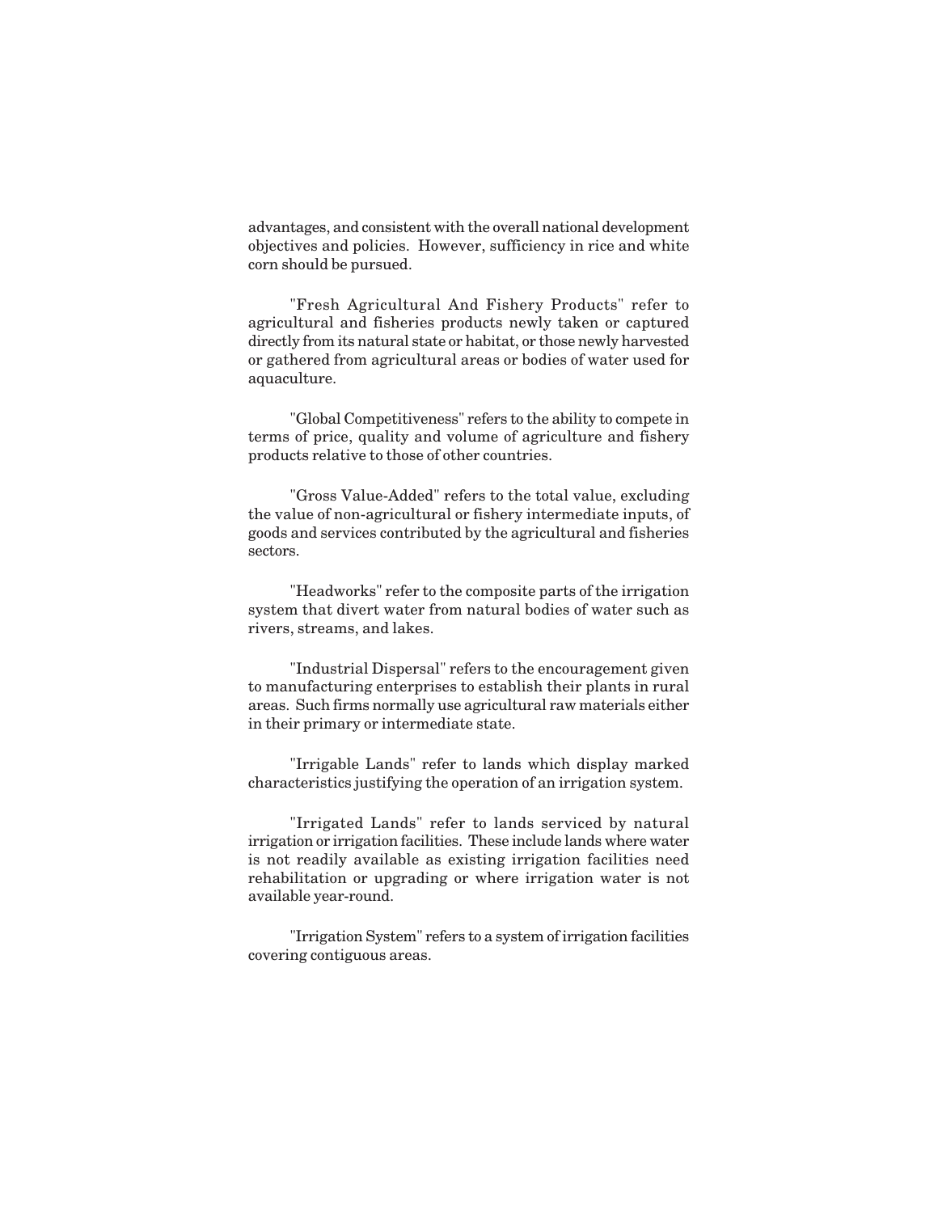advantages, and consistent with the overall national development objectives and policies. However, sufficiency in rice and white corn should be pursued.

"Fresh Agricultural And Fishery Products" refer to agricultural and fisheries products newly taken or captured directly from its natural state or habitat, or those newly harvested or gathered from agricultural areas or bodies of water used for aquaculture.

"Global Competitiveness" refers to the ability to compete in terms of price, quality and volume of agriculture and fishery products relative to those of other countries.

"Gross Value-Added" refers to the total value, excluding the value of non-agricultural or fishery intermediate inputs, of goods and services contributed by the agricultural and fisheries sectors.

"Headworks" refer to the composite parts of the irrigation system that divert water from natural bodies of water such as rivers, streams, and lakes.

"Industrial Dispersal" refers to the encouragement given to manufacturing enterprises to establish their plants in rural areas. Such firms normally use agricultural raw materials either in their primary or intermediate state.

"Irrigable Lands" refer to lands which display marked characteristics justifying the operation of an irrigation system.

"Irrigated Lands" refer to lands serviced by natural irrigation or irrigation facilities. These include lands where water is not readily available as existing irrigation facilities need rehabilitation or upgrading or where irrigation water is not available year-round.

"Irrigation System" refers to a system of irrigation facilities covering contiguous areas.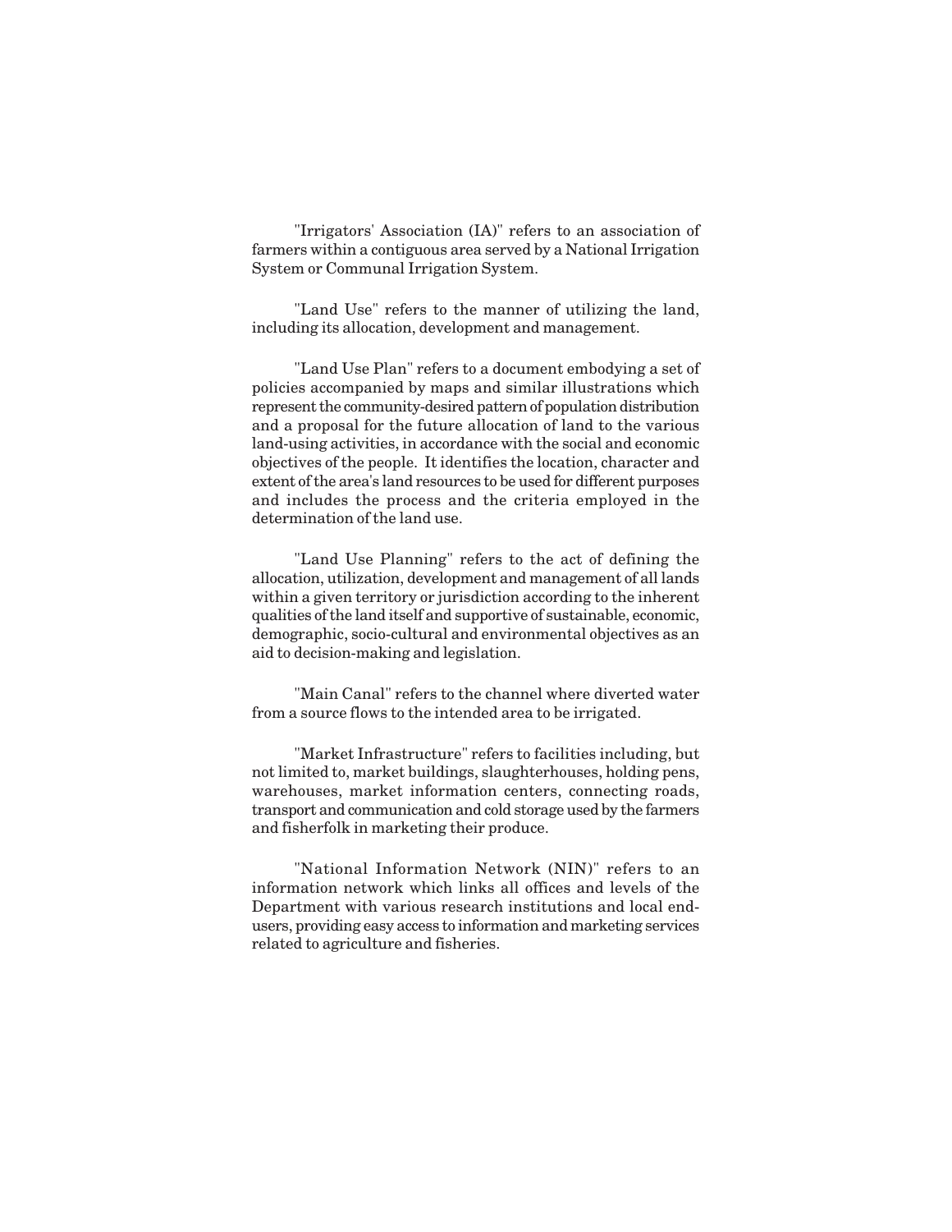"Irrigators' Association (IA)" refers to an association of farmers within a contiguous area served by a National Irrigation System or Communal Irrigation System.

"Land Use" refers to the manner of utilizing the land, including its allocation, development and management.

"Land Use Plan" refers to a document embodying a set of policies accompanied by maps and similar illustrations which represent the community-desired pattern of population distribution and a proposal for the future allocation of land to the various land-using activities, in accordance with the social and economic objectives of the people. It identifies the location, character and extent of the area's land resources to be used for different purposes and includes the process and the criteria employed in the determination of the land use.

"Land Use Planning" refers to the act of defining the allocation, utilization, development and management of all lands within a given territory or jurisdiction according to the inherent qualities of the land itself and supportive of sustainable, economic, demographic, socio-cultural and environmental objectives as an aid to decision-making and legislation.

"Main Canal" refers to the channel where diverted water from a source flows to the intended area to be irrigated.

"Market Infrastructure" refers to facilities including, but not limited to, market buildings, slaughterhouses, holding pens, warehouses, market information centers, connecting roads, transport and communication and cold storage used by the farmers and fisherfolk in marketing their produce.

"National Information Network (NIN)" refers to an information network which links all offices and levels of the Department with various research institutions and local end-users, providing easy access to information and marketing services related to agriculture and fisheries.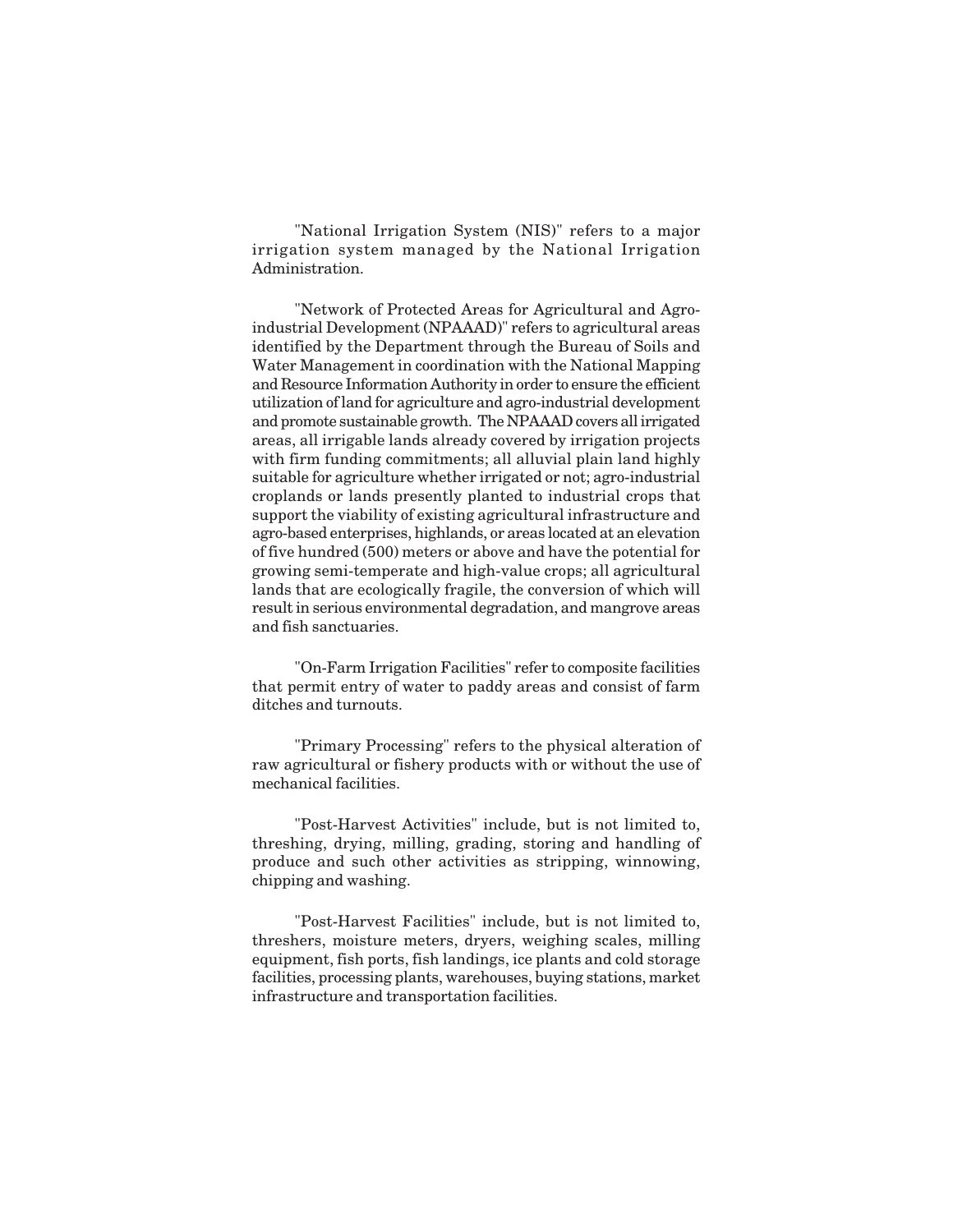"National Irrigation System (NIS)" refers to a major irrigation system managed by the National Irrigation Administration.

"Network of Protected Areas for Agricultural and Agro-industrial Development (NPAAAD)" refers to agricultural areas identified by the Department through the Bureau of Soils and Water Management in coordination with the National Mapping and Resource Information Authority in order to ensure the efficient utilization of land for agriculture and agro-industrial development and promote sustainable growth. The NPAAAD covers all irrigated areas, all irrigable lands already covered by irrigation projects with firm funding commitments; all alluvial plain land highly suitable for agriculture whether irrigated or not; agro-industrial croplands or lands presently planted to industrial crops that support the viability of existing agricultural infrastructure and agro-based enterprises, highlands, or areas located at an elevation of five hundred (500) meters or above and have the potential for growing semi-temperate and high-value crops; all agricultural lands that are ecologically fragile, the conversion of which will result in serious environmental degradation, and mangrove areas and fish sanctuaries.

"On-Farm Irrigation Facilities" refer to composite facilities that permit entry of water to paddy areas and consist of farm ditches and turnouts.

"Primary Processing" refers to the physical alteration of raw agricultural or fishery products with or without the use of mechanical facilities.

"Post-Harvest Activities" include, but is not limited to, threshing, drying, milling, grading, storing and handling of produce and such other activities as stripping, winnowing, chipping and washing.

"Post-Harvest Facilities" include, but is not limited to, threshers, moisture meters, dryers, weighing scales, milling equipment, fish ports, fish landings, ice plants and cold storage facilities, processing plants, warehouses, buying stations, market infrastructure and transportation facilities.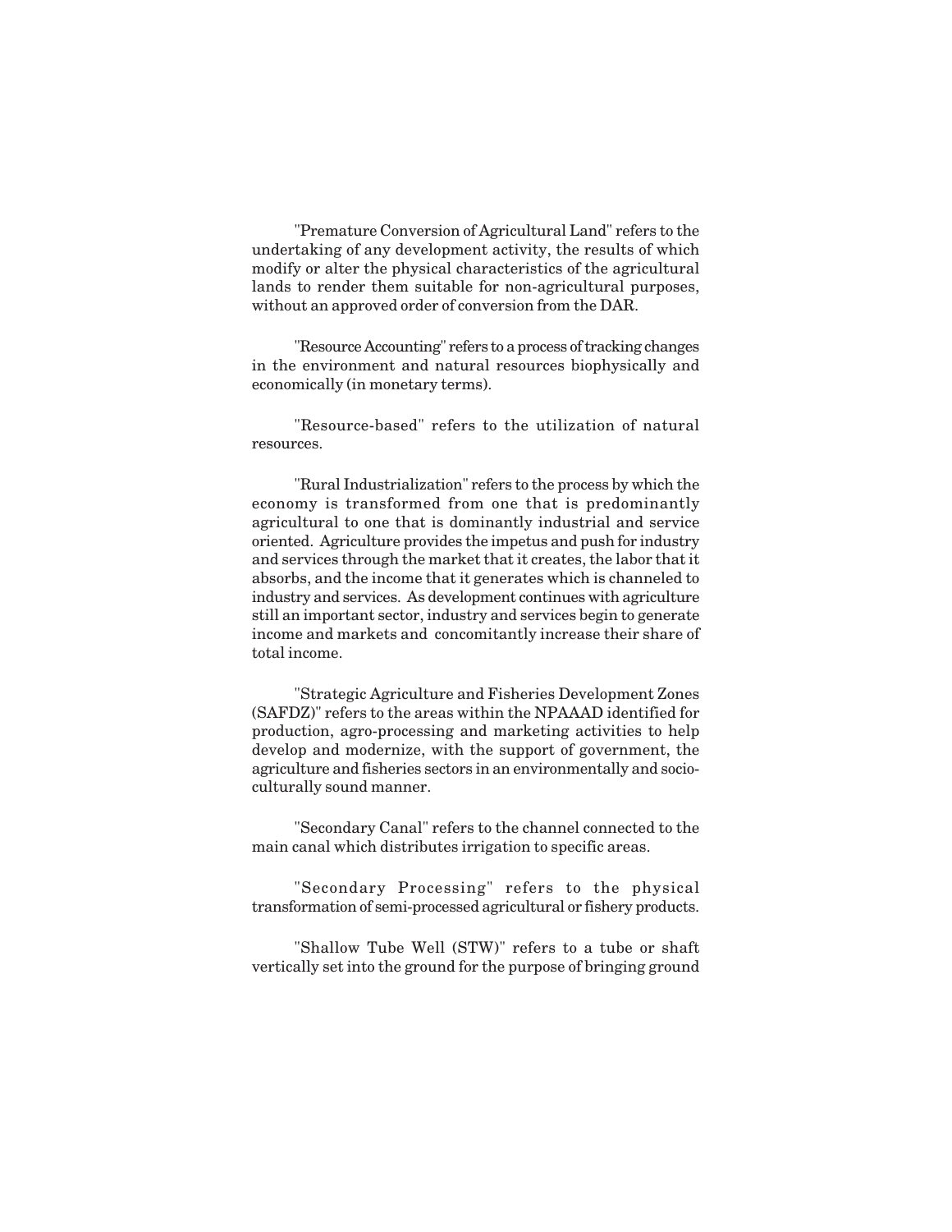"Premature Conversion of Agricultural Land" refers to the undertaking of any development activity, the results of which modify or alter the physical characteristics of the agricultural lands to render them suitable for non-agricultural purposes, without an approved order of conversion from the DAR.

"Resource Accounting" refers to a process of tracking changes in the environment and natural resources biophysically and economically (in monetary terms).

"Resource-based" refers to the utilization of natural resources.

"Rural Industrialization" refers to the process by which the economy is transformed from one that is predominantly agricultural to one that is dominantly industrial and service oriented. Agriculture provides the impetus and push for industry and services through the market that it creates, the labor that it absorbs, and the income that it generates which is channeled to industry and services. As development continues with agriculture still an important sector, industry and services begin to generate income and markets and concomitantly increase their share of total income.

"Strategic Agriculture and Fisheries Development Zones (SAFDZ)" refers to the areas within the NPAAAD identified for production, agro-processing and marketing activities to help develop and modernize, with the support of government, the agriculture and fisheries sectors in an environmentally and socio-culturally sound manner.

"Secondary Canal" refers to the channel connected to the main canal which distributes irrigation to specific areas.

"Secondary Processing" refers to the physical transformation of semi-processed agricultural or fishery products.

"Shallow Tube Well (STW)" refers to a tube or shaft vertically set into the ground for the purpose of bringing ground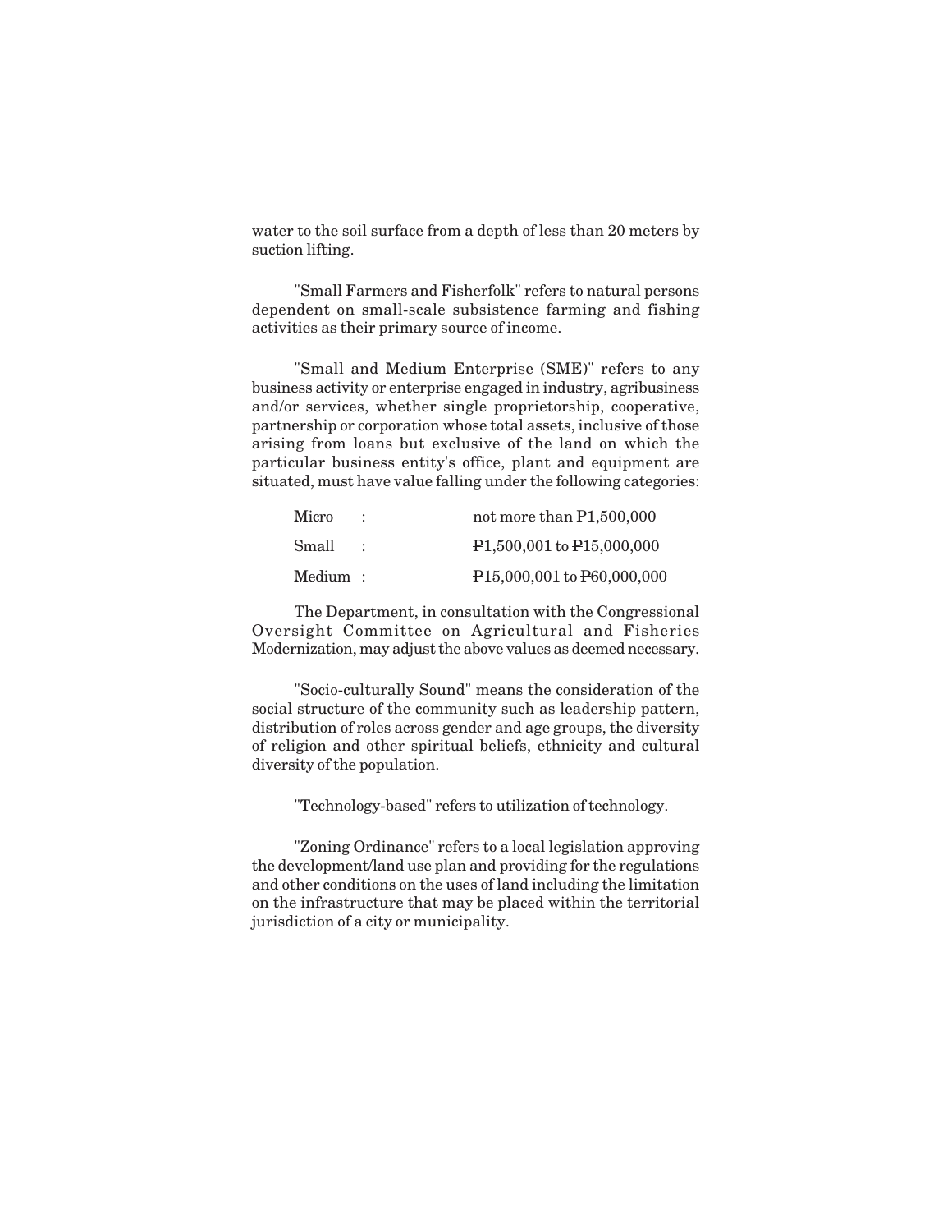water to the soil surface from a depth of less than 20 meters by suction lifting.

"Small Farmers and Fisherfolk" refers to natural persons dependent on small-scale subsistence farming and fishing activities as their primary source of income.

"Small and Medium Enterprise (SME)" refers to any business activity or enterprise engaged in industry, agribusiness and/or services, whether single proprietorship, cooperative, partnership or corporation whose total assets, inclusive of those arising from loans but exclusive of the land on which the particular business entity's office, plant and equipment are situated, must have value falling under the following categories:

| | | |
|---|---|---|
| Micro | : | not more than ₱1,500,000 |
| Small | : | ₱1,500,001 to ₱15,000,000 |
| Medium | : | ₱15,000,001 to ₱60,000,000 |

The Department, in consultation with the Congressional Oversight Committee on Agricultural and Fisheries Modernization, may adjust the above values as deemed necessary.

"Socio-culturally Sound" means the consideration of the social structure of the community such as leadership pattern, distribution of roles across gender and age groups, the diversity of religion and other spiritual beliefs, ethnicity and cultural diversity of the population.

"Technology-based" refers to utilization of technology.

"Zoning Ordinance" refers to a local legislation approving the development/land use plan and providing for the regulations and other conditions on the uses of land including the limitation on the infrastructure that may be placed within the territorial jurisdiction of a city or municipality.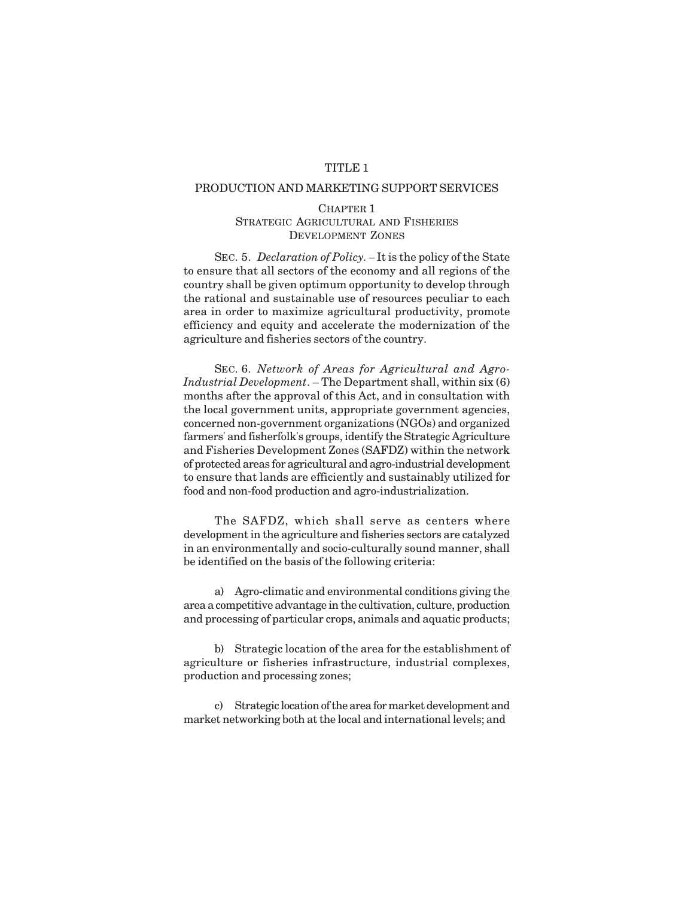# TITLE 1

## PRODUCTION AND MARKETING SUPPORT SERVICES

### CHAPTER 1
### STRATEGIC AGRICULTURAL AND FISHERIES DEVELOPMENT ZONES

SEC. 5. *Declaration of Policy.* – It is the policy of the State to ensure that all sectors of the economy and all regions of the country shall be given optimum opportunity to develop through the rational and sustainable use of resources peculiar to each area in order to maximize agricultural productivity, promote efficiency and equity and accelerate the modernization of the agriculture and fisheries sectors of the country.

SEC. 6. *Network of Areas for Agricultural and Agro-Industrial Development*. – The Department shall, within six (6) months after the approval of this Act, and in consultation with the local government units, appropriate government agencies, concerned non-government organizations (NGOs) and organized farmers' and fisherfolk's groups, identify the Strategic Agriculture and Fisheries Development Zones (SAFDZ) within the network of protected areas for agricultural and agro-industrial development to ensure that lands are efficiently and sustainably utilized for food and non-food production and agro-industrialization.

The SAFDZ, which shall serve as centers where development in the agriculture and fisheries sectors are catalyzed in an environmentally and socio-culturally sound manner, shall be identified on the basis of the following criteria:

a) Agro-climatic and environmental conditions giving the area a competitive advantage in the cultivation, culture, production and processing of particular crops, animals and aquatic products;

b) Strategic location of the area for the establishment of agriculture or fisheries infrastructure, industrial complexes, production and processing zones;

c) Strategic location of the area for market development and market networking both at the local and international levels; and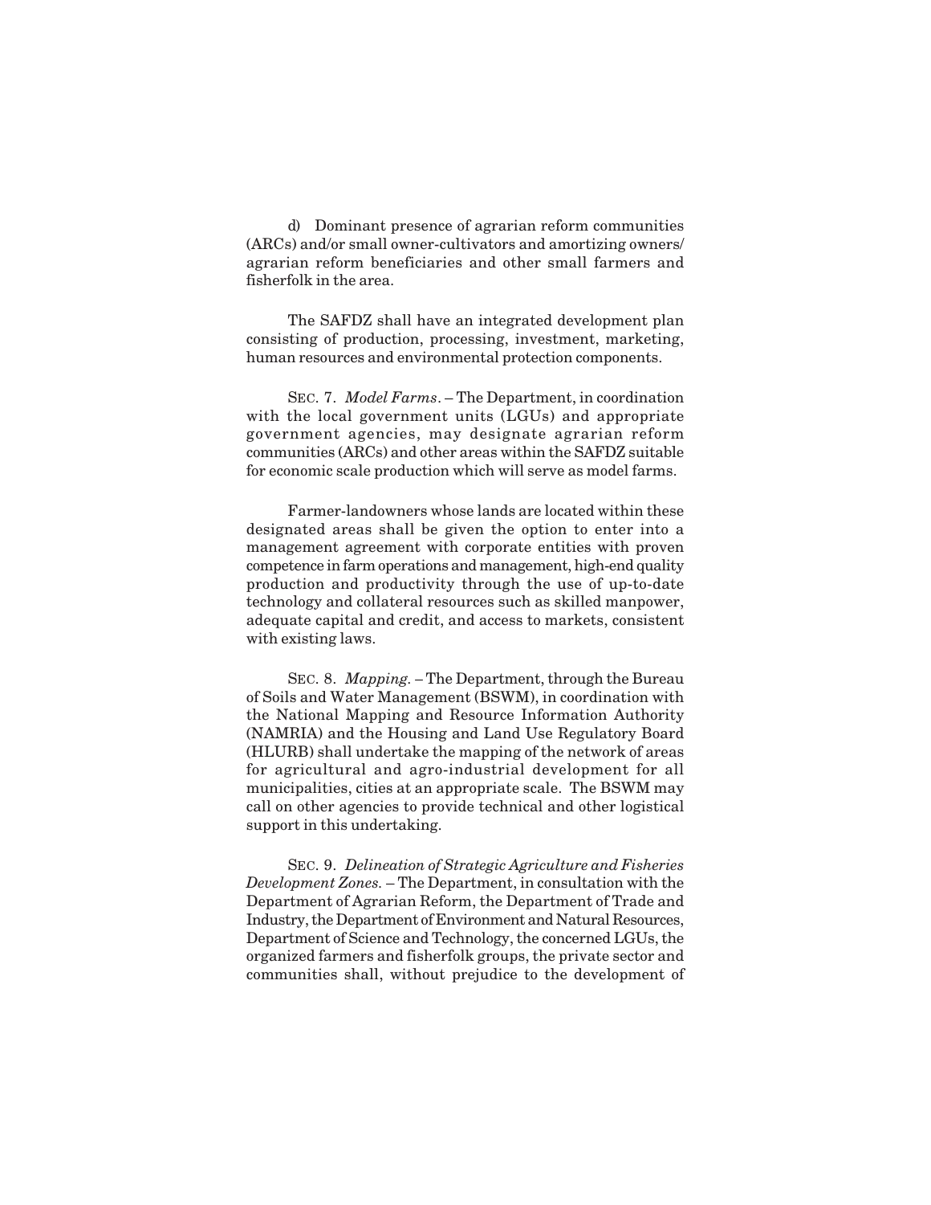d) Dominant presence of agrarian reform communities (ARCs) and/or small owner-cultivators and amortizing owners/ agrarian reform beneficiaries and other small farmers and fisherfolk in the area.

The SAFDZ shall have an integrated development plan consisting of production, processing, investment, marketing, human resources and environmental protection components.

SEC. 7. *Model Farms*. – The Department, in coordination with the local government units (LGUs) and appropriate government agencies, may designate agrarian reform communities (ARCs) and other areas within the SAFDZ suitable for economic scale production which will serve as model farms.

Farmer-landowners whose lands are located within these designated areas shall be given the option to enter into a management agreement with corporate entities with proven competence in farm operations and management, high-end quality production and productivity through the use of up-to-date technology and collateral resources such as skilled manpower, adequate capital and credit, and access to markets, consistent with existing laws.

SEC. 8. *Mapping.* – The Department, through the Bureau of Soils and Water Management (BSWM), in coordination with the National Mapping and Resource Information Authority (NAMRIA) and the Housing and Land Use Regulatory Board (HLURB) shall undertake the mapping of the network of areas for agricultural and agro-industrial development for all municipalities, cities at an appropriate scale. The BSWM may call on other agencies to provide technical and other logistical support in this undertaking.

SEC. 9. *Delineation of Strategic Agriculture and Fisheries Development Zones.* – The Department, in consultation with the Department of Agrarian Reform, the Department of Trade and Industry, the Department of Environment and Natural Resources, Department of Science and Technology, the concerned LGUs, the organized farmers and fisherfolk groups, the private sector and communities shall, without prejudice to the development of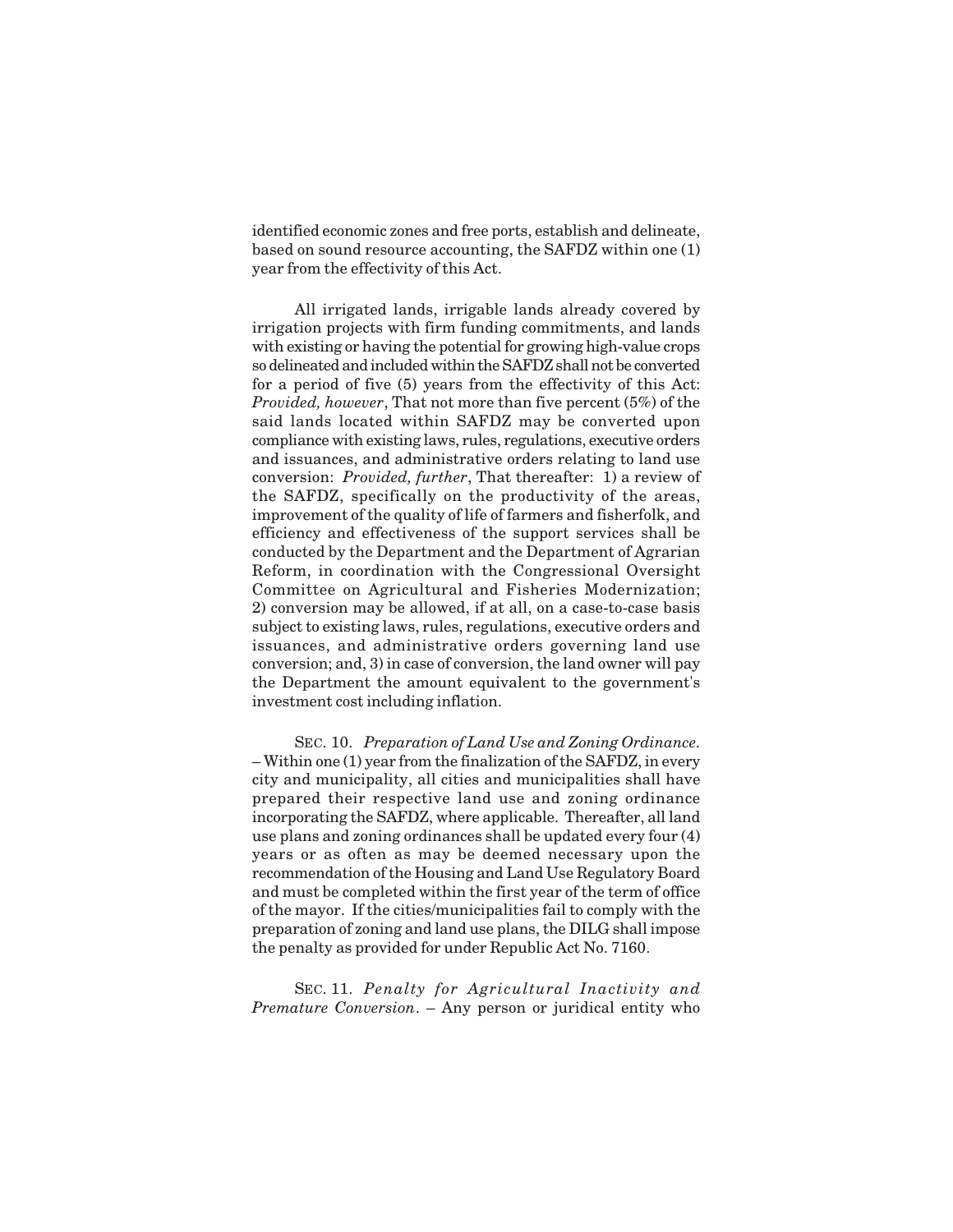identified economic zones and free ports, establish and delineate, based on sound resource accounting, the SAFDZ within one (1) year from the effectivity of this Act.

All irrigated lands, irrigable lands already covered by irrigation projects with firm funding commitments, and lands with existing or having the potential for growing high-value crops so delineated and included within the SAFDZ shall not be converted for a period of five (5) years from the effectivity of this Act: *Provided, however*, That not more than five percent (5%) of the said lands located within SAFDZ may be converted upon compliance with existing laws, rules, regulations, executive orders and issuances, and administrative orders relating to land use conversion: *Provided, further*, That thereafter: 1) a review of the SAFDZ, specifically on the productivity of the areas, improvement of the quality of life of farmers and fisherfolk, and efficiency and effectiveness of the support services shall be conducted by the Department and the Department of Agrarian Reform, in coordination with the Congressional Oversight Committee on Agricultural and Fisheries Modernization; 2) conversion may be allowed, if at all, on a case-to-case basis subject to existing laws, rules, regulations, executive orders and issuances, and administrative orders governing land use conversion; and, 3) in case of conversion, the land owner will pay the Department the amount equivalent to the government's investment cost including inflation.

SEC. 10. *Preparation of Land Use and Zoning Ordinance*. – Within one (1) year from the finalization of the SAFDZ, in every city and municipality, all cities and municipalities shall have prepared their respective land use and zoning ordinance incorporating the SAFDZ, where applicable. Thereafter, all land use plans and zoning ordinances shall be updated every four (4) years or as often as may be deemed necessary upon the recommendation of the Housing and Land Use Regulatory Board and must be completed within the first year of the term of office of the mayor. If the cities/municipalities fail to comply with the preparation of zoning and land use plans, the DILG shall impose the penalty as provided for under Republic Act No. 7160.

SEC. 11. *Penalty for Agricultural Inactivity and Premature Conversion*. – Any person or juridical entity who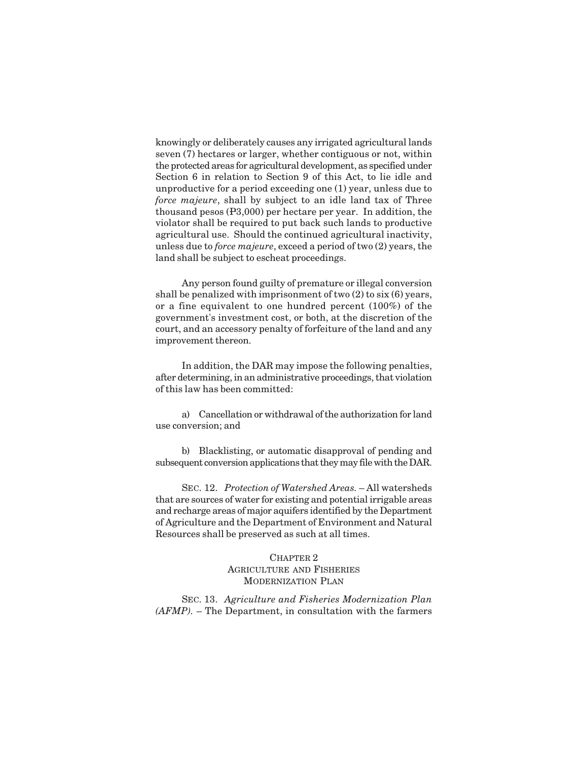knowingly or deliberately causes any irrigated agricultural lands seven (7) hectares or larger, whether contiguous or not, within the protected areas for agricultural development, as specified under Section 6 in relation to Section 9 of this Act, to lie idle and unproductive for a period exceeding one (1) year, unless due to *force majeure*, shall by subject to an idle land tax of Three thousand pesos (₱3,000) per hectare per year. In addition, the violator shall be required to put back such lands to productive agricultural use. Should the continued agricultural inactivity, unless due to *force majeure*, exceed a period of two (2) years, the land shall be subject to escheat proceedings.

Any person found guilty of premature or illegal conversion shall be penalized with imprisonment of two (2) to six (6) years, or a fine equivalent to one hundred percent (100%) of the government's investment cost, or both, at the discretion of the court, and an accessory penalty of forfeiture of the land and any improvement thereon.

In addition, the DAR may impose the following penalties, after determining, in an administrative proceedings, that violation of this law has been committed:

a) Cancellation or withdrawal of the authorization for land use conversion; and

b) Blacklisting, or automatic disapproval of pending and subsequent conversion applications that they may file with the DAR.

SEC. 12. *Protection of Watershed Areas.* – All watersheds that are sources of water for existing and potential irrigable areas and recharge areas of major aquifers identified by the Department of Agriculture and the Department of Environment and Natural Resources shall be preserved as such at all times.

## CHAPTER 2
## AGRICULTURE AND FISHERIES MODERNIZATION PLAN

SEC. 13. *Agriculture and Fisheries Modernization Plan (AFMP).* – The Department, in consultation with the farmers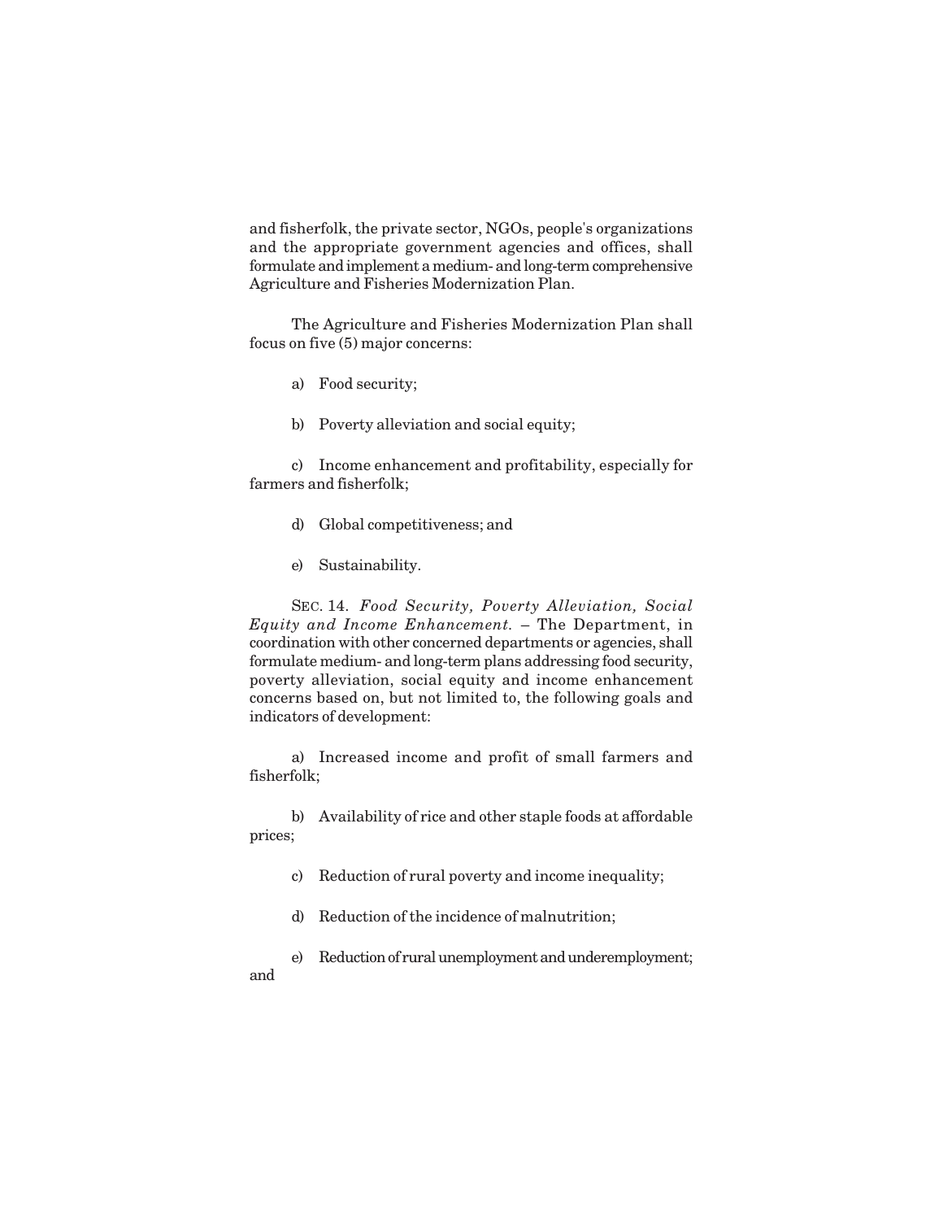and fisherfolk, the private sector, NGOs, people's organizations and the appropriate government agencies and offices, shall formulate and implement a medium- and long-term comprehensive Agriculture and Fisheries Modernization Plan.

The Agriculture and Fisheries Modernization Plan shall focus on five (5) major concerns:

a) Food security;

b) Poverty alleviation and social equity;

c) Income enhancement and profitability, especially for farmers and fisherfolk;

d) Global competitiveness; and

e) Sustainability.

SEC. 14. *Food Security, Poverty Alleviation, Social Equity and Income Enhancement.* – The Department, in coordination with other concerned departments or agencies, shall formulate medium- and long-term plans addressing food security, poverty alleviation, social equity and income enhancement concerns based on, but not limited to, the following goals and indicators of development:

a) Increased income and profit of small farmers and fisherfolk;

b) Availability of rice and other staple foods at affordable prices;

c) Reduction of rural poverty and income inequality;

d) Reduction of the incidence of malnutrition;

e) Reduction of rural unemployment and underemployment; and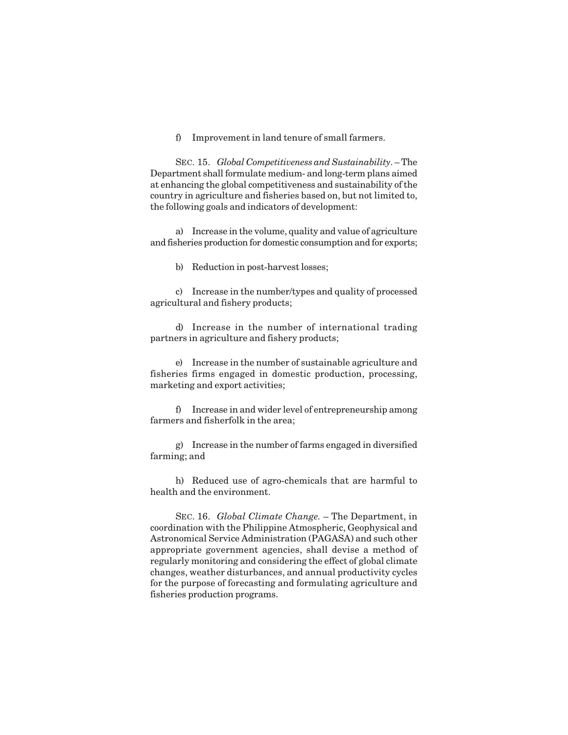f) Improvement in land tenure of small farmers.

SEC. 15. *Global Competitiveness and Sustainability*. – The Department shall formulate medium- and long-term plans aimed at enhancing the global competitiveness and sustainability of the country in agriculture and fisheries based on, but not limited to, the following goals and indicators of development:

a) Increase in the volume, quality and value of agriculture and fisheries production for domestic consumption and for exports;

b) Reduction in post-harvest losses;

c) Increase in the number/types and quality of processed agricultural and fishery products;

d) Increase in the number of international trading partners in agriculture and fishery products;

e) Increase in the number of sustainable agriculture and fisheries firms engaged in domestic production, processing, marketing and export activities;

f) Increase in and wider level of entrepreneurship among farmers and fisherfolk in the area;

g) Increase in the number of farms engaged in diversified farming; and

h) Reduced use of agro-chemicals that are harmful to health and the environment.

SEC. 16. *Global Climate Change.* – The Department, in coordination with the Philippine Atmospheric, Geophysical and Astronomical Service Administration (PAGASA) and such other appropriate government agencies, shall devise a method of regularly monitoring and considering the effect of global climate changes, weather disturbances, and annual productivity cycles for the purpose of forecasting and formulating agriculture and fisheries production programs.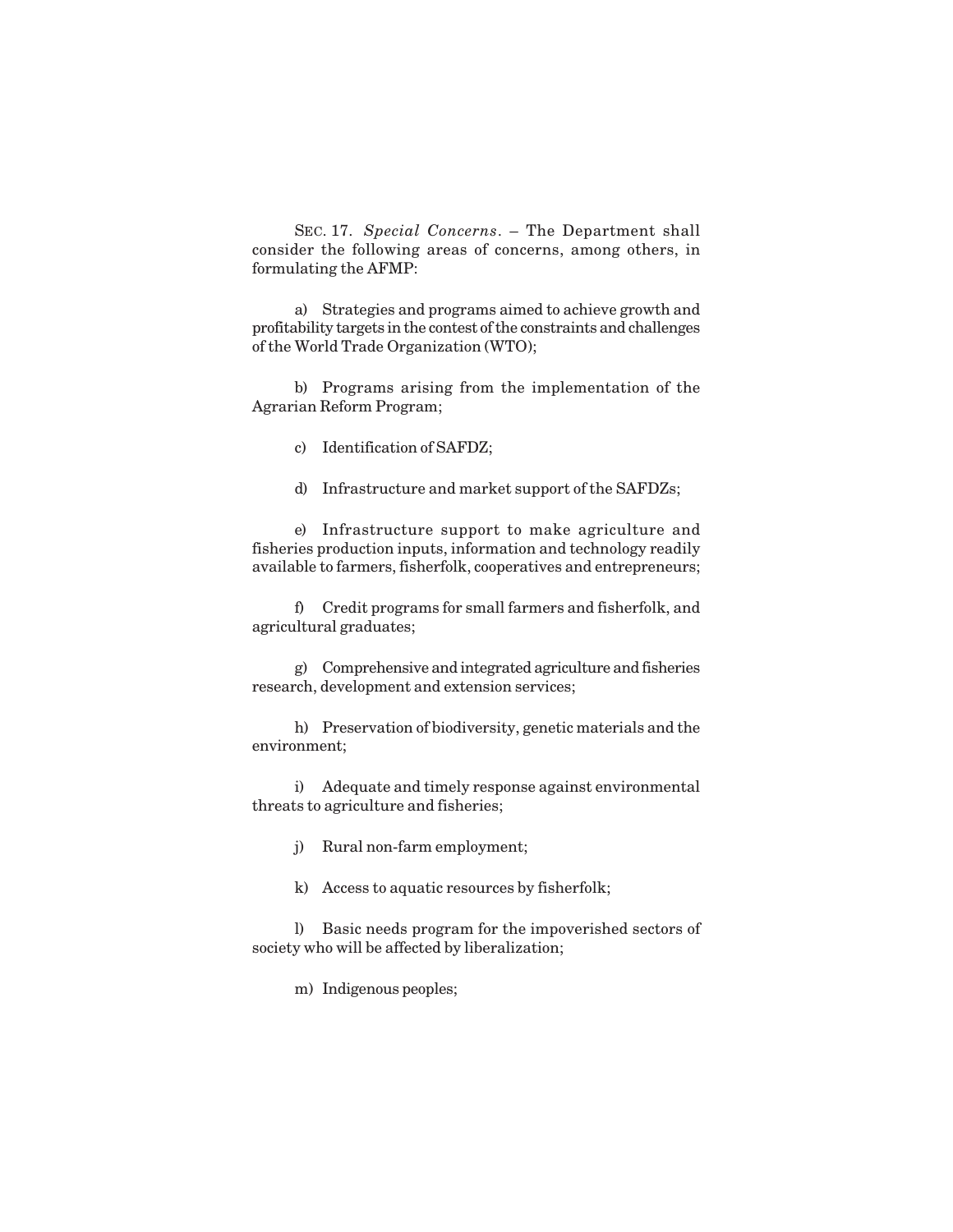SEC. 17. *Special Concerns*. – The Department shall consider the following areas of concerns, among others, in formulating the AFMP:

a) Strategies and programs aimed to achieve growth and profitability targets in the contest of the constraints and challenges of the World Trade Organization (WTO);

b) Programs arising from the implementation of the Agrarian Reform Program;

c) Identification of SAFDZ;

d) Infrastructure and market support of the SAFDZs;

e) Infrastructure support to make agriculture and fisheries production inputs, information and technology readily available to farmers, fisherfolk, cooperatives and entrepreneurs;

f) Credit programs for small farmers and fisherfolk, and agricultural graduates;

g) Comprehensive and integrated agriculture and fisheries research, development and extension services;

h) Preservation of biodiversity, genetic materials and the environment;

i) Adequate and timely response against environmental threats to agriculture and fisheries;

j) Rural non-farm employment;

k) Access to aquatic resources by fisherfolk;

l) Basic needs program for the impoverished sectors of society who will be affected by liberalization;

m) Indigenous peoples;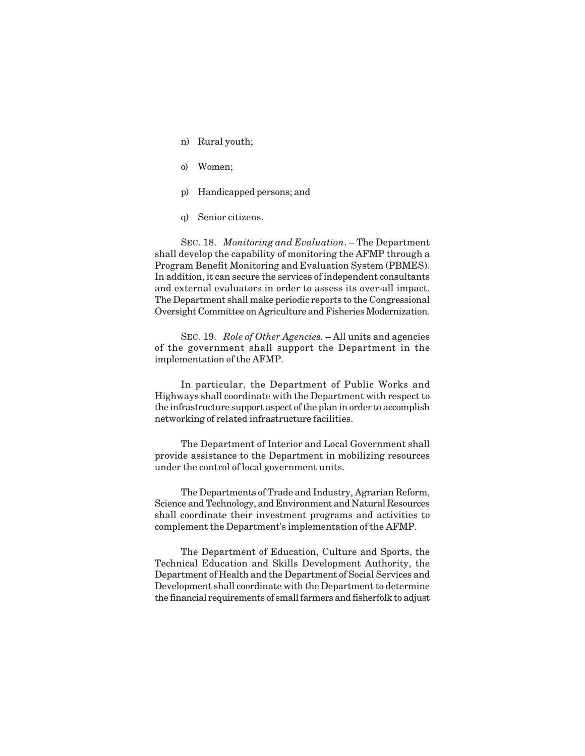n) Rural youth;

o) Women;

p) Handicapped persons; and

q) Senior citizens.

SEC. 18. *Monitoring and Evaluation*. – The Department shall develop the capability of monitoring the AFMP through a Program Benefit Monitoring and Evaluation System (PBMES). In addition, it can secure the services of independent consultants and external evaluators in order to assess its over-all impact. The Department shall make periodic reports to the Congressional Oversight Committee on Agriculture and Fisheries Modernization.

SEC. 19. *Role of Other Agencies.* – All units and agencies of the government shall support the Department in the implementation of the AFMP.

In particular, the Department of Public Works and Highways shall coordinate with the Department with respect to the infrastructure support aspect of the plan in order to accomplish networking of related infrastructure facilities.

The Department of Interior and Local Government shall provide assistance to the Department in mobilizing resources under the control of local government units.

The Departments of Trade and Industry, Agrarian Reform, Science and Technology, and Environment and Natural Resources shall coordinate their investment programs and activities to complement the Department's implementation of the AFMP.

The Department of Education, Culture and Sports, the Technical Education and Skills Development Authority, the Department of Health and the Department of Social Services and Development shall coordinate with the Department to determine the financial requirements of small farmers and fisherfolk to adjust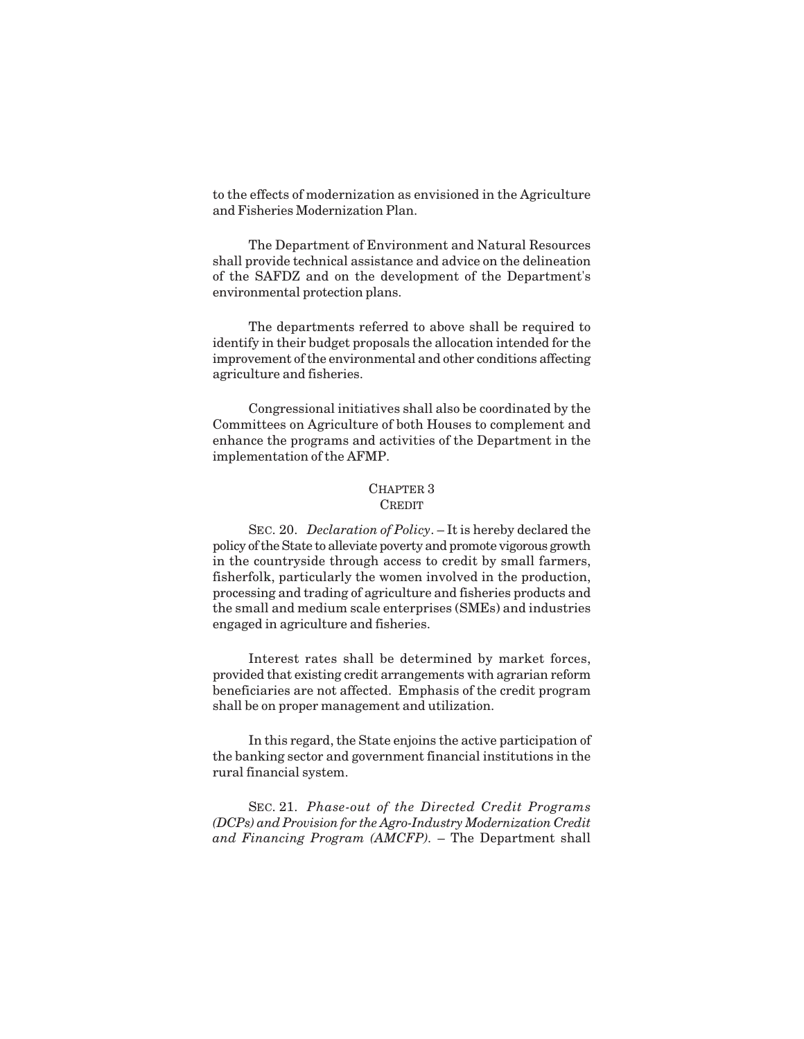to the effects of modernization as envisioned in the Agriculture and Fisheries Modernization Plan.

The Department of Environment and Natural Resources shall provide technical assistance and advice on the delineation of the SAFDZ and on the development of the Department's environmental protection plans.

The departments referred to above shall be required to identify in their budget proposals the allocation intended for the improvement of the environmental and other conditions affecting agriculture and fisheries.

Congressional initiatives shall also be coordinated by the Committees on Agriculture of both Houses to complement and enhance the programs and activities of the Department in the implementation of the AFMP.

## CHAPTER 3
## CREDIT

SEC. 20. *Declaration of Policy*. – It is hereby declared the policy of the State to alleviate poverty and promote vigorous growth in the countryside through access to credit by small farmers, fisherfolk, particularly the women involved in the production, processing and trading of agriculture and fisheries products and the small and medium scale enterprises (SMEs) and industries engaged in agriculture and fisheries.

Interest rates shall be determined by market forces, provided that existing credit arrangements with agrarian reform beneficiaries are not affected. Emphasis of the credit program shall be on proper management and utilization.

In this regard, the State enjoins the active participation of the banking sector and government financial institutions in the rural financial system.

SEC. 21. *Phase-out of the Directed Credit Programs (DCPs) and Provision for the Agro-Industry Modernization Credit and Financing Program (AMCFP).* – The Department shall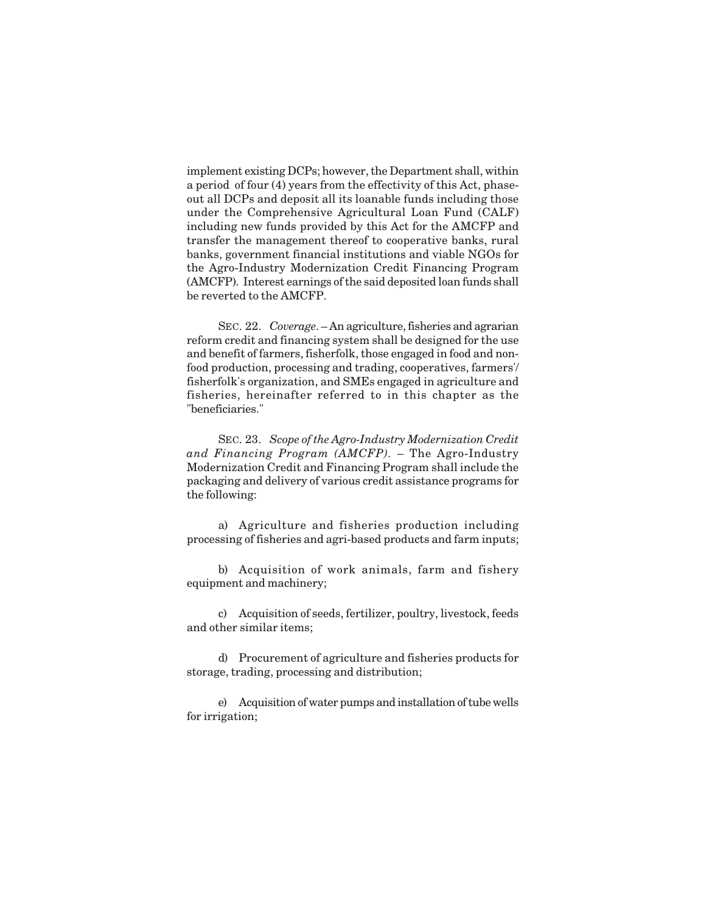implement existing DCPs; however, the Department shall, within a period of four (4) years from the effectivity of this Act, phase-out all DCPs and deposit all its loanable funds including those under the Comprehensive Agricultural Loan Fund (CALF) including new funds provided by this Act for the AMCFP and transfer the management thereof to cooperative banks, rural banks, government financial institutions and viable NGOs for the Agro-Industry Modernization Credit Financing Program (AMCFP). Interest earnings of the said deposited loan funds shall be reverted to the AMCFP.

SEC. 22. *Coverage*. – An agriculture, fisheries and agrarian reform credit and financing system shall be designed for the use and benefit of farmers, fisherfolk, those engaged in food and non-food production, processing and trading, cooperatives, farmers'/ fisherfolk's organization, and SMEs engaged in agriculture and fisheries, hereinafter referred to in this chapter as the "beneficiaries."

SEC. 23. *Scope of the Agro-Industry Modernization Credit and Financing Program (AMCFP)*. – The Agro-Industry Modernization Credit and Financing Program shall include the packaging and delivery of various credit assistance programs for the following:

a) Agriculture and fisheries production including processing of fisheries and agri-based products and farm inputs;

b) Acquisition of work animals, farm and fishery equipment and machinery;

c) Acquisition of seeds, fertilizer, poultry, livestock, feeds and other similar items;

d) Procurement of agriculture and fisheries products for storage, trading, processing and distribution;

e) Acquisition of water pumps and installation of tube wells for irrigation;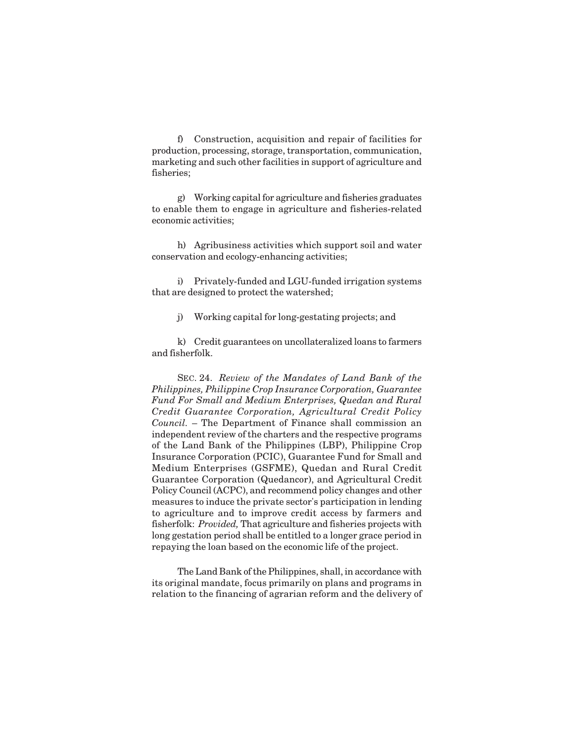f) Construction, acquisition and repair of facilities for production, processing, storage, transportation, communication, marketing and such other facilities in support of agriculture and fisheries;

g) Working capital for agriculture and fisheries graduates to enable them to engage in agriculture and fisheries-related economic activities;

h) Agribusiness activities which support soil and water conservation and ecology-enhancing activities;

i) Privately-funded and LGU-funded irrigation systems that are designed to protect the watershed;

j) Working capital for long-gestating projects; and

k) Credit guarantees on uncollateralized loans to farmers and fisherfolk.

SEC. 24. *Review of the Mandates of Land Bank of the Philippines, Philippine Crop Insurance Corporation, Guarantee Fund For Small and Medium Enterprises, Quedan and Rural Credit Guarantee Corporation, Agricultural Credit Policy Council.* – The Department of Finance shall commission an independent review of the charters and the respective programs of the Land Bank of the Philippines (LBP), Philippine Crop Insurance Corporation (PCIC), Guarantee Fund for Small and Medium Enterprises (GSFME), Quedan and Rural Credit Guarantee Corporation (Quedancor), and Agricultural Credit Policy Council (ACPC), and recommend policy changes and other measures to induce the private sector's participation in lending to agriculture and to improve credit access by farmers and fisherfolk: *Provided,* That agriculture and fisheries projects with long gestation period shall be entitled to a longer grace period in repaying the loan based on the economic life of the project.

The Land Bank of the Philippines, shall, in accordance with its original mandate, focus primarily on plans and programs in relation to the financing of agrarian reform and the delivery of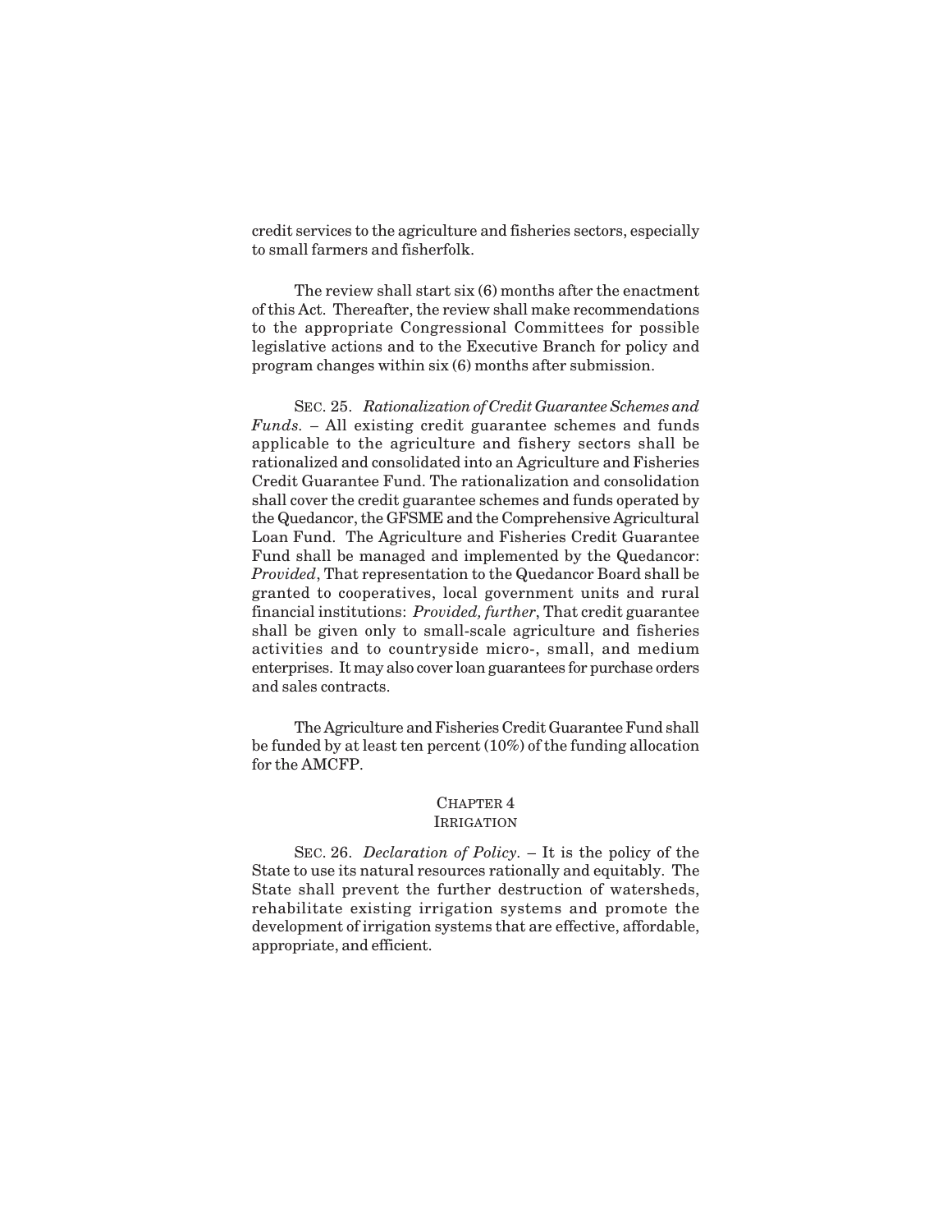credit services to the agriculture and fisheries sectors, especially to small farmers and fisherfolk.

The review shall start six (6) months after the enactment of this Act. Thereafter, the review shall make recommendations to the appropriate Congressional Committees for possible legislative actions and to the Executive Branch for policy and program changes within six (6) months after submission.

SEC. 25. *Rationalization of Credit Guarantee Schemes and Funds.* – All existing credit guarantee schemes and funds applicable to the agriculture and fishery sectors shall be rationalized and consolidated into an Agriculture and Fisheries Credit Guarantee Fund. The rationalization and consolidation shall cover the credit guarantee schemes and funds operated by the Quedancor, the GFSME and the Comprehensive Agricultural Loan Fund. The Agriculture and Fisheries Credit Guarantee Fund shall be managed and implemented by the Quedancor: *Provided*, That representation to the Quedancor Board shall be granted to cooperatives, local government units and rural financial institutions: *Provided, further*, That credit guarantee shall be given only to small-scale agriculture and fisheries activities and to countryside micro-, small, and medium enterprises. It may also cover loan guarantees for purchase orders and sales contracts.

The Agriculture and Fisheries Credit Guarantee Fund shall be funded by at least ten percent (10%) of the funding allocation for the AMCFP.

## CHAPTER 4
## IRRIGATION

SEC. 26. *Declaration of Policy.* – It is the policy of the State to use its natural resources rationally and equitably. The State shall prevent the further destruction of watersheds, rehabilitate existing irrigation systems and promote the development of irrigation systems that are effective, affordable, appropriate, and efficient.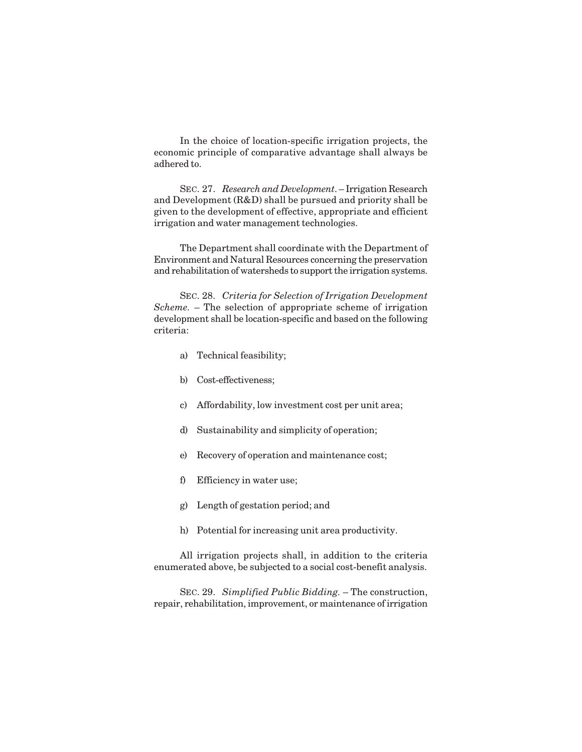In the choice of location-specific irrigation projects, the economic principle of comparative advantage shall always be adhered to.

SEC. 27. *Research and Development*. – Irrigation Research and Development (R&D) shall be pursued and priority shall be given to the development of effective, appropriate and efficient irrigation and water management technologies.

The Department shall coordinate with the Department of Environment and Natural Resources concerning the preservation and rehabilitation of watersheds to support the irrigation systems.

SEC. 28. *Criteria for Selection of Irrigation Development Scheme.* – The selection of appropriate scheme of irrigation development shall be location-specific and based on the following criteria:

a) Technical feasibility;

b) Cost-effectiveness;

c) Affordability, low investment cost per unit area;

d) Sustainability and simplicity of operation;

e) Recovery of operation and maintenance cost;

f) Efficiency in water use;

g) Length of gestation period; and

h) Potential for increasing unit area productivity.

All irrigation projects shall, in addition to the criteria enumerated above, be subjected to a social cost-benefit analysis.

SEC. 29. *Simplified Public Bidding.* – The construction, repair, rehabilitation, improvement, or maintenance of irrigation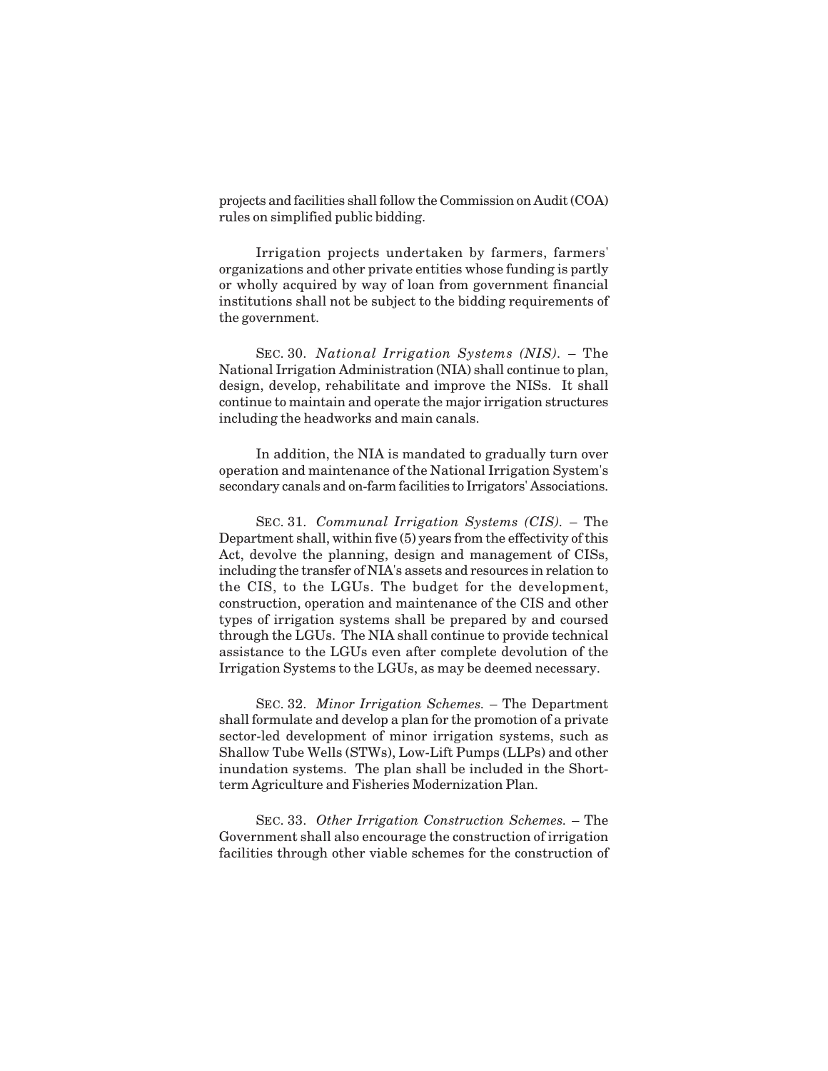projects and facilities shall follow the Commission on Audit (COA) rules on simplified public bidding.

Irrigation projects undertaken by farmers, farmers' organizations and other private entities whose funding is partly or wholly acquired by way of loan from government financial institutions shall not be subject to the bidding requirements of the government.

SEC. 30. *National Irrigation Systems (NIS).* – The National Irrigation Administration (NIA) shall continue to plan, design, develop, rehabilitate and improve the NISs. It shall continue to maintain and operate the major irrigation structures including the headworks and main canals.

In addition, the NIA is mandated to gradually turn over operation and maintenance of the National Irrigation System's secondary canals and on-farm facilities to Irrigators' Associations.

SEC. 31. *Communal Irrigation Systems (CIS).* – The Department shall, within five (5) years from the effectivity of this Act, devolve the planning, design and management of CISs, including the transfer of NIA's assets and resources in relation to the CIS, to the LGUs. The budget for the development, construction, operation and maintenance of the CIS and other types of irrigation systems shall be prepared by and coursed through the LGUs. The NIA shall continue to provide technical assistance to the LGUs even after complete devolution of the Irrigation Systems to the LGUs, as may be deemed necessary.

SEC. 32. *Minor Irrigation Schemes.* – The Department shall formulate and develop a plan for the promotion of a private sector-led development of minor irrigation systems, such as Shallow Tube Wells (STWs), Low-Lift Pumps (LLPs) and other inundation systems. The plan shall be included in the Short-term Agriculture and Fisheries Modernization Plan.

SEC. 33. *Other Irrigation Construction Schemes.* – The Government shall also encourage the construction of irrigation facilities through other viable schemes for the construction of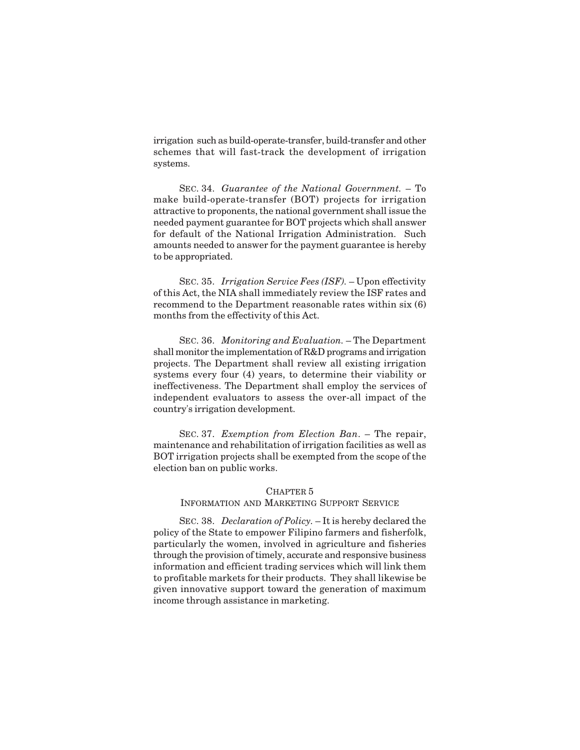irrigation such as build-operate-transfer, build-transfer and other schemes that will fast-track the development of irrigation systems.

SEC. 34. *Guarantee of the National Government.* – To make build-operate-transfer (BOT) projects for irrigation attractive to proponents, the national government shall issue the needed payment guarantee for BOT projects which shall answer for default of the National Irrigation Administration. Such amounts needed to answer for the payment guarantee is hereby to be appropriated.

SEC. 35. *Irrigation Service Fees (ISF).* – Upon effectivity of this Act, the NIA shall immediately review the ISF rates and recommend to the Department reasonable rates within six (6) months from the effectivity of this Act.

SEC. 36. *Monitoring and Evaluation.* – The Department shall monitor the implementation of R&D programs and irrigation projects. The Department shall review all existing irrigation systems every four (4) years, to determine their viability or ineffectiveness. The Department shall employ the services of independent evaluators to assess the over-all impact of the country's irrigation development.

SEC. 37. *Exemption from Election Ban*. – The repair, maintenance and rehabilitation of irrigation facilities as well as BOT irrigation projects shall be exempted from the scope of the election ban on public works.

## CHAPTER 5
## INFORMATION AND MARKETING SUPPORT SERVICE

SEC. 38. *Declaration of Policy.* – It is hereby declared the policy of the State to empower Filipino farmers and fisherfolk, particularly the women, involved in agriculture and fisheries through the provision of timely, accurate and responsive business information and efficient trading services which will link them to profitable markets for their products. They shall likewise be given innovative support toward the generation of maximum income through assistance in marketing.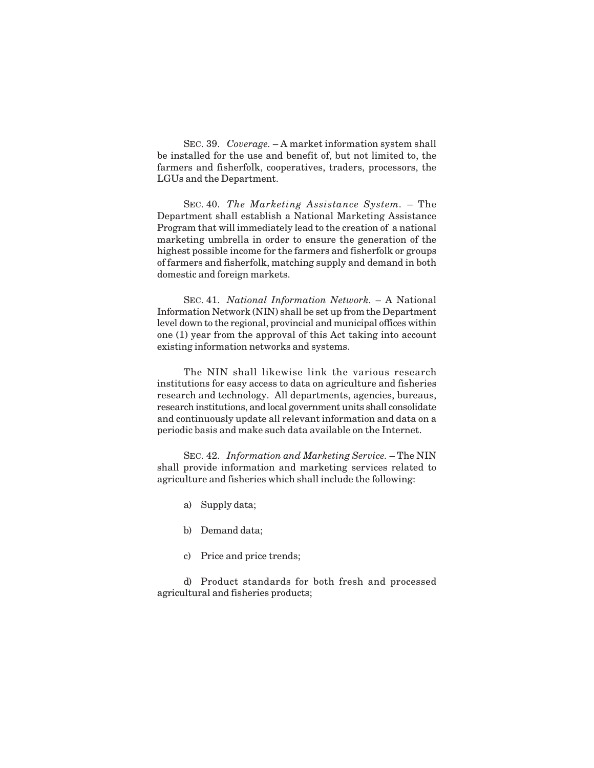SEC. 39. *Coverage.* – A market information system shall be installed for the use and benefit of, but not limited to, the farmers and fisherfolk, cooperatives, traders, processors, the LGUs and the Department.

SEC. 40. *The Marketing Assistance System.* – The Department shall establish a National Marketing Assistance Program that will immediately lead to the creation of a national marketing umbrella in order to ensure the generation of the highest possible income for the farmers and fisherfolk or groups of farmers and fisherfolk, matching supply and demand in both domestic and foreign markets.

SEC. 41. *National Information Network.* – A National Information Network (NIN) shall be set up from the Department level down to the regional, provincial and municipal offices within one (1) year from the approval of this Act taking into account existing information networks and systems.

The NIN shall likewise link the various research institutions for easy access to data on agriculture and fisheries research and technology. All departments, agencies, bureaus, research institutions, and local government units shall consolidate and continuously update all relevant information and data on a periodic basis and make such data available on the Internet.

SEC. 42. *Information and Marketing Service.* – The NIN shall provide information and marketing services related to agriculture and fisheries which shall include the following:

a) Supply data;

b) Demand data;

c) Price and price trends;

d) Product standards for both fresh and processed agricultural and fisheries products;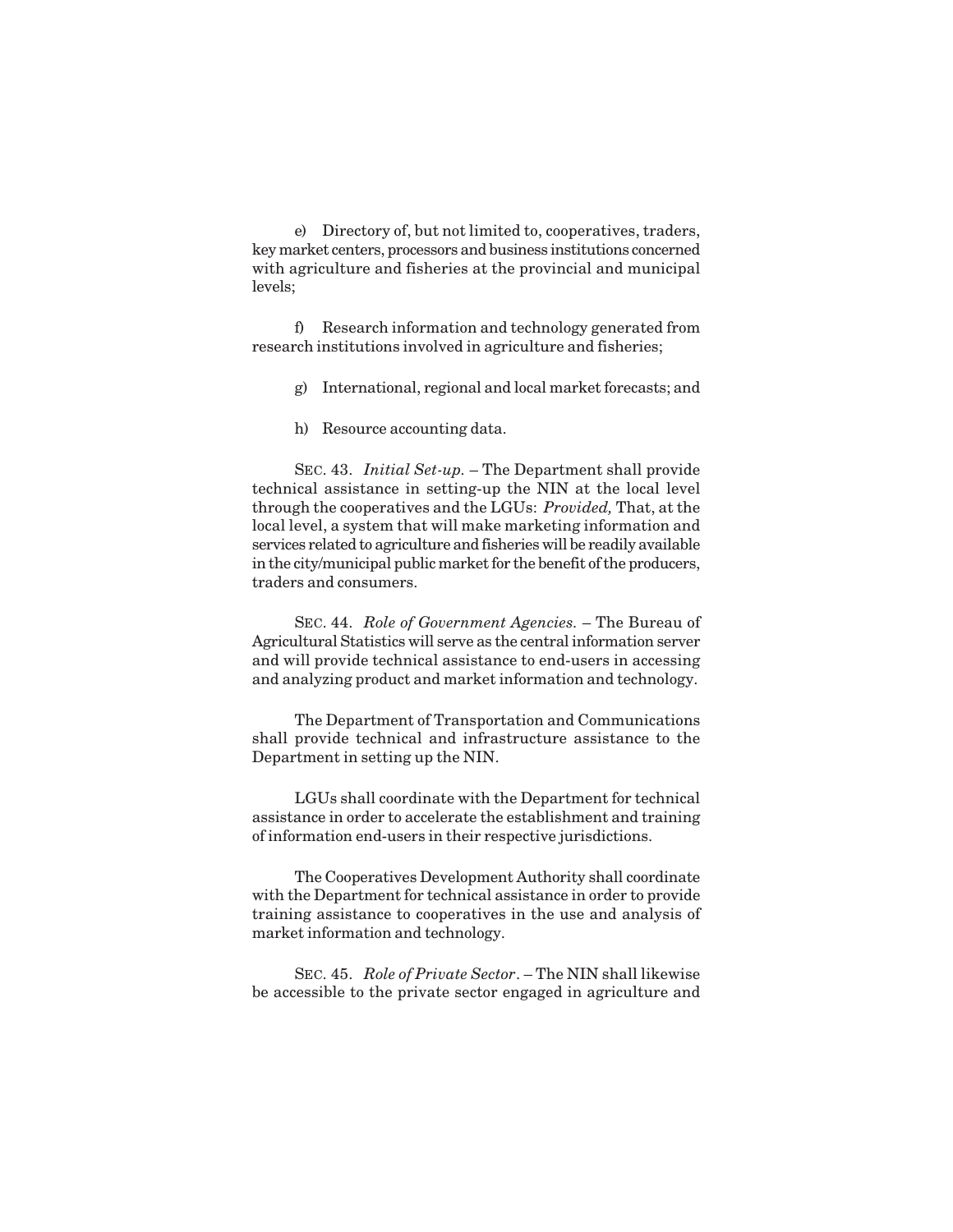e) Directory of, but not limited to, cooperatives, traders, key market centers, processors and business institutions concerned with agriculture and fisheries at the provincial and municipal levels;

f) Research information and technology generated from research institutions involved in agriculture and fisheries;

g) International, regional and local market forecasts; and

h) Resource accounting data.

SEC. 43. *Initial Set-up.* – The Department shall provide technical assistance in setting-up the NIN at the local level through the cooperatives and the LGUs: *Provided,* That, at the local level, a system that will make marketing information and services related to agriculture and fisheries will be readily available in the city/municipal public market for the benefit of the producers, traders and consumers.

SEC. 44. *Role of Government Agencies.* – The Bureau of Agricultural Statistics will serve as the central information server and will provide technical assistance to end-users in accessing and analyzing product and market information and technology.

The Department of Transportation and Communications shall provide technical and infrastructure assistance to the Department in setting up the NIN.

LGUs shall coordinate with the Department for technical assistance in order to accelerate the establishment and training of information end-users in their respective jurisdictions.

The Cooperatives Development Authority shall coordinate with the Department for technical assistance in order to provide training assistance to cooperatives in the use and analysis of market information and technology.

SEC. 45. *Role of Private Sector*. – The NIN shall likewise be accessible to the private sector engaged in agriculture and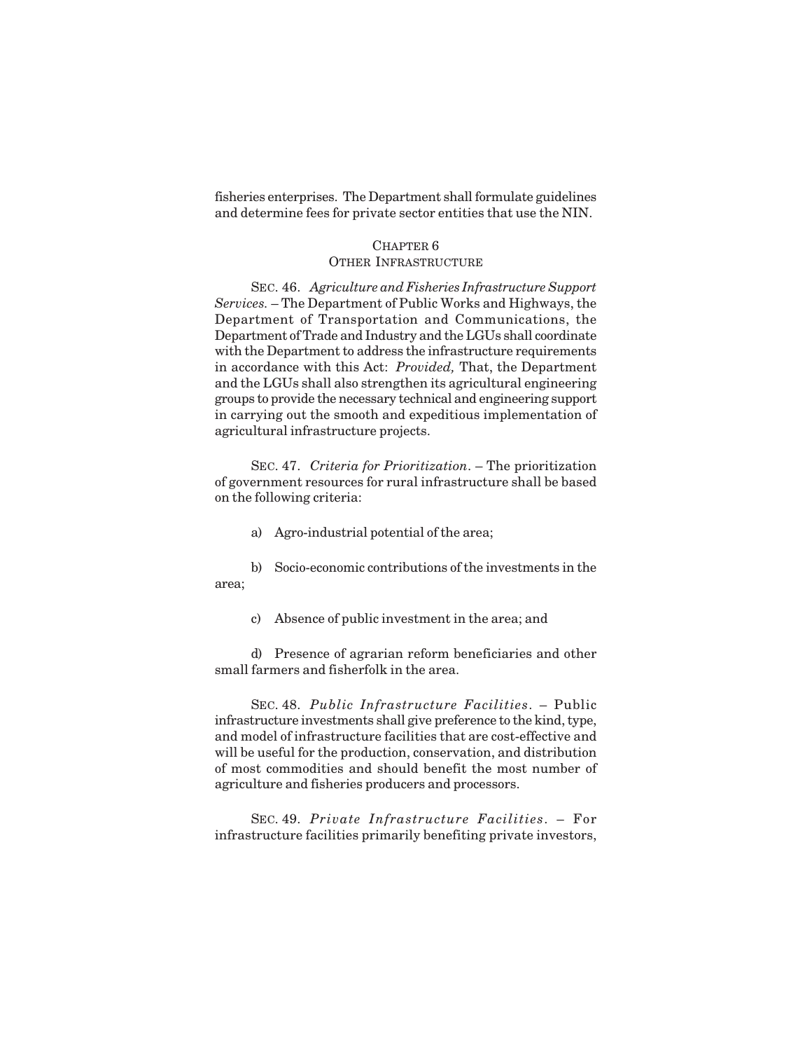fisheries enterprises. The Department shall formulate guidelines and determine fees for private sector entities that use the NIN.

## CHAPTER 6
## OTHER INFRASTRUCTURE

SEC. 46. *Agriculture and Fisheries Infrastructure Support Services.* – The Department of Public Works and Highways, the Department of Transportation and Communications, the Department of Trade and Industry and the LGUs shall coordinate with the Department to address the infrastructure requirements in accordance with this Act: *Provided,* That, the Department and the LGUs shall also strengthen its agricultural engineering groups to provide the necessary technical and engineering support in carrying out the smooth and expeditious implementation of agricultural infrastructure projects.

SEC. 47. *Criteria for Prioritization*. – The prioritization of government resources for rural infrastructure shall be based on the following criteria:

a) Agro-industrial potential of the area;

b) Socio-economic contributions of the investments in the area;

c) Absence of public investment in the area; and

d) Presence of agrarian reform beneficiaries and other small farmers and fisherfolk in the area.

SEC. 48. *Public Infrastructure Facilities*. – Public infrastructure investments shall give preference to the kind, type, and model of infrastructure facilities that are cost-effective and will be useful for the production, conservation, and distribution of most commodities and should benefit the most number of agriculture and fisheries producers and processors.

SEC. 49. *Private Infrastructure Facilities*. – For infrastructure facilities primarily benefiting private investors,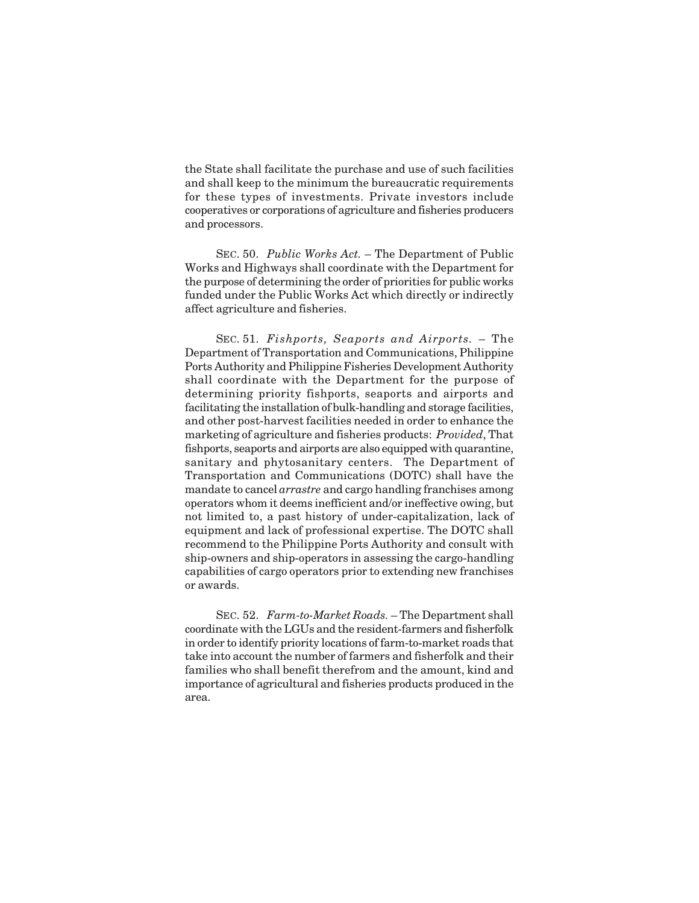the State shall facilitate the purchase and use of such facilities and shall keep to the minimum the bureaucratic requirements for these types of investments. Private investors include cooperatives or corporations of agriculture and fisheries producers and processors.

SEC. 50. *Public Works Act.* – The Department of Public Works and Highways shall coordinate with the Department for the purpose of determining the order of priorities for public works funded under the Public Works Act which directly or indirectly affect agriculture and fisheries.

SEC. 51. *Fishports, Seaports and Airports.* – The Department of Transportation and Communications, Philippine Ports Authority and Philippine Fisheries Development Authority shall coordinate with the Department for the purpose of determining priority fishports, seaports and airports and facilitating the installation of bulk-handling and storage facilities, and other post-harvest facilities needed in order to enhance the marketing of agriculture and fisheries products: *Provided*, That fishports, seaports and airports are also equipped with quarantine, sanitary and phytosanitary centers. The Department of Transportation and Communications (DOTC) shall have the mandate to cancel *arrastre* and cargo handling franchises among operators whom it deems inefficient and/or ineffective owing, but not limited to, a past history of under-capitalization, lack of equipment and lack of professional expertise. The DOTC shall recommend to the Philippine Ports Authority and consult with ship-owners and ship-operators in assessing the cargo-handling capabilities of cargo operators prior to extending new franchises or awards.

SEC. 52. *Farm-to-Market Roads.* – The Department shall coordinate with the LGUs and the resident-farmers and fisherfolk in order to identify priority locations of farm-to-market roads that take into account the number of farmers and fisherfolk and their families who shall benefit therefrom and the amount, kind and importance of agricultural and fisheries products produced in the area.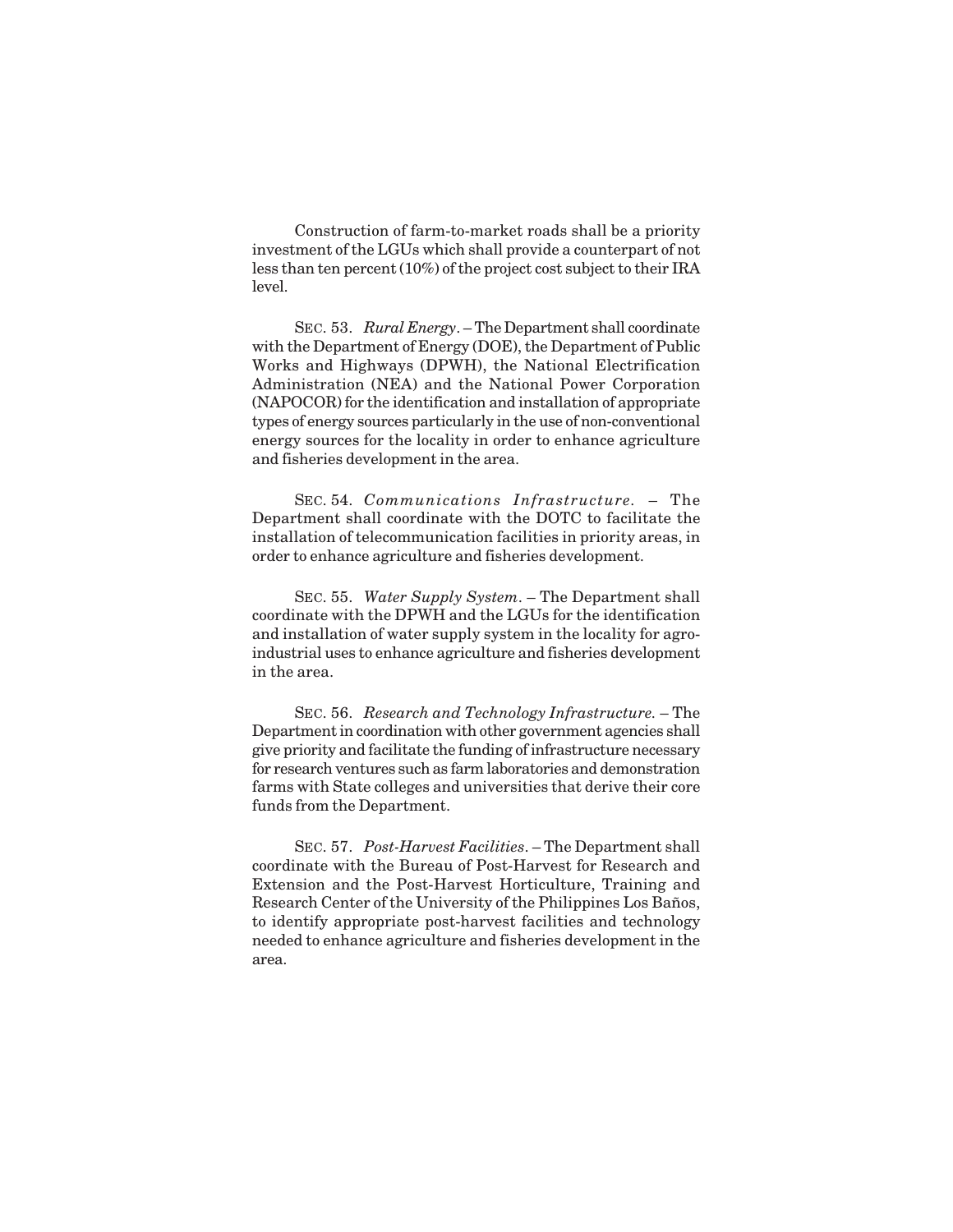Construction of farm-to-market roads shall be a priority investment of the LGUs which shall provide a counterpart of not less than ten percent (10%) of the project cost subject to their IRA level.

SEC. 53. *Rural Energy*. – The Department shall coordinate with the Department of Energy (DOE), the Department of Public Works and Highways (DPWH), the National Electrification Administration (NEA) and the National Power Corporation (NAPOCOR) for the identification and installation of appropriate types of energy sources particularly in the use of non-conventional energy sources for the locality in order to enhance agriculture and fisheries development in the area.

SEC. 54. *Communications Infrastructure*. – The Department shall coordinate with the DOTC to facilitate the installation of telecommunication facilities in priority areas, in order to enhance agriculture and fisheries development.

SEC. 55. *Water Supply System*. – The Department shall coordinate with the DPWH and the LGUs for the identification and installation of water supply system in the locality for agro-industrial uses to enhance agriculture and fisheries development in the area.

SEC. 56. *Research and Technology Infrastructure*. – The Department in coordination with other government agencies shall give priority and facilitate the funding of infrastructure necessary for research ventures such as farm laboratories and demonstration farms with State colleges and universities that derive their core funds from the Department.

SEC. 57. *Post-Harvest Facilities*. – The Department shall coordinate with the Bureau of Post-Harvest for Research and Extension and the Post-Harvest Horticulture, Training and Research Center of the University of the Philippines Los Baños, to identify appropriate post-harvest facilities and technology needed to enhance agriculture and fisheries development in the area.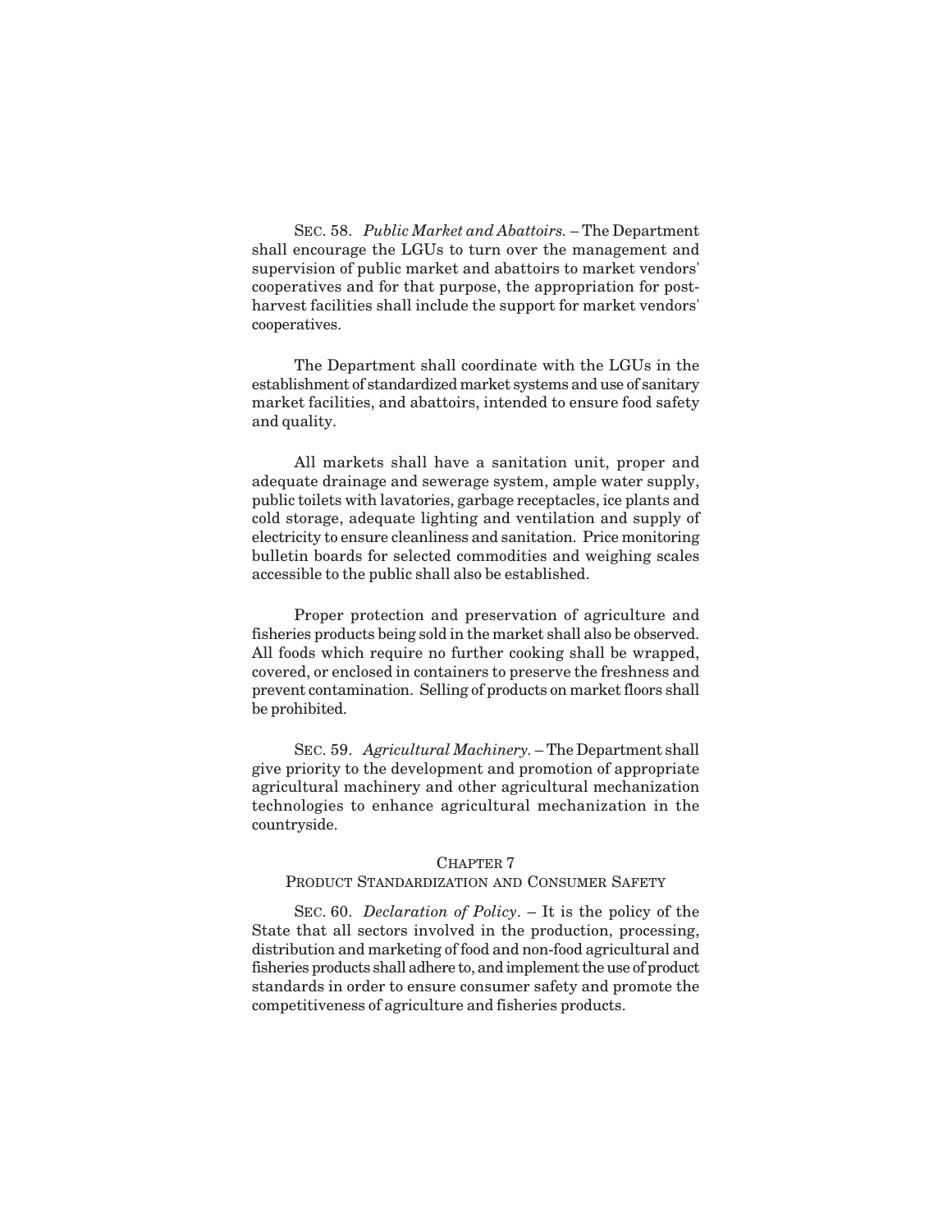SEC. 58. *Public Market and Abattoirs.* – The Department shall encourage the LGUs to turn over the management and supervision of public market and abattoirs to market vendors' cooperatives and for that purpose, the appropriation for post-harvest facilities shall include the support for market vendors' cooperatives.

The Department shall coordinate with the LGUs in the establishment of standardized market systems and use of sanitary market facilities, and abattoirs, intended to ensure food safety and quality.

All markets shall have a sanitation unit, proper and adequate drainage and sewerage system, ample water supply, public toilets with lavatories, garbage receptacles, ice plants and cold storage, adequate lighting and ventilation and supply of electricity to ensure cleanliness and sanitation. Price monitoring bulletin boards for selected commodities and weighing scales accessible to the public shall also be established.

Proper protection and preservation of agriculture and fisheries products being sold in the market shall also be observed. All foods which require no further cooking shall be wrapped, covered, or enclosed in containers to preserve the freshness and prevent contamination. Selling of products on market floors shall be prohibited.

SEC. 59. *Agricultural Machinery.* – The Department shall give priority to the development and promotion of appropriate agricultural machinery and other agricultural mechanization technologies to enhance agricultural mechanization in the countryside.

## CHAPTER 7
## PRODUCT STANDARDIZATION AND CONSUMER SAFETY

SEC. 60. *Declaration of Policy*. – It is the policy of the State that all sectors involved in the production, processing, distribution and marketing of food and non-food agricultural and fisheries products shall adhere to, and implement the use of product standards in order to ensure consumer safety and promote the competitiveness of agriculture and fisheries products.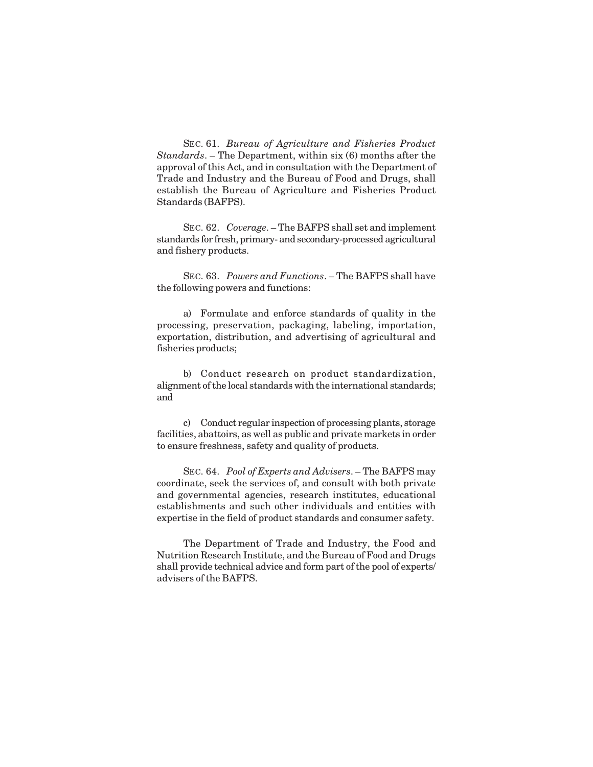SEC. 61. *Bureau of Agriculture and Fisheries Product Standards*. – The Department, within six (6) months after the approval of this Act, and in consultation with the Department of Trade and Industry and the Bureau of Food and Drugs, shall establish the Bureau of Agriculture and Fisheries Product Standards (BAFPS).

SEC. 62. *Coverage*. – The BAFPS shall set and implement standards for fresh, primary- and secondary-processed agricultural and fishery products.

SEC. 63. *Powers and Functions*. – The BAFPS shall have the following powers and functions:

a) Formulate and enforce standards of quality in the processing, preservation, packaging, labeling, importation, exportation, distribution, and advertising of agricultural and fisheries products;

b) Conduct research on product standardization, alignment of the local standards with the international standards; and

c) Conduct regular inspection of processing plants, storage facilities, abattoirs, as well as public and private markets in order to ensure freshness, safety and quality of products.

SEC. 64. *Pool of Experts and Advisers*. – The BAFPS may coordinate, seek the services of, and consult with both private and governmental agencies, research institutes, educational establishments and such other individuals and entities with expertise in the field of product standards and consumer safety.

The Department of Trade and Industry, the Food and Nutrition Research Institute, and the Bureau of Food and Drugs shall provide technical advice and form part of the pool of experts/ advisers of the BAFPS.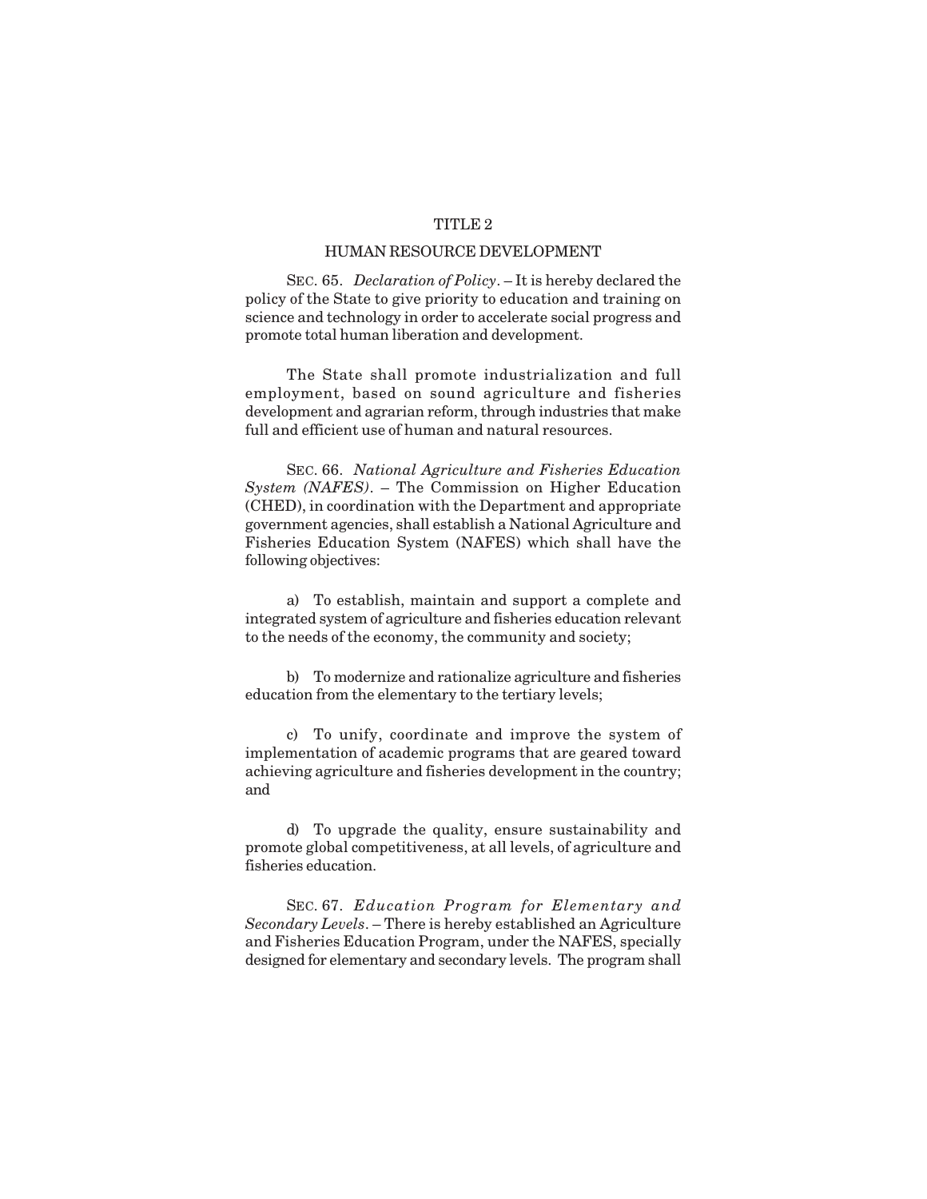## TITLE 2

## HUMAN RESOURCE DEVELOPMENT

SEC. 65. *Declaration of Policy*. – It is hereby declared the policy of the State to give priority to education and training on science and technology in order to accelerate social progress and promote total human liberation and development.

The State shall promote industrialization and full employment, based on sound agriculture and fisheries development and agrarian reform, through industries that make full and efficient use of human and natural resources.

SEC. 66. *National Agriculture and Fisheries Education System (NAFES)*. – The Commission on Higher Education (CHED), in coordination with the Department and appropriate government agencies, shall establish a National Agriculture and Fisheries Education System (NAFES) which shall have the following objectives:

a) To establish, maintain and support a complete and integrated system of agriculture and fisheries education relevant to the needs of the economy, the community and society;

b) To modernize and rationalize agriculture and fisheries education from the elementary to the tertiary levels;

c) To unify, coordinate and improve the system of implementation of academic programs that are geared toward achieving agriculture and fisheries development in the country; and

d) To upgrade the quality, ensure sustainability and promote global competitiveness, at all levels, of agriculture and fisheries education.

SEC. 67. *Education Program for Elementary and Secondary Levels*. – There is hereby established an Agriculture and Fisheries Education Program, under the NAFES, specially designed for elementary and secondary levels. The program shall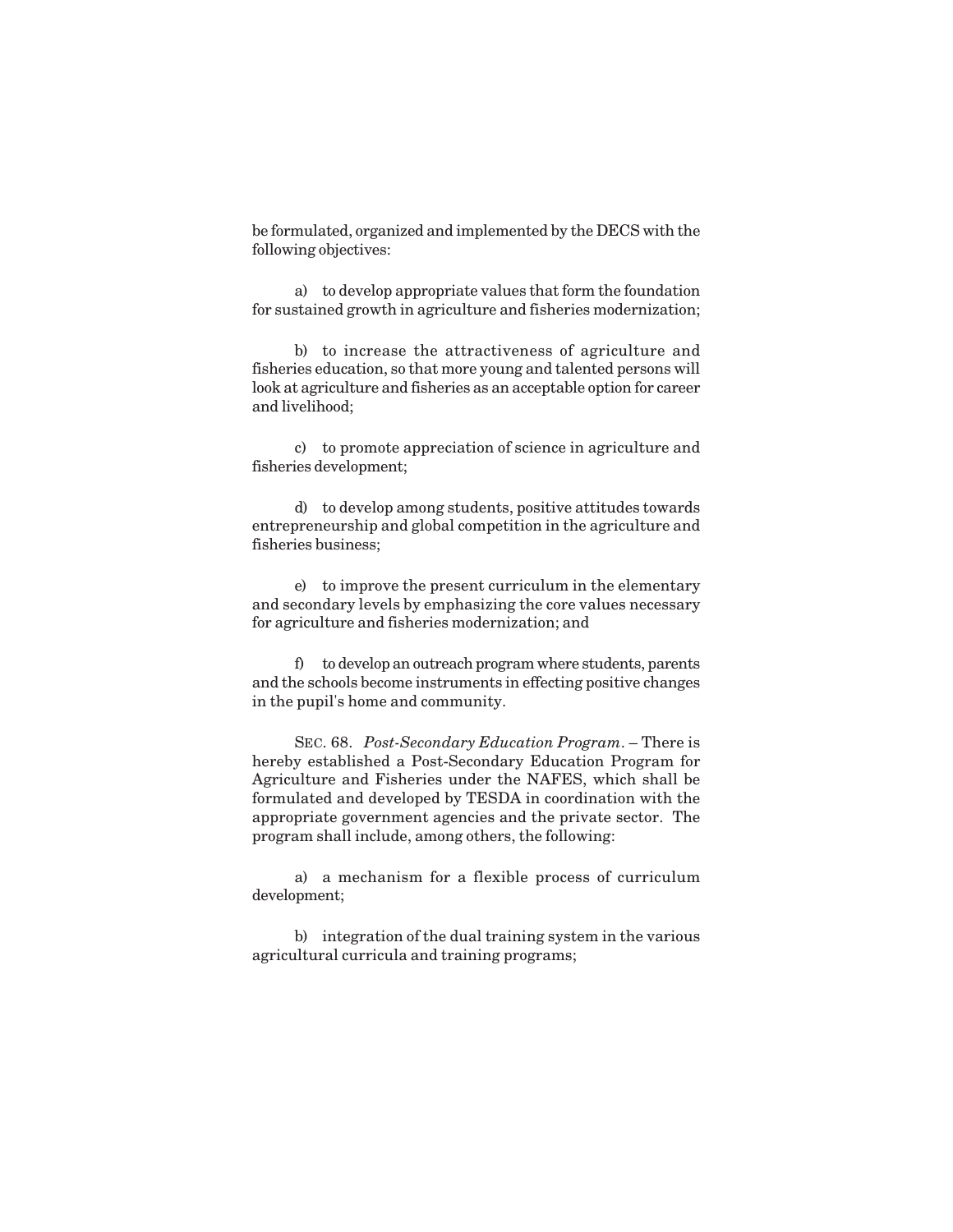be formulated, organized and implemented by the DECS with the following objectives:

a) to develop appropriate values that form the foundation for sustained growth in agriculture and fisheries modernization;

b) to increase the attractiveness of agriculture and fisheries education, so that more young and talented persons will look at agriculture and fisheries as an acceptable option for career and livelihood;

c) to promote appreciation of science in agriculture and fisheries development;

d) to develop among students, positive attitudes towards entrepreneurship and global competition in the agriculture and fisheries business;

e) to improve the present curriculum in the elementary and secondary levels by emphasizing the core values necessary for agriculture and fisheries modernization; and

f) to develop an outreach program where students, parents and the schools become instruments in effecting positive changes in the pupil's home and community.

SEC. 68. *Post-Secondary Education Program*. – There is hereby established a Post-Secondary Education Program for Agriculture and Fisheries under the NAFES, which shall be formulated and developed by TESDA in coordination with the appropriate government agencies and the private sector. The program shall include, among others, the following:

a) a mechanism for a flexible process of curriculum development;

b) integration of the dual training system in the various agricultural curricula and training programs;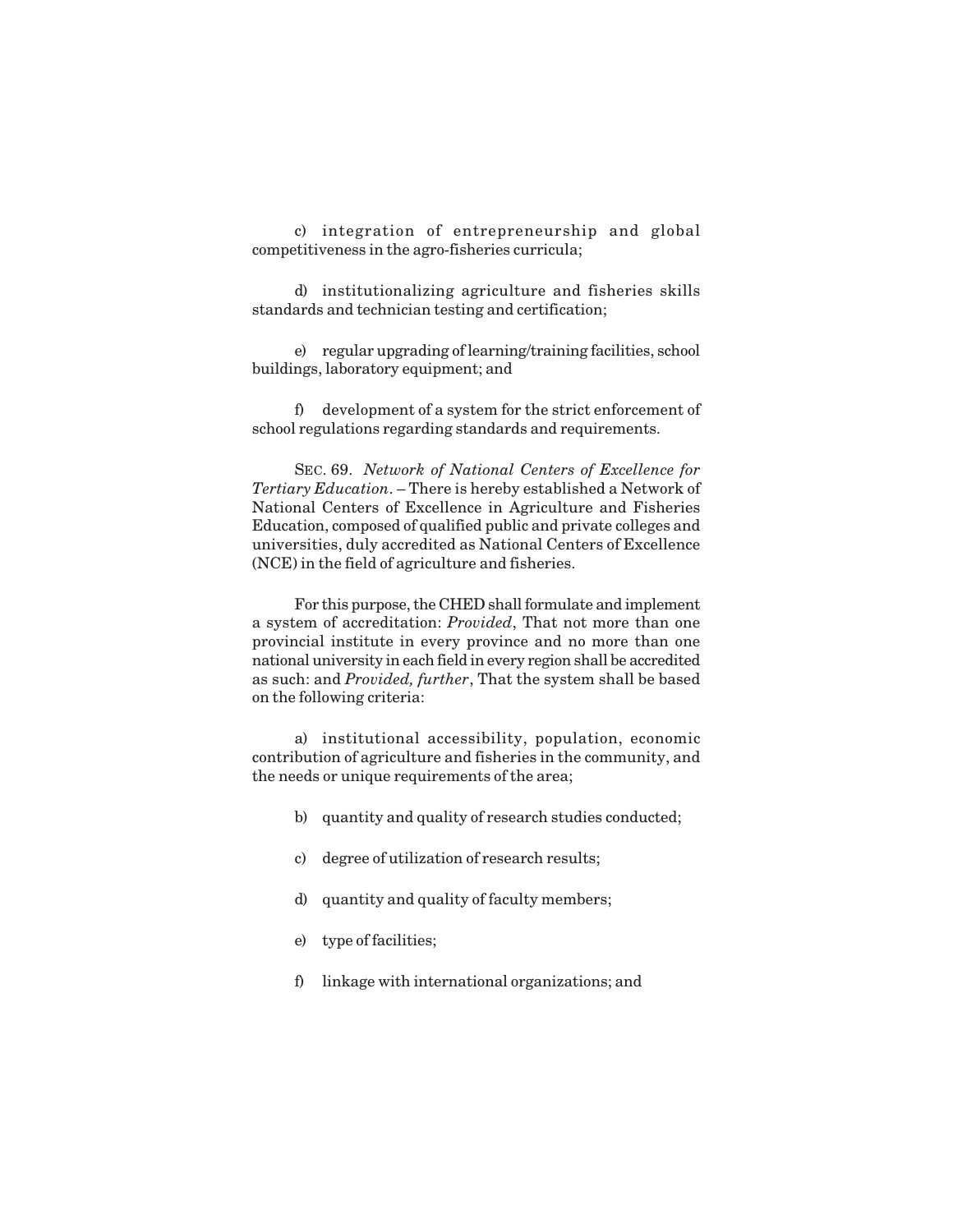c) integration of entrepreneurship and global competitiveness in the agro-fisheries curricula;

d) institutionalizing agriculture and fisheries skills standards and technician testing and certification;

e) regular upgrading of learning/training facilities, school buildings, laboratory equipment; and

f) development of a system for the strict enforcement of school regulations regarding standards and requirements.

SEC. 69. *Network of National Centers of Excellence for Tertiary Education*. – There is hereby established a Network of National Centers of Excellence in Agriculture and Fisheries Education, composed of qualified public and private colleges and universities, duly accredited as National Centers of Excellence (NCE) in the field of agriculture and fisheries.

For this purpose, the CHED shall formulate and implement a system of accreditation: *Provided*, That not more than one provincial institute in every province and no more than one national university in each field in every region shall be accredited as such: and *Provided, further*, That the system shall be based on the following criteria:

a) institutional accessibility, population, economic contribution of agriculture and fisheries in the community, and the needs or unique requirements of the area;

b) quantity and quality of research studies conducted;

c) degree of utilization of research results;

d) quantity and quality of faculty members;

e) type of facilities;

f) linkage with international organizations; and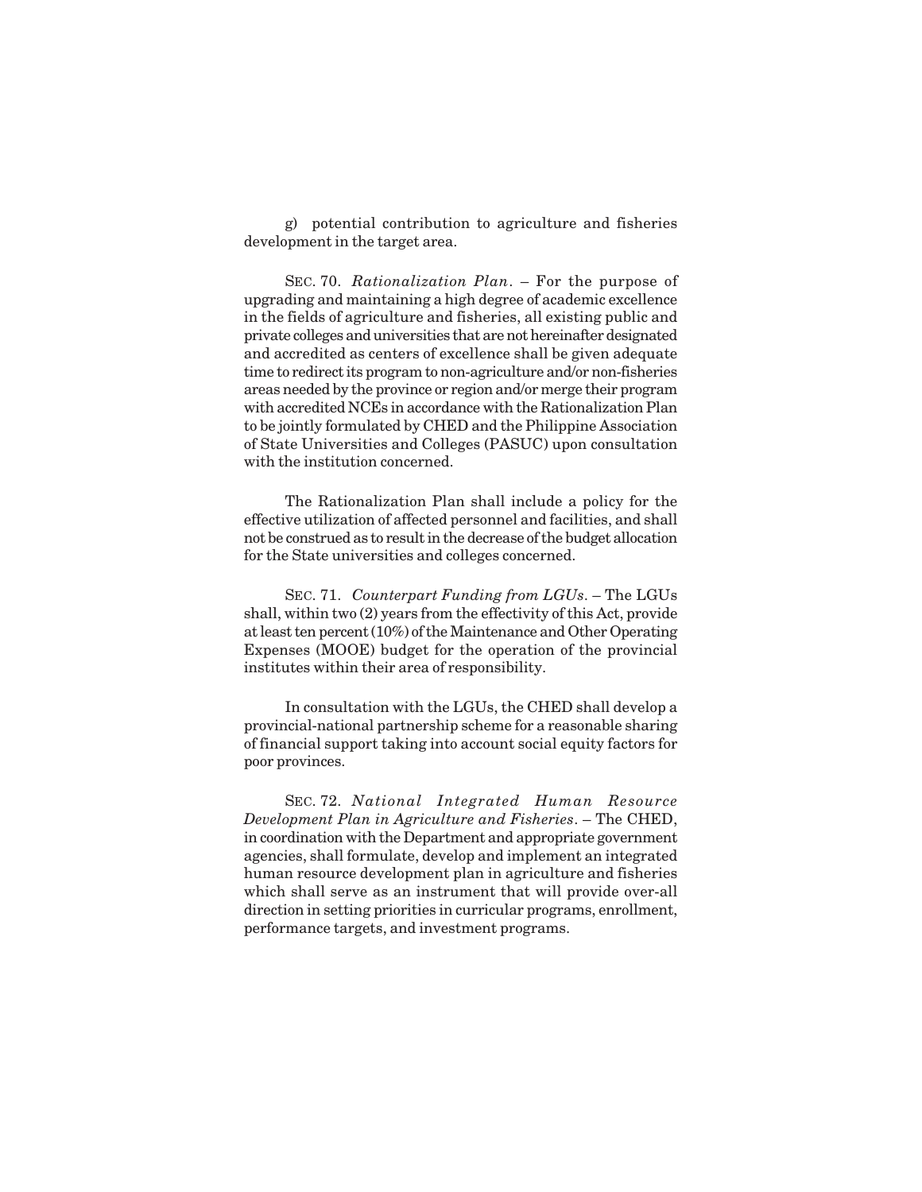g) potential contribution to agriculture and fisheries development in the target area.

SEC. 70. *Rationalization Plan*. – For the purpose of upgrading and maintaining a high degree of academic excellence in the fields of agriculture and fisheries, all existing public and private colleges and universities that are not hereinafter designated and accredited as centers of excellence shall be given adequate time to redirect its program to non-agriculture and/or non-fisheries areas needed by the province or region and/or merge their program with accredited NCEs in accordance with the Rationalization Plan to be jointly formulated by CHED and the Philippine Association of State Universities and Colleges (PASUC) upon consultation with the institution concerned.

The Rationalization Plan shall include a policy for the effective utilization of affected personnel and facilities, and shall not be construed as to result in the decrease of the budget allocation for the State universities and colleges concerned.

SEC. 71. *Counterpart Funding from LGUs*. – The LGUs shall, within two (2) years from the effectivity of this Act, provide at least ten percent (10%) of the Maintenance and Other Operating Expenses (MOOE) budget for the operation of the provincial institutes within their area of responsibility.

In consultation with the LGUs, the CHED shall develop a provincial-national partnership scheme for a reasonable sharing of financial support taking into account social equity factors for poor provinces.

SEC. 72. *National Integrated Human Resource Development Plan in Agriculture and Fisheries*. – The CHED, in coordination with the Department and appropriate government agencies, shall formulate, develop and implement an integrated human resource development plan in agriculture and fisheries which shall serve as an instrument that will provide over-all direction in setting priorities in curricular programs, enrollment, performance targets, and investment programs.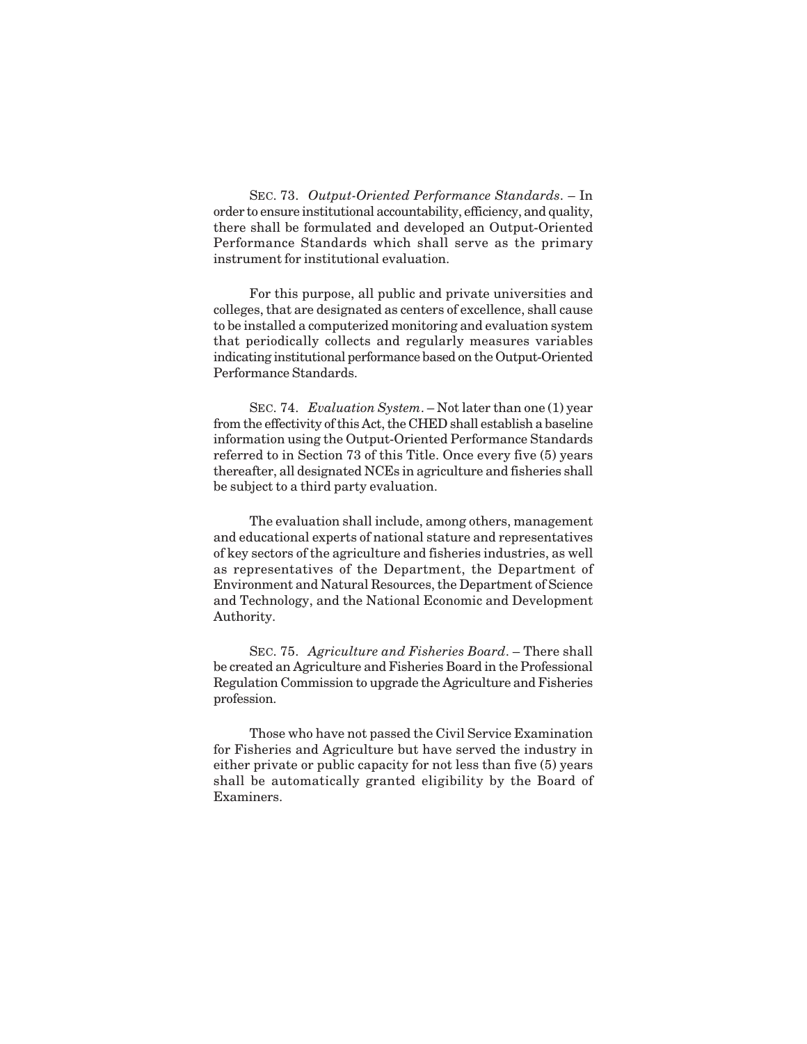SEC. 73. *Output-Oriented Performance Standards*. – In order to ensure institutional accountability, efficiency, and quality, there shall be formulated and developed an Output-Oriented Performance Standards which shall serve as the primary instrument for institutional evaluation.

For this purpose, all public and private universities and colleges, that are designated as centers of excellence, shall cause to be installed a computerized monitoring and evaluation system that periodically collects and regularly measures variables indicating institutional performance based on the Output-Oriented Performance Standards.

SEC. 74. *Evaluation System*. – Not later than one (1) year from the effectivity of this Act, the CHED shall establish a baseline information using the Output-Oriented Performance Standards referred to in Section 73 of this Title. Once every five (5) years thereafter, all designated NCEs in agriculture and fisheries shall be subject to a third party evaluation.

The evaluation shall include, among others, management and educational experts of national stature and representatives of key sectors of the agriculture and fisheries industries, as well as representatives of the Department, the Department of Environment and Natural Resources, the Department of Science and Technology, and the National Economic and Development Authority.

SEC. 75. *Agriculture and Fisheries Board*. – There shall be created an Agriculture and Fisheries Board in the Professional Regulation Commission to upgrade the Agriculture and Fisheries profession.

Those who have not passed the Civil Service Examination for Fisheries and Agriculture but have served the industry in either private or public capacity for not less than five (5) years shall be automatically granted eligibility by the Board of Examiners.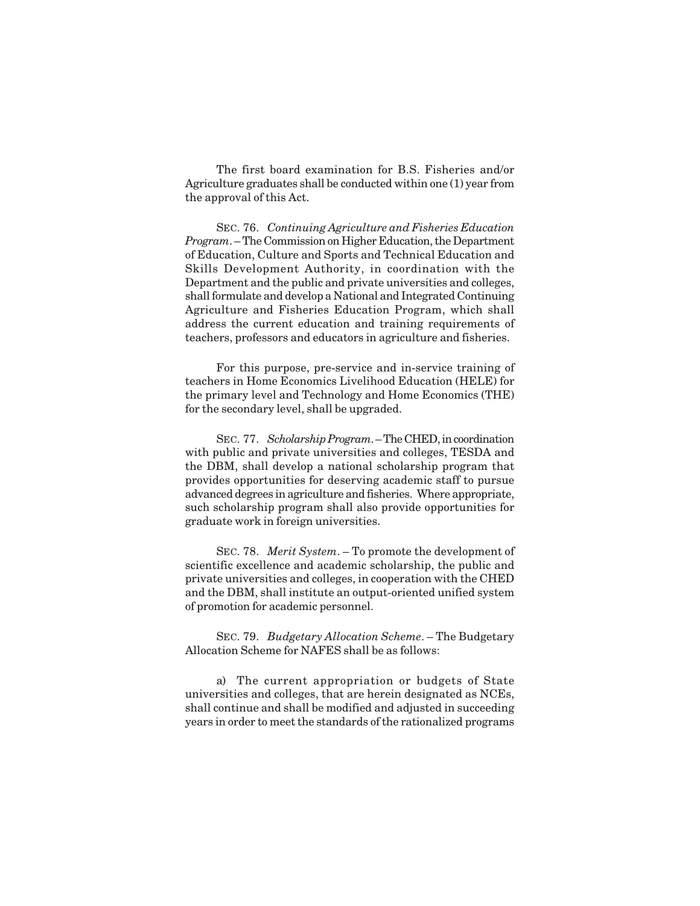The first board examination for B.S. Fisheries and/or Agriculture graduates shall be conducted within one (1) year from the approval of this Act.

SEC. 76. *Continuing Agriculture and Fisheries Education Program*. – The Commission on Higher Education, the Department of Education, Culture and Sports and Technical Education and Skills Development Authority, in coordination with the Department and the public and private universities and colleges, shall formulate and develop a National and Integrated Continuing Agriculture and Fisheries Education Program, which shall address the current education and training requirements of teachers, professors and educators in agriculture and fisheries.

For this purpose, pre-service and in-service training of teachers in Home Economics Livelihood Education (HELE) for the primary level and Technology and Home Economics (THE) for the secondary level, shall be upgraded.

SEC. 77. *Scholarship Program*. – The CHED, in coordination with public and private universities and colleges, TESDA and the DBM, shall develop a national scholarship program that provides opportunities for deserving academic staff to pursue advanced degrees in agriculture and fisheries. Where appropriate, such scholarship program shall also provide opportunities for graduate work in foreign universities.

SEC. 78. *Merit System*. – To promote the development of scientific excellence and academic scholarship, the public and private universities and colleges, in cooperation with the CHED and the DBM, shall institute an output-oriented unified system of promotion for academic personnel.

SEC. 79. *Budgetary Allocation Scheme*. – The Budgetary Allocation Scheme for NAFES shall be as follows:

a) The current appropriation or budgets of State universities and colleges, that are herein designated as NCEs, shall continue and shall be modified and adjusted in succeeding years in order to meet the standards of the rationalized programs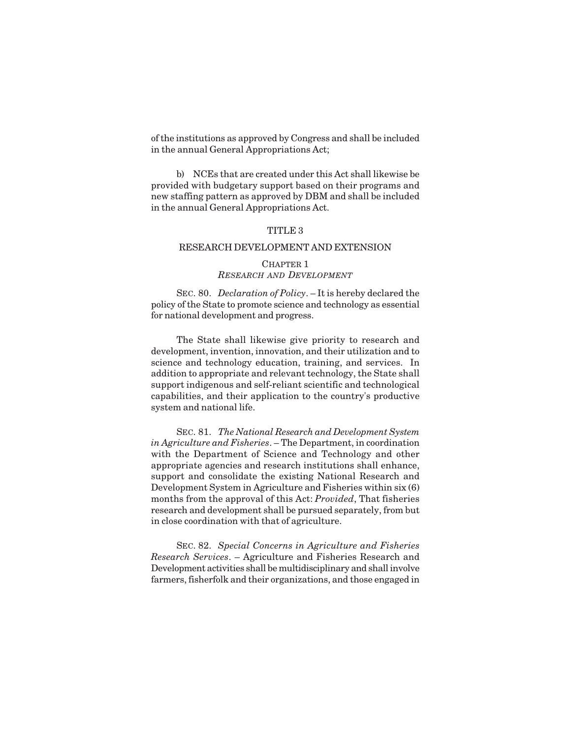of the institutions as approved by Congress and shall be included in the annual General Appropriations Act;

b) NCEs that are created under this Act shall likewise be provided with budgetary support based on their programs and new staffing pattern as approved by DBM and shall be included in the annual General Appropriations Act.

## TITLE 3

## RESEARCH DEVELOPMENT AND EXTENSION

### CHAPTER 1
### *RESEARCH AND DEVELOPMENT*

SEC. 80. *Declaration of Policy*. – It is hereby declared the policy of the State to promote science and technology as essential for national development and progress.

The State shall likewise give priority to research and development, invention, innovation, and their utilization and to science and technology education, training, and services. In addition to appropriate and relevant technology, the State shall support indigenous and self-reliant scientific and technological capabilities, and their application to the country's productive system and national life.

SEC. 81. *The National Research and Development System in Agriculture and Fisheries*. – The Department, in coordination with the Department of Science and Technology and other appropriate agencies and research institutions shall enhance, support and consolidate the existing National Research and Development System in Agriculture and Fisheries within six (6) months from the approval of this Act: *Provided*, That fisheries research and development shall be pursued separately, from but in close coordination with that of agriculture.

SEC. 82. *Special Concerns in Agriculture and Fisheries Research Services*. – Agriculture and Fisheries Research and Development activities shall be multidisciplinary and shall involve farmers, fisherfolk and their organizations, and those engaged in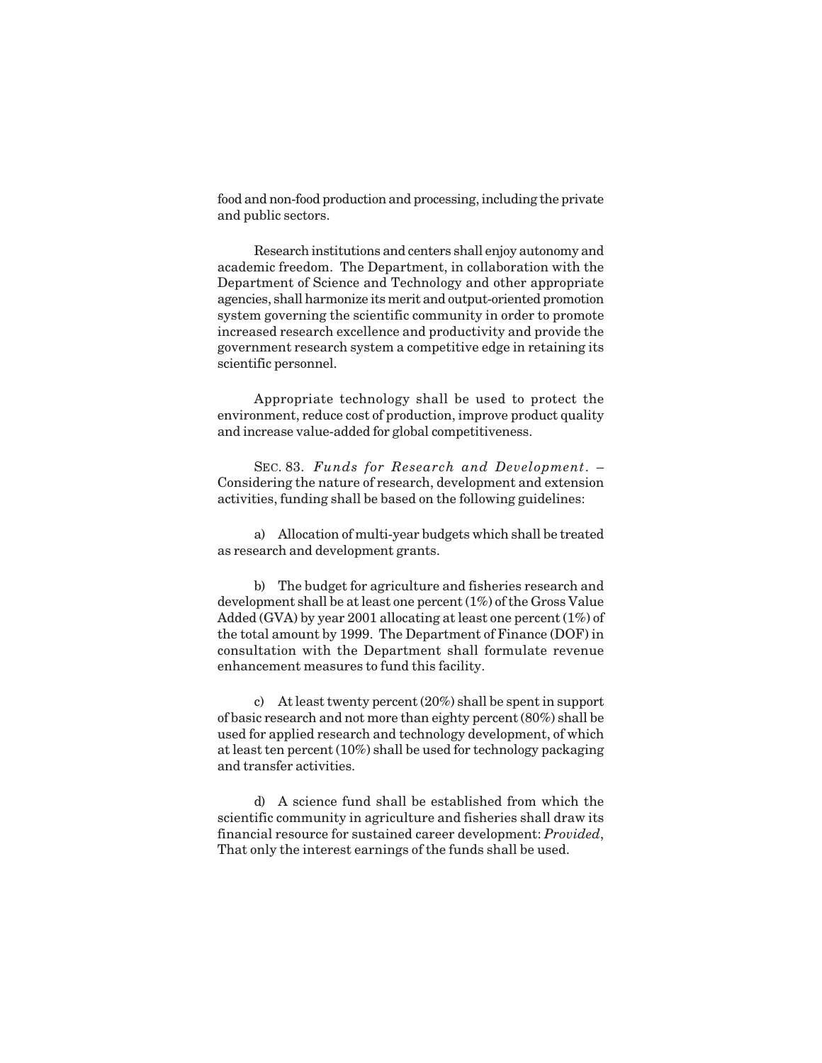food and non-food production and processing, including the private and public sectors.

Research institutions and centers shall enjoy autonomy and academic freedom. The Department, in collaboration with the Department of Science and Technology and other appropriate agencies, shall harmonize its merit and output-oriented promotion system governing the scientific community in order to promote increased research excellence and productivity and provide the government research system a competitive edge in retaining its scientific personnel.

Appropriate technology shall be used to protect the environment, reduce cost of production, improve product quality and increase value-added for global competitiveness.

SEC. 83. *Funds for Research and Development*. – Considering the nature of research, development and extension activities, funding shall be based on the following guidelines:

a) Allocation of multi-year budgets which shall be treated as research and development grants.

b) The budget for agriculture and fisheries research and development shall be at least one percent (1%) of the Gross Value Added (GVA) by year 2001 allocating at least one percent (1%) of the total amount by 1999. The Department of Finance (DOF) in consultation with the Department shall formulate revenue enhancement measures to fund this facility.

c) At least twenty percent (20%) shall be spent in support of basic research and not more than eighty percent (80%) shall be used for applied research and technology development, of which at least ten percent (10%) shall be used for technology packaging and transfer activities.

d) A science fund shall be established from which the scientific community in agriculture and fisheries shall draw its financial resource for sustained career development: *Provided*, That only the interest earnings of the funds shall be used.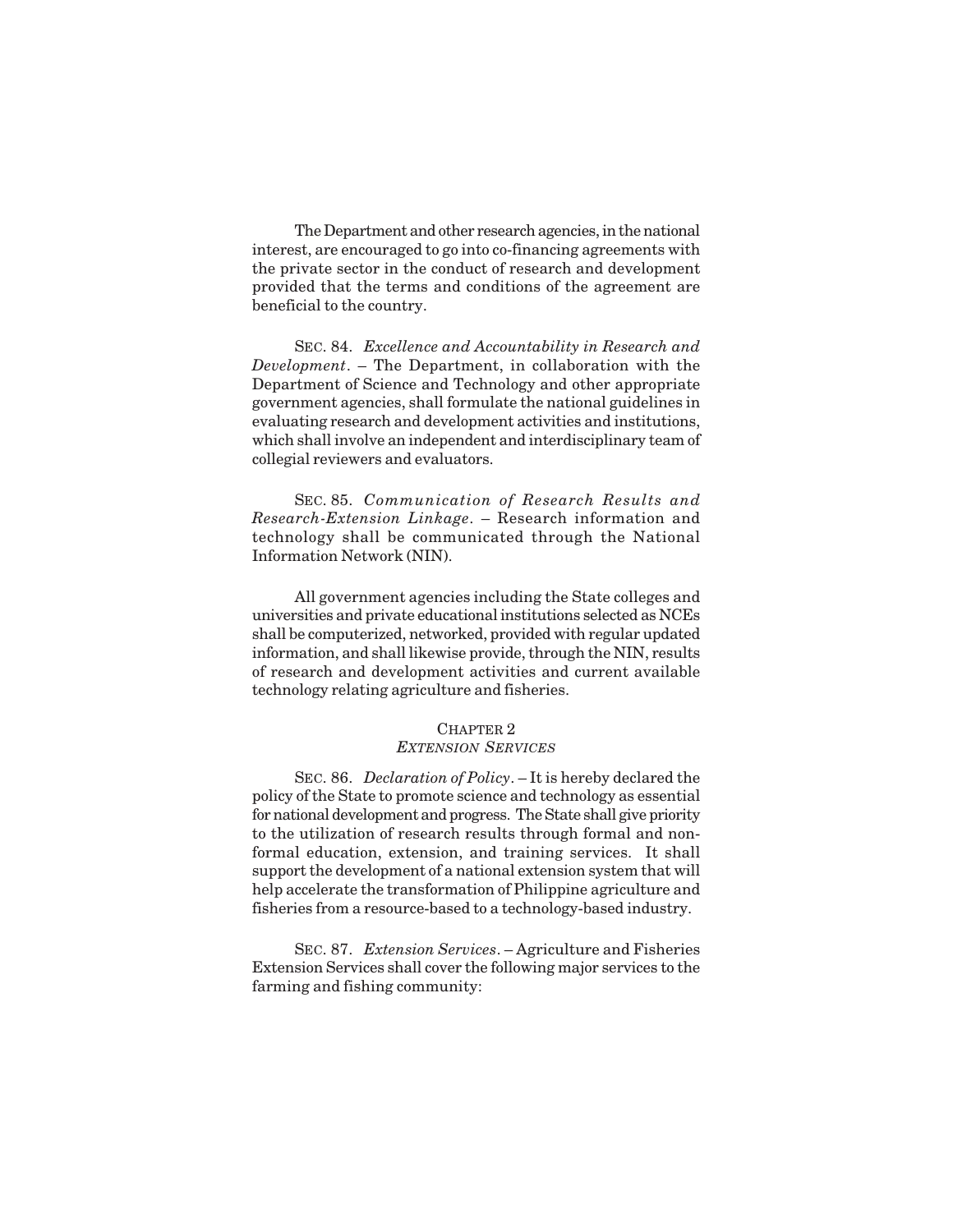The Department and other research agencies, in the national interest, are encouraged to go into co-financing agreements with the private sector in the conduct of research and development provided that the terms and conditions of the agreement are beneficial to the country.

SEC. 84. *Excellence and Accountability in Research and Development*. – The Department, in collaboration with the Department of Science and Technology and other appropriate government agencies, shall formulate the national guidelines in evaluating research and development activities and institutions, which shall involve an independent and interdisciplinary team of collegial reviewers and evaluators.

SEC. 85. *Communication of Research Results and Research-Extension Linkage*. – Research information and technology shall be communicated through the National Information Network (NIN).

All government agencies including the State colleges and universities and private educational institutions selected as NCEs shall be computerized, networked, provided with regular updated information, and shall likewise provide, through the NIN, results of research and development activities and current available technology relating agriculture and fisheries.

## CHAPTER 2
## *EXTENSION SERVICES*

SEC. 86. *Declaration of Policy*. – It is hereby declared the policy of the State to promote science and technology as essential for national development and progress. The State shall give priority to the utilization of research results through formal and non-formal education, extension, and training services. It shall support the development of a national extension system that will help accelerate the transformation of Philippine agriculture and fisheries from a resource-based to a technology-based industry.

SEC. 87. *Extension Services*. – Agriculture and Fisheries Extension Services shall cover the following major services to the farming and fishing community: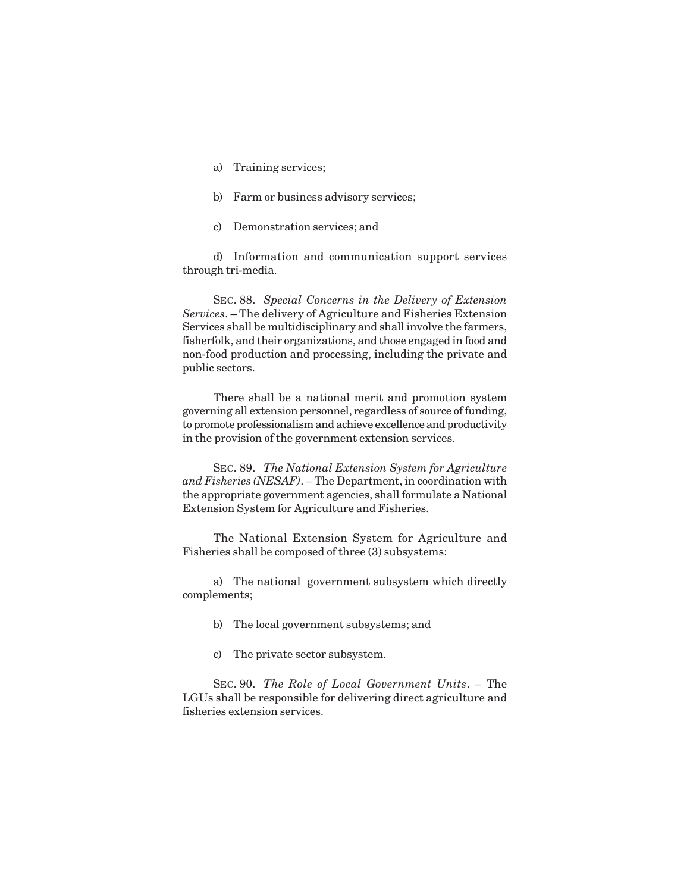a) Training services;

b) Farm or business advisory services;

c) Demonstration services; and

d) Information and communication support services through tri-media.

SEC. 88. *Special Concerns in the Delivery of Extension Services*. – The delivery of Agriculture and Fisheries Extension Services shall be multidisciplinary and shall involve the farmers, fisherfolk, and their organizations, and those engaged in food and non-food production and processing, including the private and public sectors.

There shall be a national merit and promotion system governing all extension personnel, regardless of source of funding, to promote professionalism and achieve excellence and productivity in the provision of the government extension services.

SEC. 89. *The National Extension System for Agriculture and Fisheries (NESAF)*. – The Department, in coordination with the appropriate government agencies, shall formulate a National Extension System for Agriculture and Fisheries.

The National Extension System for Agriculture and Fisheries shall be composed of three (3) subsystems:

a) The national government subsystem which directly complements;

b) The local government subsystems; and

c) The private sector subsystem.

SEC. 90. *The Role of Local Government Units*. – The LGUs shall be responsible for delivering direct agriculture and fisheries extension services.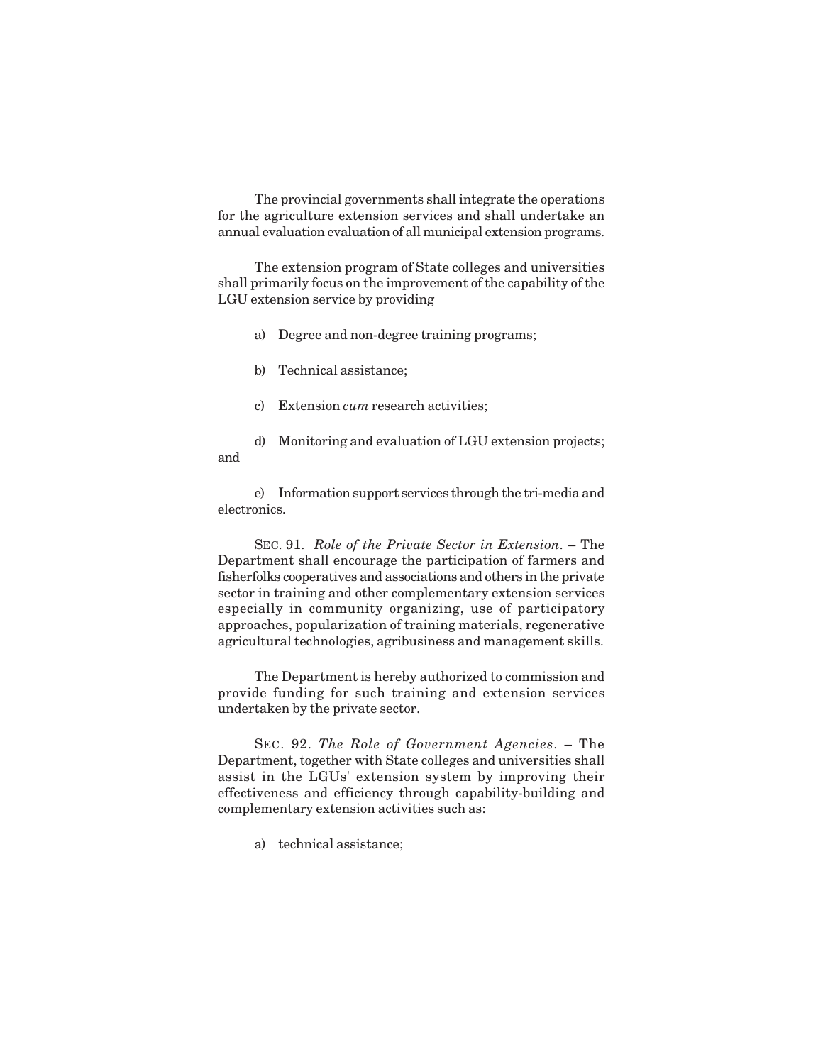The provincial governments shall integrate the operations for the agriculture extension services and shall undertake an annual evaluation evaluation of all municipal extension programs.

The extension program of State colleges and universities shall primarily focus on the improvement of the capability of the LGU extension service by providing

a) Degree and non-degree training programs;

b) Technical assistance;

c) Extension *cum* research activities;

d) Monitoring and evaluation of LGU extension projects; and

e) Information support services through the tri-media and electronics.

SEC. 91. *Role of the Private Sector in Extension*. – The Department shall encourage the participation of farmers and fisherfolks cooperatives and associations and others in the private sector in training and other complementary extension services especially in community organizing, use of participatory approaches, popularization of training materials, regenerative agricultural technologies, agribusiness and management skills.

The Department is hereby authorized to commission and provide funding for such training and extension services undertaken by the private sector.

SEC. 92. *The Role of Government Agencies*. – The Department, together with State colleges and universities shall assist in the LGUs' extension system by improving their effectiveness and efficiency through capability-building and complementary extension activities such as:

a) technical assistance;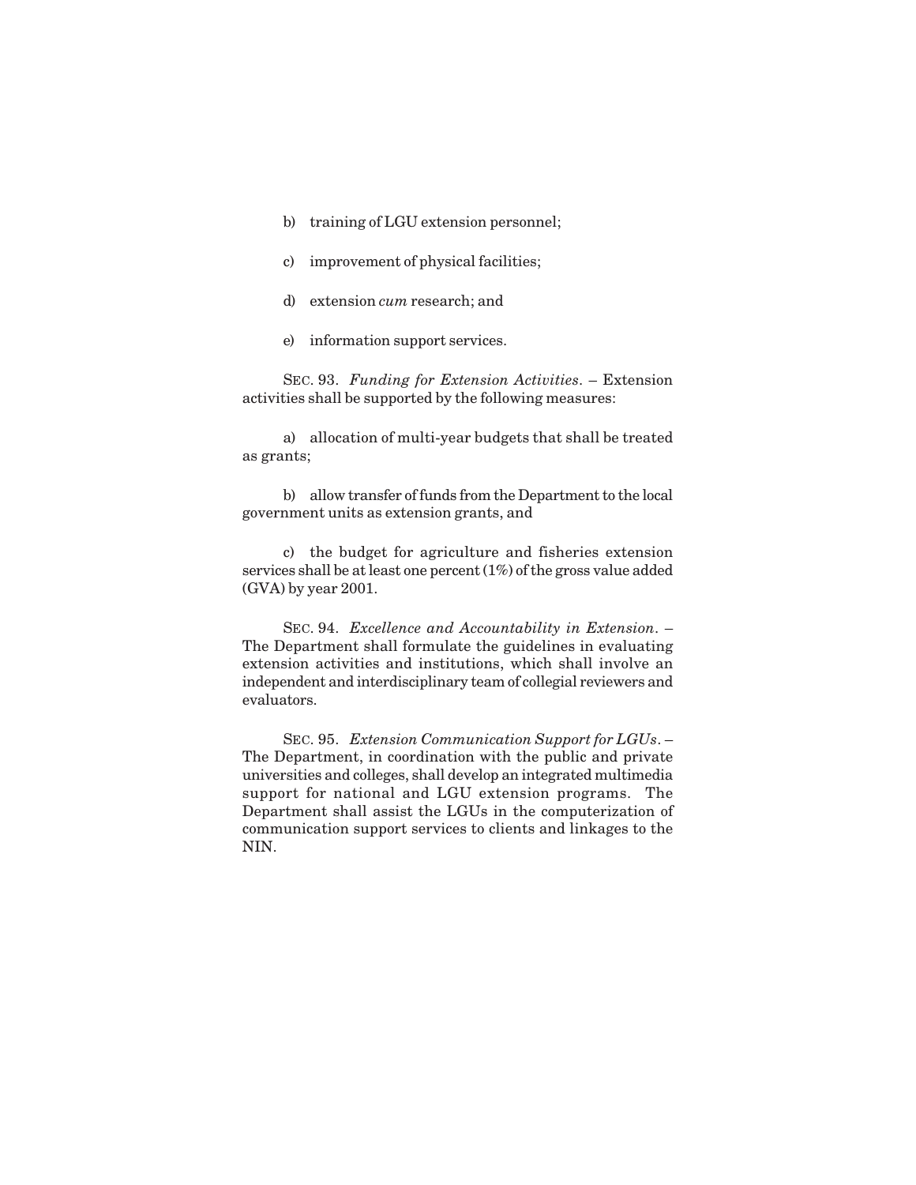b) training of LGU extension personnel;

c) improvement of physical facilities;

d) extension *cum* research; and

e) information support services.

SEC. 93. *Funding for Extension Activities*. – Extension activities shall be supported by the following measures:

a) allocation of multi-year budgets that shall be treated as grants;

b) allow transfer of funds from the Department to the local government units as extension grants, and

c) the budget for agriculture and fisheries extension services shall be at least one percent (1%) of the gross value added (GVA) by year 2001.

SEC. 94. *Excellence and Accountability in Extension*. – The Department shall formulate the guidelines in evaluating extension activities and institutions, which shall involve an independent and interdisciplinary team of collegial reviewers and evaluators.

SEC. 95. *Extension Communication Support for LGUs*. – The Department, in coordination with the public and private universities and colleges, shall develop an integrated multimedia support for national and LGU extension programs. The Department shall assist the LGUs in the computerization of communication support services to clients and linkages to the NIN.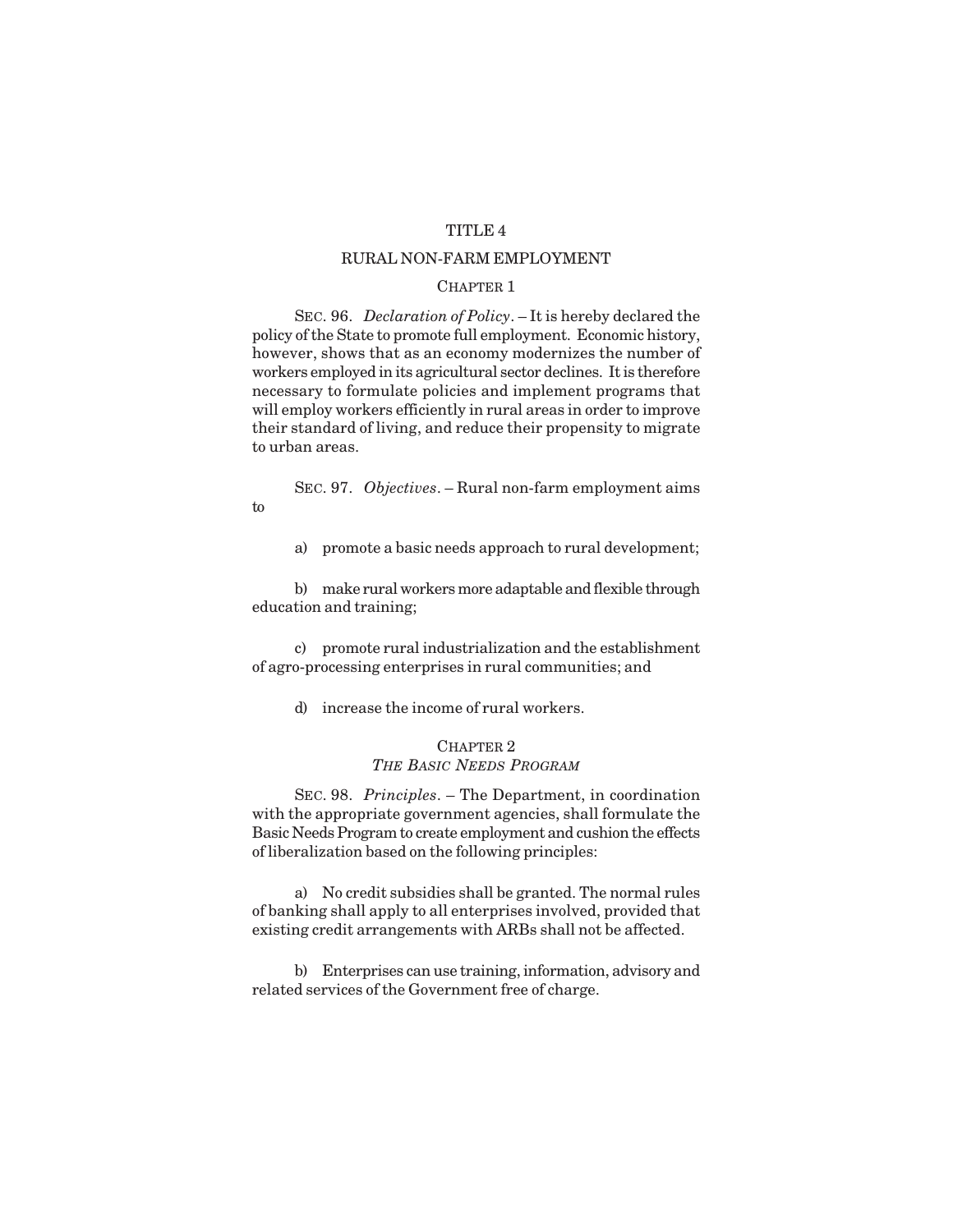# TITLE 4

## RURAL NON-FARM EMPLOYMENT

### CHAPTER 1

SEC. 96. *Declaration of Policy*. – It is hereby declared the policy of the State to promote full employment. Economic history, however, shows that as an economy modernizes the number of workers employed in its agricultural sector declines. It is therefore necessary to formulate policies and implement programs that will employ workers efficiently in rural areas in order to improve their standard of living, and reduce their propensity to migrate to urban areas.

SEC. 97. *Objectives*. – Rural non-farm employment aims to

a) promote a basic needs approach to rural development;

b) make rural workers more adaptable and flexible through education and training;

c) promote rural industrialization and the establishment of agro-processing enterprises in rural communities; and

d) increase the income of rural workers.

### CHAPTER 2
### *THE BASIC NEEDS PROGRAM*

SEC. 98. *Principles*. – The Department, in coordination with the appropriate government agencies, shall formulate the Basic Needs Program to create employment and cushion the effects of liberalization based on the following principles:

a) No credit subsidies shall be granted. The normal rules of banking shall apply to all enterprises involved, provided that existing credit arrangements with ARBs shall not be affected.

b) Enterprises can use training, information, advisory and related services of the Government free of charge.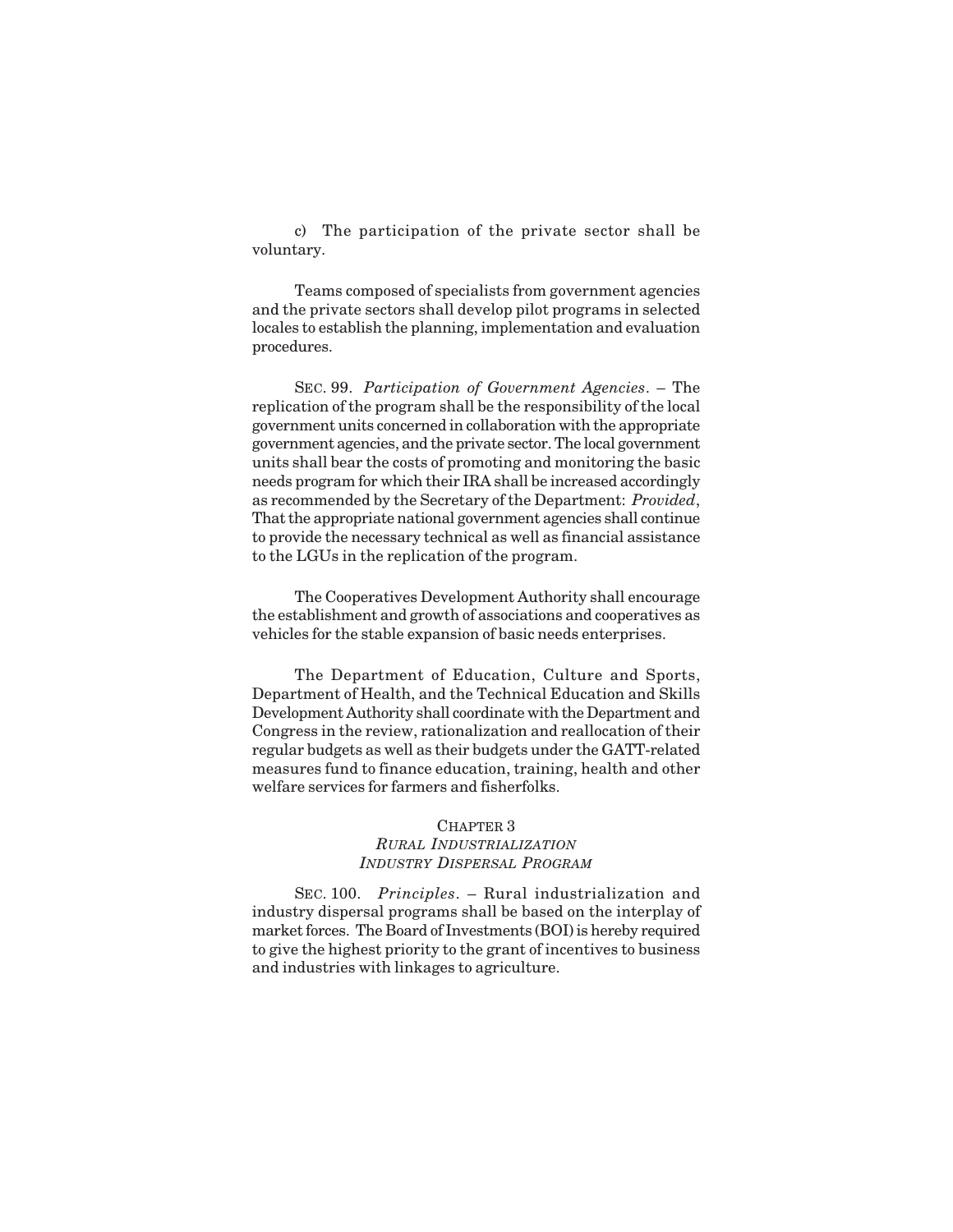c) The participation of the private sector shall be voluntary.

Teams composed of specialists from government agencies and the private sectors shall develop pilot programs in selected locales to establish the planning, implementation and evaluation procedures.

SEC. 99. *Participation of Government Agencies*. – The replication of the program shall be the responsibility of the local government units concerned in collaboration with the appropriate government agencies, and the private sector. The local government units shall bear the costs of promoting and monitoring the basic needs program for which their IRA shall be increased accordingly as recommended by the Secretary of the Department: *Provided*, That the appropriate national government agencies shall continue to provide the necessary technical as well as financial assistance to the LGUs in the replication of the program.

The Cooperatives Development Authority shall encourage the establishment and growth of associations and cooperatives as vehicles for the stable expansion of basic needs enterprises.

The Department of Education, Culture and Sports, Department of Health, and the Technical Education and Skills Development Authority shall coordinate with the Department and Congress in the review, rationalization and reallocation of their regular budgets as well as their budgets under the GATT-related measures fund to finance education, training, health and other welfare services for farmers and fisherfolks.

## CHAPTER 3
### *RURAL INDUSTRIALIZATION*
### *INDUSTRY DISPERSAL PROGRAM*

SEC. 100. *Principles*. – Rural industrialization and industry dispersal programs shall be based on the interplay of market forces. The Board of Investments (BOI) is hereby required to give the highest priority to the grant of incentives to business and industries with linkages to agriculture.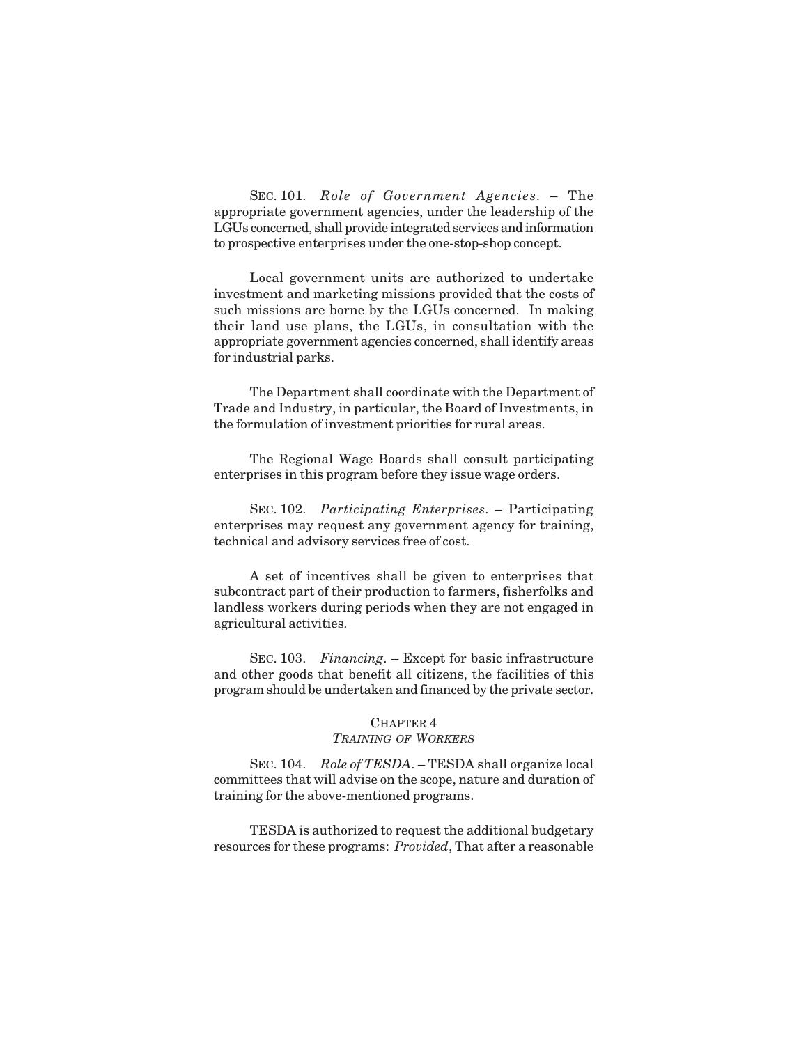SEC. 101. *Role of Government Agencies*. – The appropriate government agencies, under the leadership of the LGUs concerned, shall provide integrated services and information to prospective enterprises under the one-stop-shop concept.

Local government units are authorized to undertake investment and marketing missions provided that the costs of such missions are borne by the LGUs concerned. In making their land use plans, the LGUs, in consultation with the appropriate government agencies concerned, shall identify areas for industrial parks.

The Department shall coordinate with the Department of Trade and Industry, in particular, the Board of Investments, in the formulation of investment priorities for rural areas.

The Regional Wage Boards shall consult participating enterprises in this program before they issue wage orders.

SEC. 102. *Participating Enterprises*. – Participating enterprises may request any government agency for training, technical and advisory services free of cost.

A set of incentives shall be given to enterprises that subcontract part of their production to farmers, fisherfolks and landless workers during periods when they are not engaged in agricultural activities.

SEC. 103. *Financing*. – Except for basic infrastructure and other goods that benefit all citizens, the facilities of this program should be undertaken and financed by the private sector.

## CHAPTER 4
## *TRAINING OF WORKERS*

SEC. 104. *Role of TESDA*. – TESDA shall organize local committees that will advise on the scope, nature and duration of training for the above-mentioned programs.

TESDA is authorized to request the additional budgetary resources for these programs: *Provided*, That after a reasonable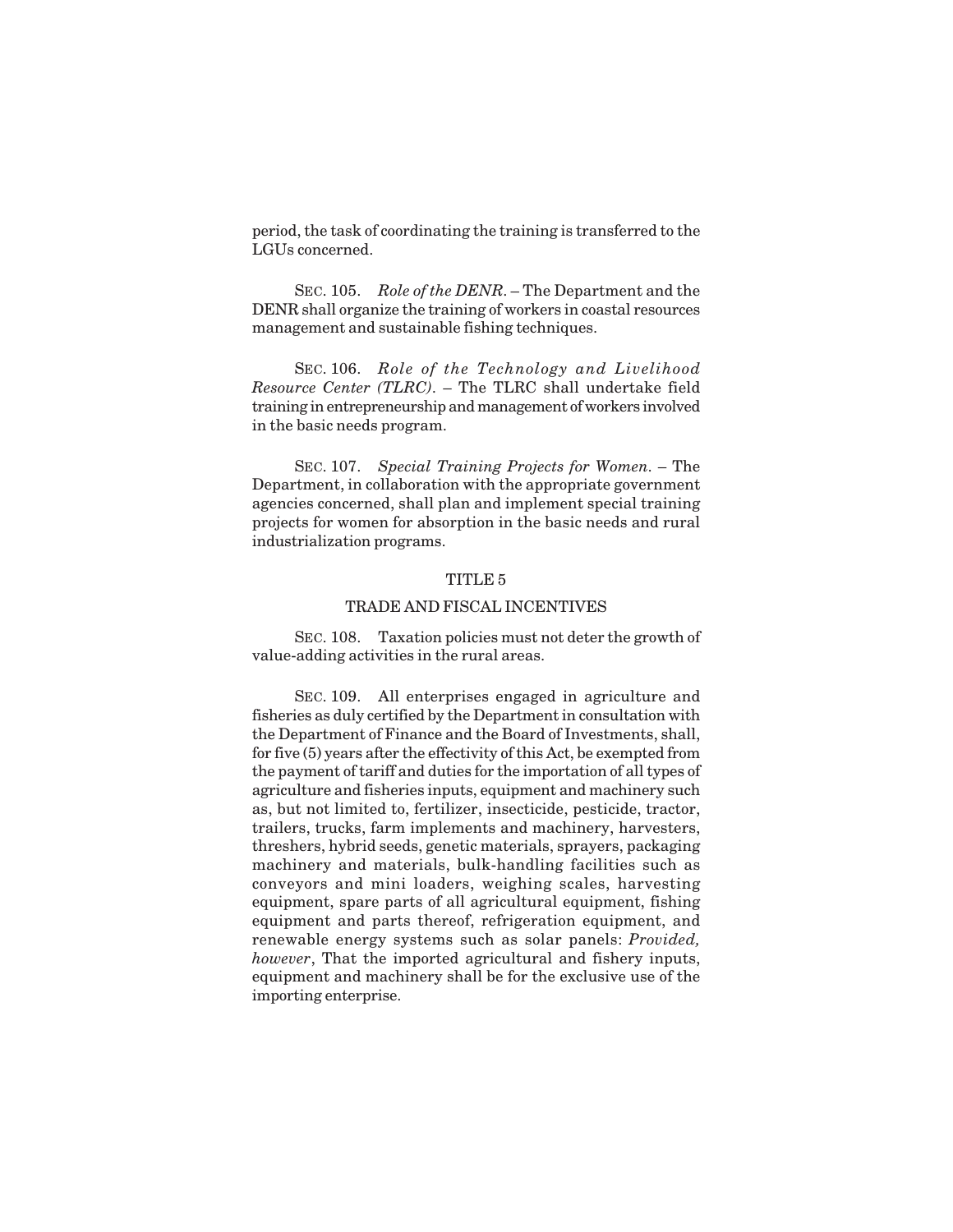period, the task of coordinating the training is transferred to the LGUs concerned.

SEC. 105. *Role of the DENR*. – The Department and the DENR shall organize the training of workers in coastal resources management and sustainable fishing techniques.

SEC. 106. *Role of the Technology and Livelihood Resource Center (TLRC)*. – The TLRC shall undertake field training in entrepreneurship and management of workers involved in the basic needs program.

SEC. 107. *Special Training Projects for Women*. – The Department, in collaboration with the appropriate government agencies concerned, shall plan and implement special training projects for women for absorption in the basic needs and rural industrialization programs.

## TITLE 5

## TRADE AND FISCAL INCENTIVES

SEC. 108. Taxation policies must not deter the growth of value-adding activities in the rural areas.

SEC. 109. All enterprises engaged in agriculture and fisheries as duly certified by the Department in consultation with the Department of Finance and the Board of Investments, shall, for five (5) years after the effectivity of this Act, be exempted from the payment of tariff and duties for the importation of all types of agriculture and fisheries inputs, equipment and machinery such as, but not limited to, fertilizer, insecticide, pesticide, tractor, trailers, trucks, farm implements and machinery, harvesters, threshers, hybrid seeds, genetic materials, sprayers, packaging machinery and materials, bulk-handling facilities such as conveyors and mini loaders, weighing scales, harvesting equipment, spare parts of all agricultural equipment, fishing equipment and parts thereof, refrigeration equipment, and renewable energy systems such as solar panels: *Provided, however*, That the imported agricultural and fishery inputs, equipment and machinery shall be for the exclusive use of the importing enterprise.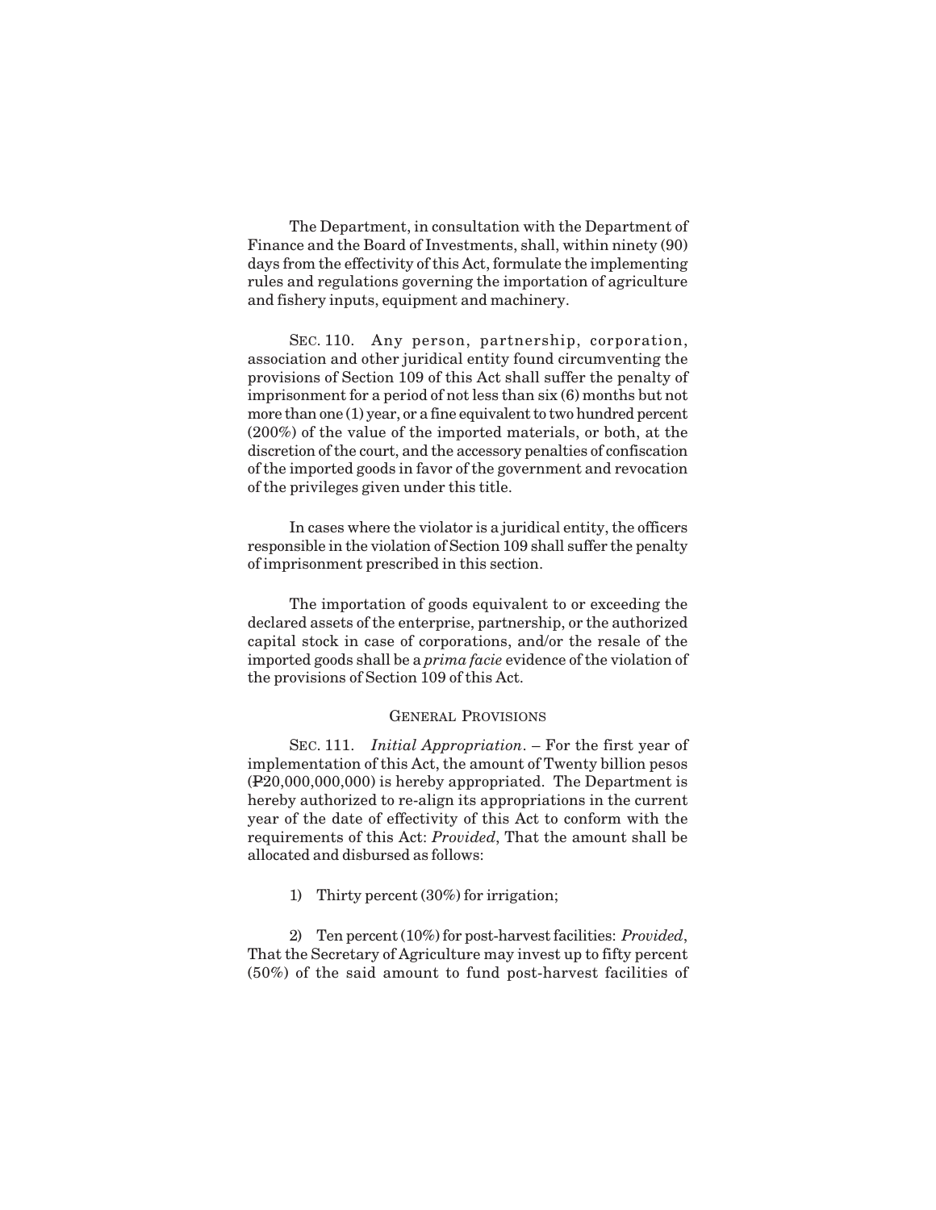The Department, in consultation with the Department of Finance and the Board of Investments, shall, within ninety (90) days from the effectivity of this Act, formulate the implementing rules and regulations governing the importation of agriculture and fishery inputs, equipment and machinery.

SEC. 110. Any person, partnership, corporation, association and other juridical entity found circumventing the provisions of Section 109 of this Act shall suffer the penalty of imprisonment for a period of not less than six (6) months but not more than one (1) year, or a fine equivalent to two hundred percent (200%) of the value of the imported materials, or both, at the discretion of the court, and the accessory penalties of confiscation of the imported goods in favor of the government and revocation of the privileges given under this title.

In cases where the violator is a juridical entity, the officers responsible in the violation of Section 109 shall suffer the penalty of imprisonment prescribed in this section.

The importation of goods equivalent to or exceeding the declared assets of the enterprise, partnership, or the authorized capital stock in case of corporations, and/or the resale of the imported goods shall be a *prima facie* evidence of the violation of the provisions of Section 109 of this Act.

GENERAL PROVISIONS

SEC. 111. *Initial Appropriation*. – For the first year of implementation of this Act, the amount of Twenty billion pesos (₱20,000,000,000) is hereby appropriated. The Department is hereby authorized to re-align its appropriations in the current year of the date of effectivity of this Act to conform with the requirements of this Act: *Provided*, That the amount shall be allocated and disbursed as follows:

1) Thirty percent (30%) for irrigation;

2) Ten percent (10%) for post-harvest facilities: *Provided*, That the Secretary of Agriculture may invest up to fifty percent (50%) of the said amount to fund post-harvest facilities of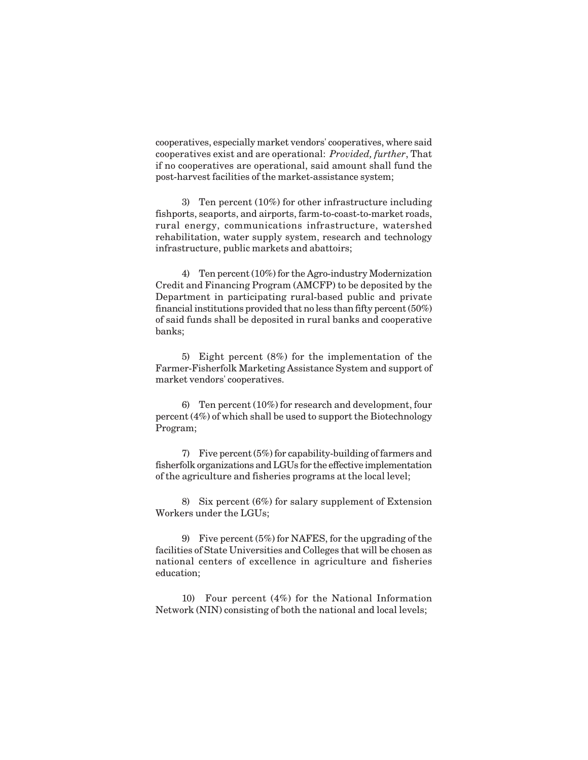cooperatives, especially market vendors' cooperatives, where said cooperatives exist and are operational: *Provided, further*, That if no cooperatives are operational, said amount shall fund the post-harvest facilities of the market-assistance system;

3) Ten percent (10%) for other infrastructure including fishports, seaports, and airports, farm-to-coast-to-market roads, rural energy, communications infrastructure, watershed rehabilitation, water supply system, research and technology infrastructure, public markets and abattoirs;

4) Ten percent (10%) for the Agro-industry Modernization Credit and Financing Program (AMCFP) to be deposited by the Department in participating rural-based public and private financial institutions provided that no less than fifty percent (50%) of said funds shall be deposited in rural banks and cooperative banks;

5) Eight percent (8%) for the implementation of the Farmer-Fisherfolk Marketing Assistance System and support of market vendors' cooperatives.

6) Ten percent (10%) for research and development, four percent (4%) of which shall be used to support the Biotechnology Program;

7) Five percent (5%) for capability-building of farmers and fisherfolk organizations and LGUs for the effective implementation of the agriculture and fisheries programs at the local level;

8) Six percent (6%) for salary supplement of Extension Workers under the LGUs;

9) Five percent (5%) for NAFES, for the upgrading of the facilities of State Universities and Colleges that will be chosen as national centers of excellence in agriculture and fisheries education;

10) Four percent (4%) for the National Information Network (NIN) consisting of both the national and local levels;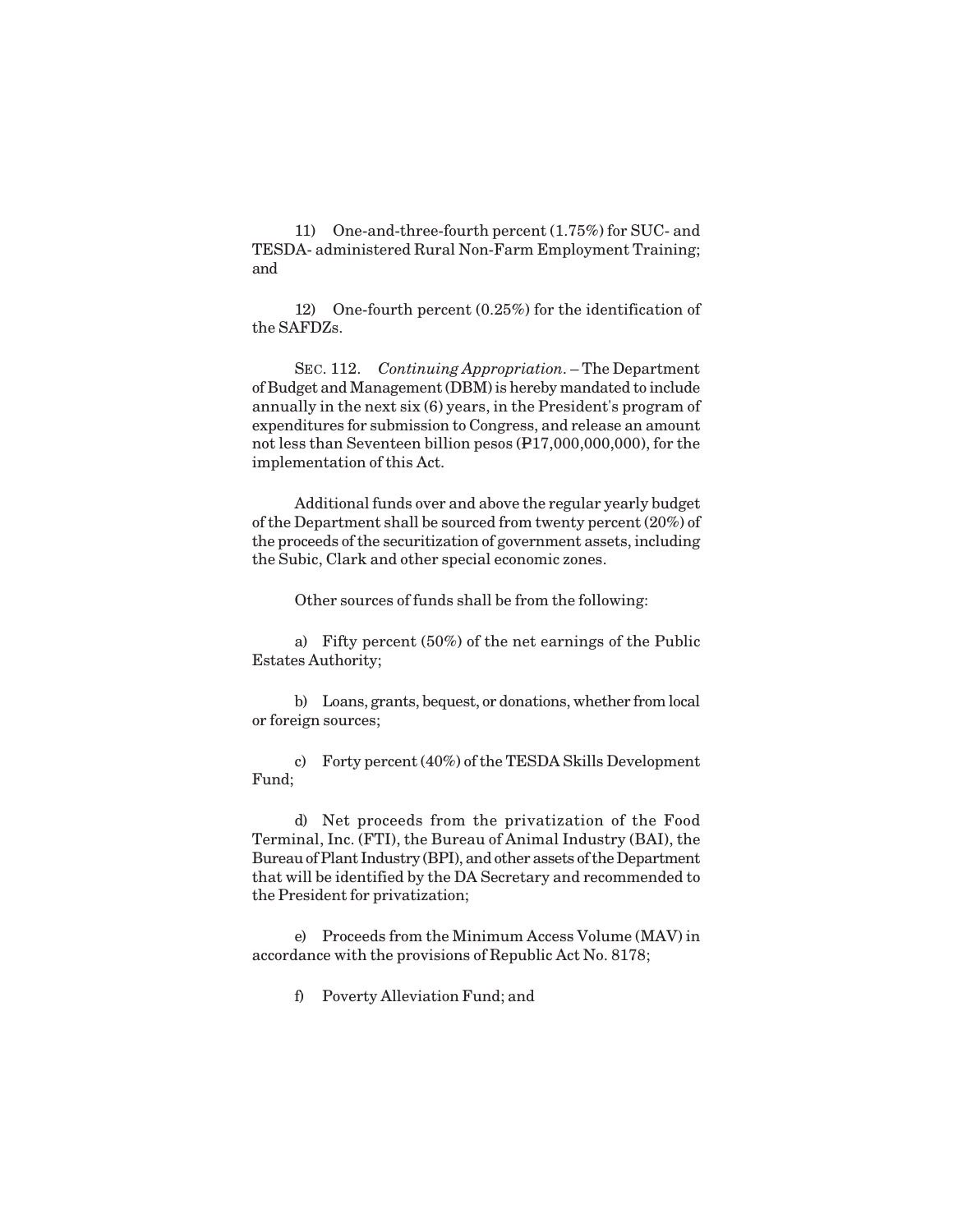11) One-and-three-fourth percent (1.75%) for SUC- and TESDA- administered Rural Non-Farm Employment Training; and

12) One-fourth percent (0.25%) for the identification of the SAFDZs.

SEC. 112. *Continuing Appropriation*. – The Department of Budget and Management (DBM) is hereby mandated to include annually in the next six (6) years, in the President's program of expenditures for submission to Congress, and release an amount not less than Seventeen billion pesos (₱17,000,000,000), for the implementation of this Act.

Additional funds over and above the regular yearly budget of the Department shall be sourced from twenty percent (20%) of the proceeds of the securitization of government assets, including the Subic, Clark and other special economic zones.

Other sources of funds shall be from the following:

a) Fifty percent (50%) of the net earnings of the Public Estates Authority;

b) Loans, grants, bequest, or donations, whether from local or foreign sources;

c) Forty percent (40%) of the TESDA Skills Development Fund;

d) Net proceeds from the privatization of the Food Terminal, Inc. (FTI), the Bureau of Animal Industry (BAI), the Bureau of Plant Industry (BPI), and other assets of the Department that will be identified by the DA Secretary and recommended to the President for privatization;

e) Proceeds from the Minimum Access Volume (MAV) in accordance with the provisions of Republic Act No. 8178;

f) Poverty Alleviation Fund; and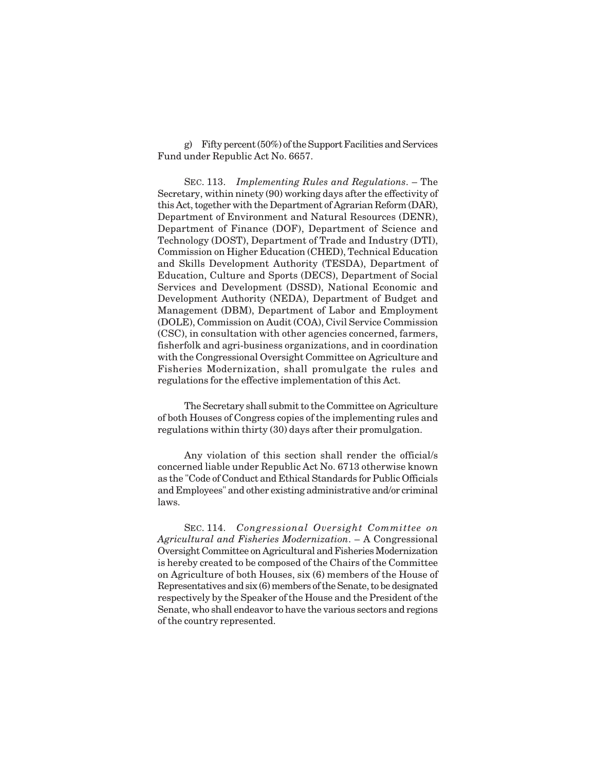g) Fifty percent (50%) of the Support Facilities and Services Fund under Republic Act No. 6657.

SEC. 113. *Implementing Rules and Regulations*. – The Secretary, within ninety (90) working days after the effectivity of this Act, together with the Department of Agrarian Reform (DAR), Department of Environment and Natural Resources (DENR), Department of Finance (DOF), Department of Science and Technology (DOST), Department of Trade and Industry (DTI), Commission on Higher Education (CHED), Technical Education and Skills Development Authority (TESDA), Department of Education, Culture and Sports (DECS), Department of Social Services and Development (DSSD), National Economic and Development Authority (NEDA), Department of Budget and Management (DBM), Department of Labor and Employment (DOLE), Commission on Audit (COA), Civil Service Commission (CSC), in consultation with other agencies concerned, farmers, fisherfolk and agri-business organizations, and in coordination with the Congressional Oversight Committee on Agriculture and Fisheries Modernization, shall promulgate the rules and regulations for the effective implementation of this Act.

The Secretary shall submit to the Committee on Agriculture of both Houses of Congress copies of the implementing rules and regulations within thirty (30) days after their promulgation.

Any violation of this section shall render the official/s concerned liable under Republic Act No. 6713 otherwise known as the "Code of Conduct and Ethical Standards for Public Officials and Employees" and other existing administrative and/or criminal laws.

SEC. 114. *Congressional Oversight Committee on Agricultural and Fisheries Modernization*. – A Congressional Oversight Committee on Agricultural and Fisheries Modernization is hereby created to be composed of the Chairs of the Committee on Agriculture of both Houses, six (6) members of the House of Representatives and six (6) members of the Senate, to be designated respectively by the Speaker of the House and the President of the Senate, who shall endeavor to have the various sectors and regions of the country represented.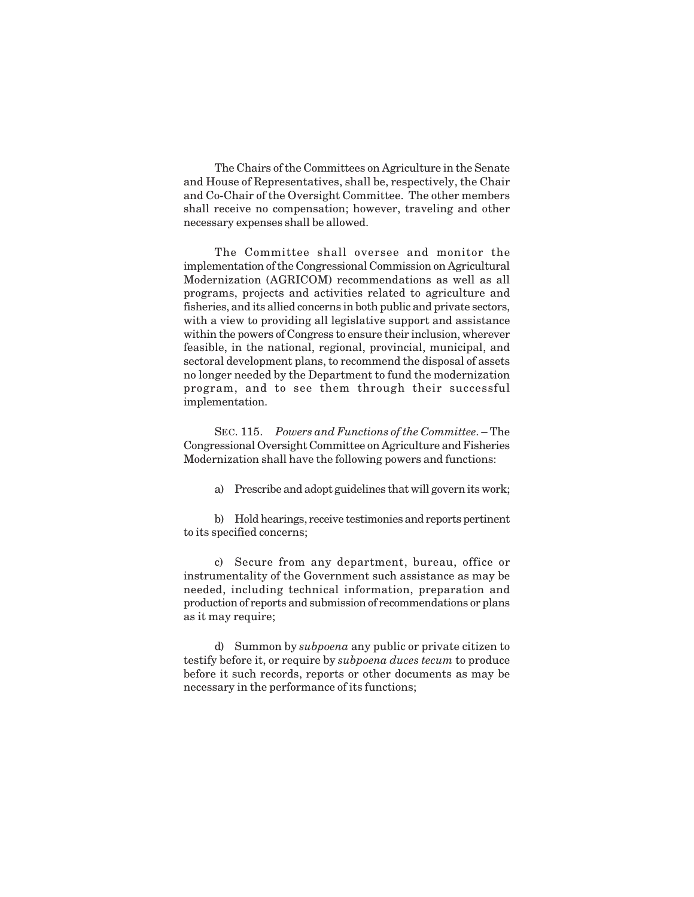The Chairs of the Committees on Agriculture in the Senate and House of Representatives, shall be, respectively, the Chair and Co-Chair of the Oversight Committee. The other members shall receive no compensation; however, traveling and other necessary expenses shall be allowed.

The Committee shall oversee and monitor the implementation of the Congressional Commission on Agricultural Modernization (AGRICOM) recommendations as well as all programs, projects and activities related to agriculture and fisheries, and its allied concerns in both public and private sectors, with a view to providing all legislative support and assistance within the powers of Congress to ensure their inclusion, wherever feasible, in the national, regional, provincial, municipal, and sectoral development plans, to recommend the disposal of assets no longer needed by the Department to fund the modernization program, and to see them through their successful implementation.

SEC. 115. *Powers and Functions of the Committee*. – The Congressional Oversight Committee on Agriculture and Fisheries Modernization shall have the following powers and functions:

a) Prescribe and adopt guidelines that will govern its work;

b) Hold hearings, receive testimonies and reports pertinent to its specified concerns;

c) Secure from any department, bureau, office or instrumentality of the Government such assistance as may be needed, including technical information, preparation and production of reports and submission of recommendations or plans as it may require;

d) Summon by *subpoena* any public or private citizen to testify before it, or require by *subpoena duces tecum* to produce before it such records, reports or other documents as may be necessary in the performance of its functions;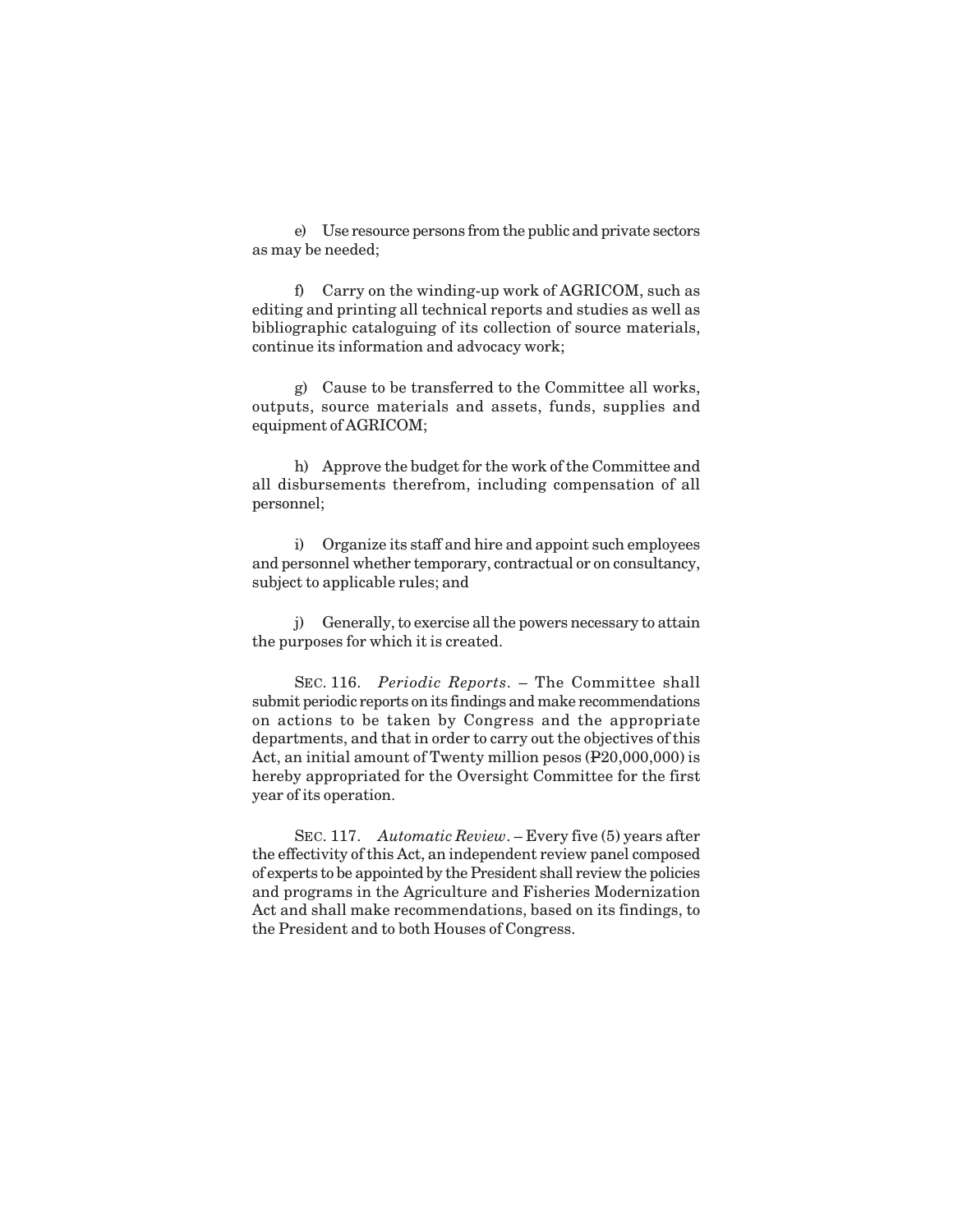e) Use resource persons from the public and private sectors as may be needed;

f) Carry on the winding-up work of AGRICOM, such as editing and printing all technical reports and studies as well as bibliographic cataloguing of its collection of source materials, continue its information and advocacy work;

g) Cause to be transferred to the Committee all works, outputs, source materials and assets, funds, supplies and equipment of AGRICOM;

h) Approve the budget for the work of the Committee and all disbursements therefrom, including compensation of all personnel;

i) Organize its staff and hire and appoint such employees and personnel whether temporary, contractual or on consultancy, subject to applicable rules; and

j) Generally, to exercise all the powers necessary to attain the purposes for which it is created.

SEC. 116. *Periodic Reports*. – The Committee shall submit periodic reports on its findings and make recommendations on actions to be taken by Congress and the appropriate departments, and that in order to carry out the objectives of this Act, an initial amount of Twenty million pesos (₱20,000,000) is hereby appropriated for the Oversight Committee for the first year of its operation.

SEC. 117. *Automatic Review*. – Every five (5) years after the effectivity of this Act, an independent review panel composed of experts to be appointed by the President shall review the policies and programs in the Agriculture and Fisheries Modernization Act and shall make recommendations, based on its findings, to the President and to both Houses of Congress.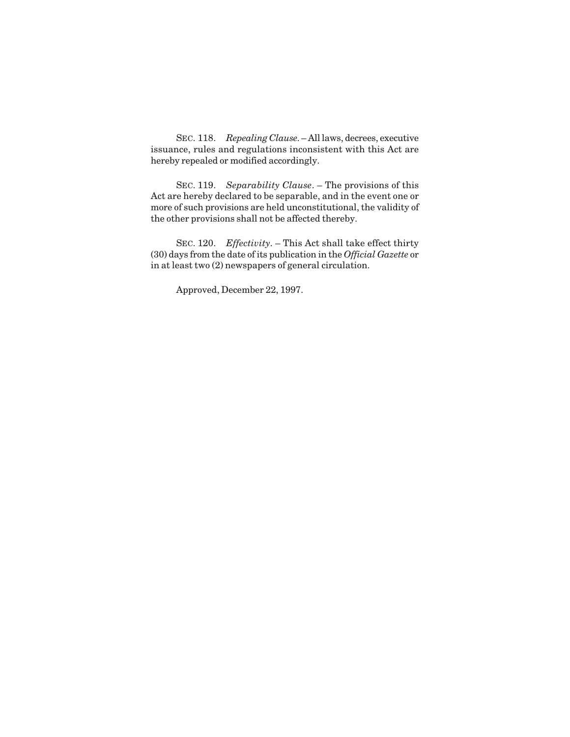SEC. 118. *Repealing Clause.* – All laws, decrees, executive issuance, rules and regulations inconsistent with this Act are hereby repealed or modified accordingly.

SEC. 119. *Separability Clause*. – The provisions of this Act are hereby declared to be separable, and in the event one or more of such provisions are held unconstitutional, the validity of the other provisions shall not be affected thereby.

SEC. 120. *Effectivity*. – This Act shall take effect thirty (30) days from the date of its publication in the *Official Gazette* or in at least two (2) newspapers of general circulation.

Approved, December 22, 1997.